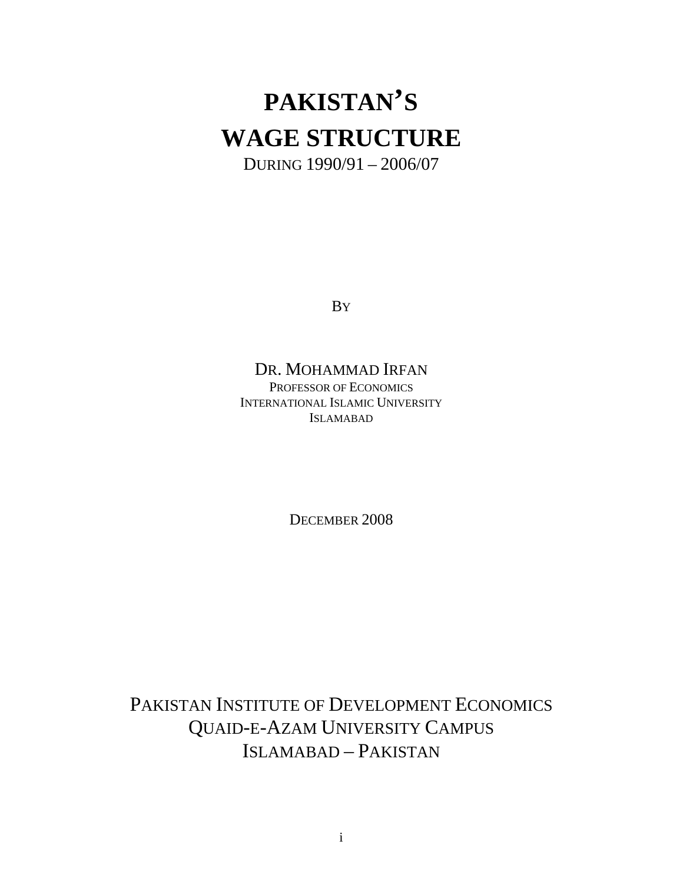# PAKISTAN'S WAGE STRUCTURE

DURING 1990/91 – 2006/07

BY

DR. MOHAMMAD IRFAN

PROFESSOR OF ECONOMICS

INTERNATIONAL ISLAMIC UNIVERSITY

ISLAMABAD

DECEMBER 2008

PAKISTAN INSTITUTE OF DEVELOPMENT ECONOMICS

QUAID-E-AZAM UNIVERSITY CAMPUS

ISLAMABAD – PAKISTAN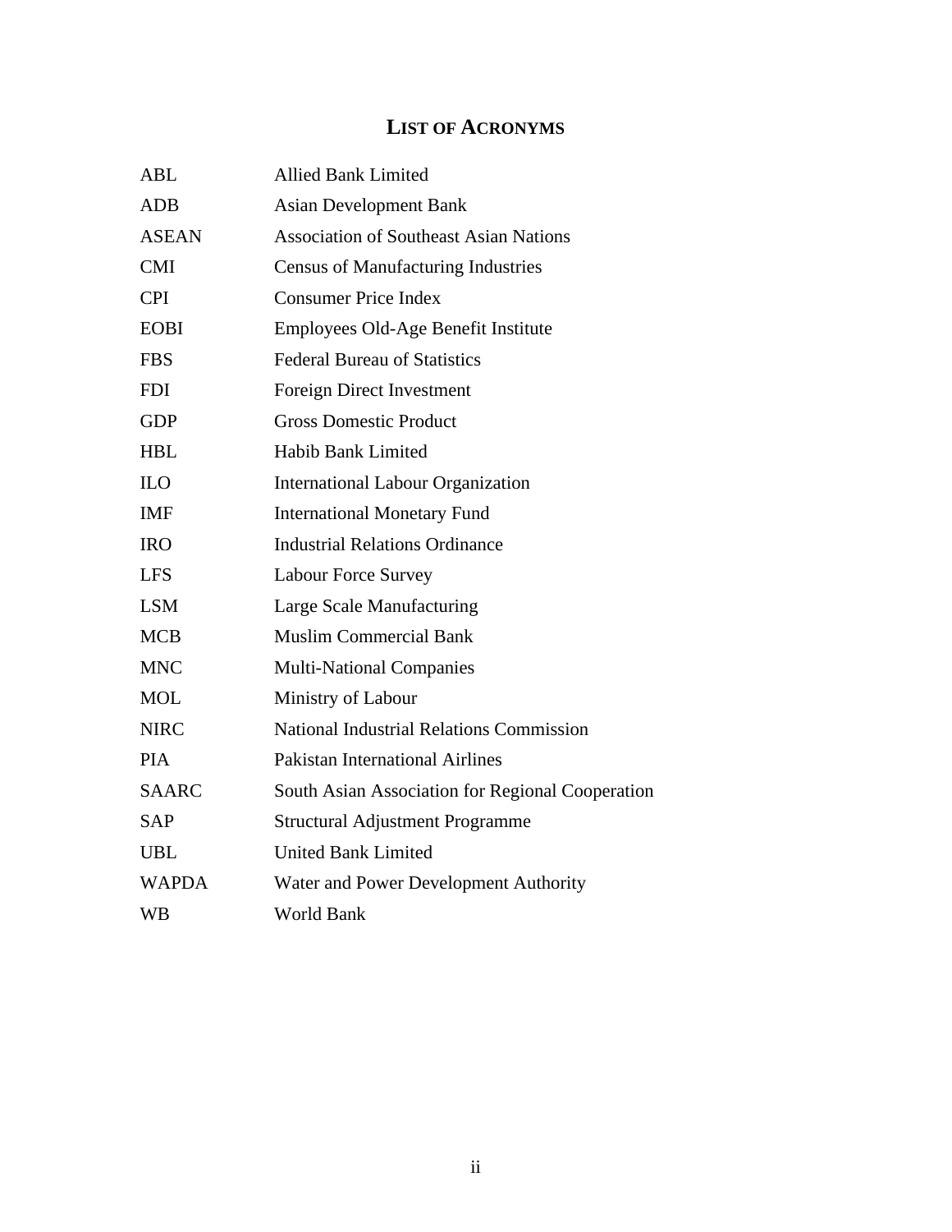# LIST OF ACRONYMS

| | |
|---|---|
| ABL | Allied Bank Limited |
| ADB | Asian Development Bank |
| ASEAN | Association of Southeast Asian Nations |
| CMI | Census of Manufacturing Industries |
| CPI | Consumer Price Index |
| EOBI | Employees Old-Age Benefit Institute |
| FBS | Federal Bureau of Statistics |
| FDI | Foreign Direct Investment |
| GDP | Gross Domestic Product |
| HBL | Habib Bank Limited |
| ILO | International Labour Organization |
| IMF | International Monetary Fund |
| IRO | Industrial Relations Ordinance |
| LFS | Labour Force Survey |
| LSM | Large Scale Manufacturing |
| MCB | Muslim Commercial Bank |
| MNC | Multi-National Companies |
| MOL | Ministry of Labour |
| NIRC | National Industrial Relations Commission |
| PIA | Pakistan International Airlines |
| SAARC | South Asian Association for Regional Cooperation |
| SAP | Structural Adjustment Programme |
| UBL | United Bank Limited |
| WAPDA | Water and Power Development Authority |
| WB | World Bank |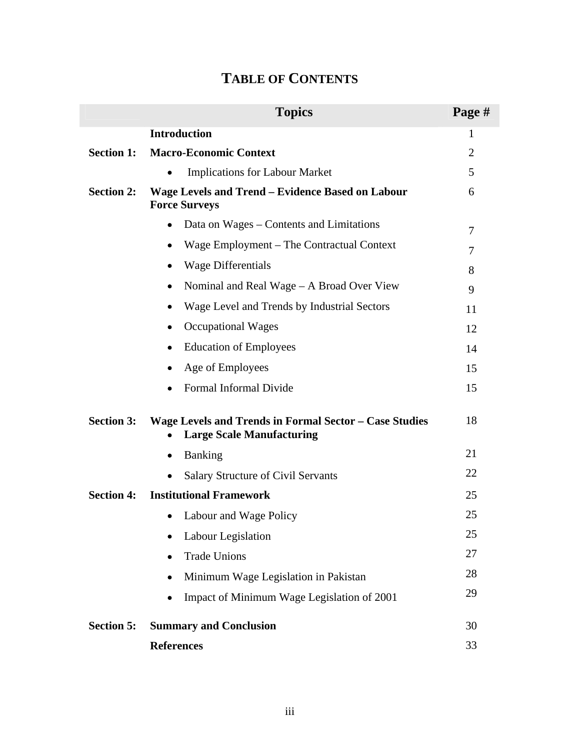# TABLE OF CONTENTS

| | Topics | Page # |
|---|---|---|
| | **Introduction** | 1 |
| **Section 1:** | **Macro-Economic Context** | 2 |
| | • Implications for Labour Market | 5 |
| **Section 2:** | **Wage Levels and Trend – Evidence Based on Labour Force Surveys** | 6 |
| | • Data on Wages – Contents and Limitations | 7 |
| | • Wage Employment – The Contractual Context | 7 |
| | • Wage Differentials | 8 |
| | • Nominal and Real Wage – A Broad Over View | 9 |
| | • Wage Level and Trends by Industrial Sectors | 11 |
| | • Occupational Wages | 12 |
| | • Education of Employees | 14 |
| | • Age of Employees | 15 |
| | • Formal Informal Divide | 15 |
| **Section 3:** | **Wage Levels and Trends in Formal Sector – Case Studies** | 18 |
| | • **Large Scale Manufacturing** | |
| | • Banking | 21 |
| | • Salary Structure of Civil Servants | 22 |
| **Section 4:** | **Institutional Framework** | 25 |
| | • Labour and Wage Policy | 25 |
| | • Labour Legislation | 25 |
| | • Trade Unions | 27 |
| | • Minimum Wage Legislation in Pakistan | 28 |
| | • Impact of Minimum Wage Legislation of 2001 | 29 |
| **Section 5:** | **Summary and Conclusion** | 30 |
| | **References** | 33 |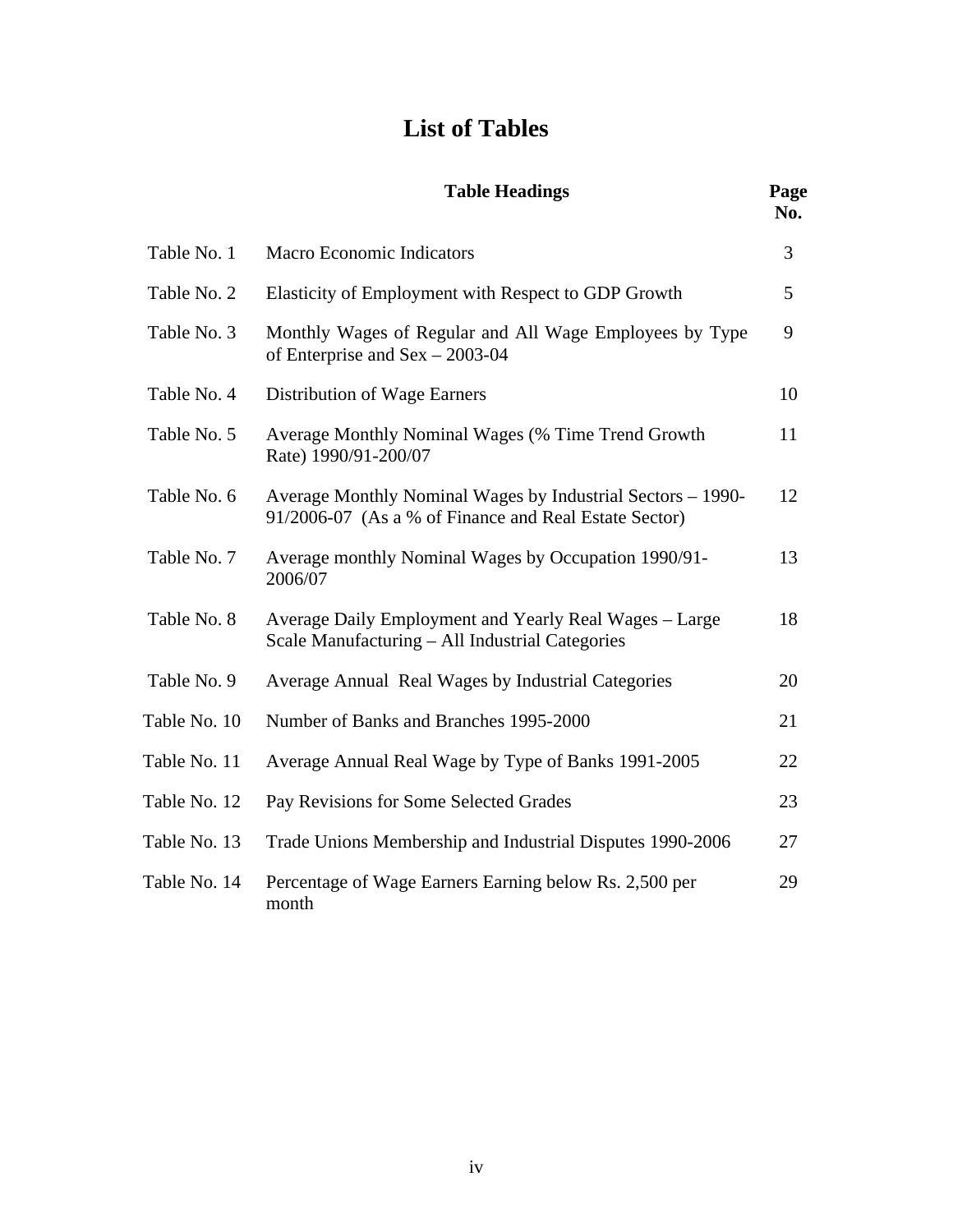# List of Tables

| | Table Headings | Page No. |
|---|---|---|
| Table No. 1 | Macro Economic Indicators | 3 |
| Table No. 2 | Elasticity of Employment with Respect to GDP Growth | 5 |
| Table No. 3 | Monthly Wages of Regular and All Wage Employees by Type of Enterprise and Sex – 2003-04 | 9 |
| Table No. 4 | Distribution of Wage Earners | 10 |
| Table No. 5 | Average Monthly Nominal Wages (% Time Trend Growth Rate) 1990/91-200/07 | 11 |
| Table No. 6 | Average Monthly Nominal Wages by Industrial Sectors – 1990-91/2006-07 (As a % of Finance and Real Estate Sector) | 12 |
| Table No. 7 | Average monthly Nominal Wages by Occupation 1990/91-2006/07 | 13 |
| Table No. 8 | Average Daily Employment and Yearly Real Wages – Large Scale Manufacturing – All Industrial Categories | 18 |
| Table No. 9 | Average Annual Real Wages by Industrial Categories | 20 |
| Table No. 10 | Number of Banks and Branches 1995-2000 | 21 |
| Table No. 11 | Average Annual Real Wage by Type of Banks 1991-2005 | 22 |
| Table No. 12 | Pay Revisions for Some Selected Grades | 23 |
| Table No. 13 | Trade Unions Membership and Industrial Disputes 1990-2006 | 27 |
| Table No. 14 | Percentage of Wage Earners Earning below Rs. 2,500 per month | 29 |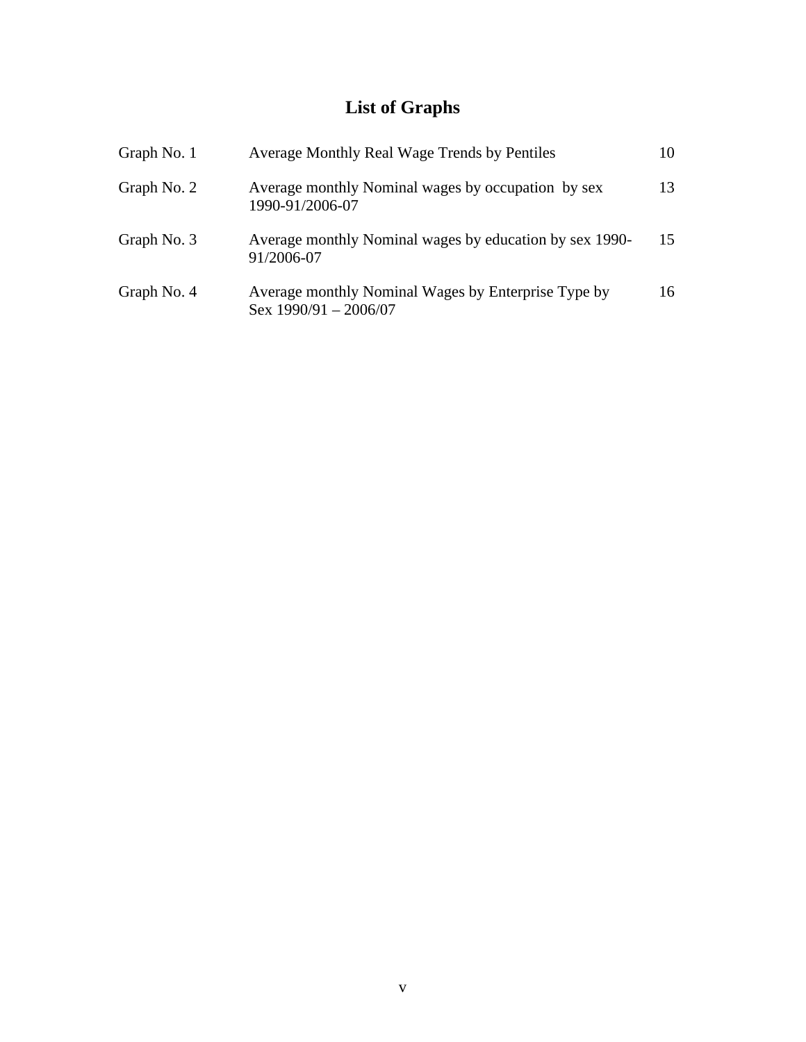# List of Graphs

| | | |
|---|---|---|
| Graph No. 1 | Average Monthly Real Wage Trends by Pentiles | 10 |
| Graph No. 2 | Average monthly Nominal wages by occupation by sex 1990-91/2006-07 | 13 |
| Graph No. 3 | Average monthly Nominal wages by education by sex 1990-91/2006-07 | 15 |
| Graph No. 4 | Average monthly Nominal Wages by Enterprise Type by Sex 1990/91 – 2006/07 | 16 |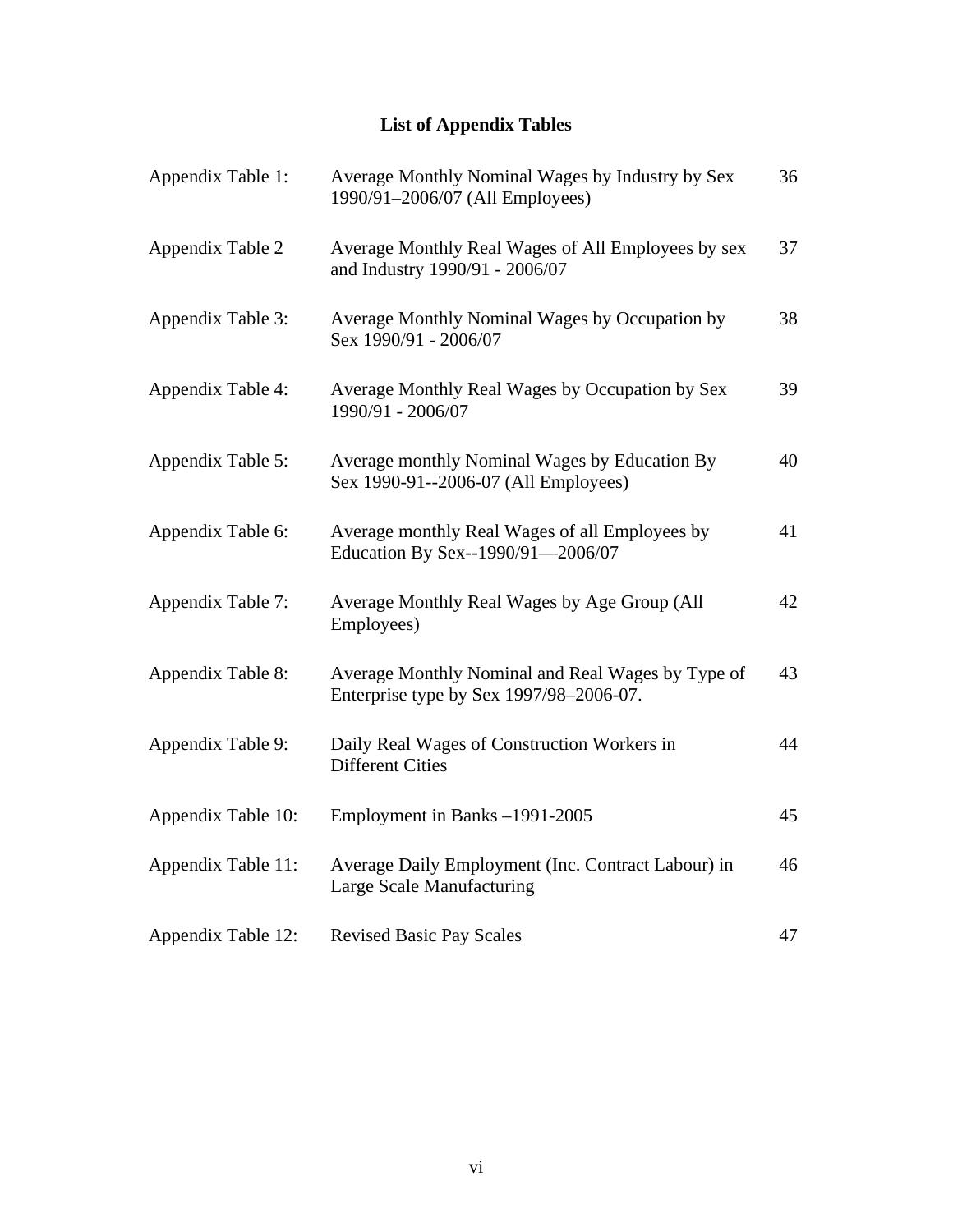## List of Appendix Tables

| | | |
|---|---|---|
| Appendix Table 1: | Average Monthly Nominal Wages by Industry by Sex 1990/91–2006/07 (All Employees) | 36 |
| Appendix Table 2 | Average Monthly Real Wages of All Employees by sex and Industry 1990/91 - 2006/07 | 37 |
| Appendix Table 3: | Average Monthly Nominal Wages by Occupation by Sex 1990/91 - 2006/07 | 38 |
| Appendix Table 4: | Average Monthly Real Wages by Occupation by Sex 1990/91 - 2006/07 | 39 |
| Appendix Table 5: | Average monthly Nominal Wages by Education By Sex 1990-91--2006-07 (All Employees) | 40 |
| Appendix Table 6: | Average monthly Real Wages of all Employees by Education By Sex--1990/91—2006/07 | 41 |
| Appendix Table 7: | Average Monthly Real Wages by Age Group (All Employees) | 42 |
| Appendix Table 8: | Average Monthly Nominal and Real Wages by Type of Enterprise type by Sex 1997/98–2006-07. | 43 |
| Appendix Table 9: | Daily Real Wages of Construction Workers in Different Cities | 44 |
| Appendix Table 10: | Employment in Banks –1991-2005 | 45 |
| Appendix Table 11: | Average Daily Employment (Inc. Contract Labour) in Large Scale Manufacturing | 46 |
| Appendix Table 12: | Revised Basic Pay Scales | 47 |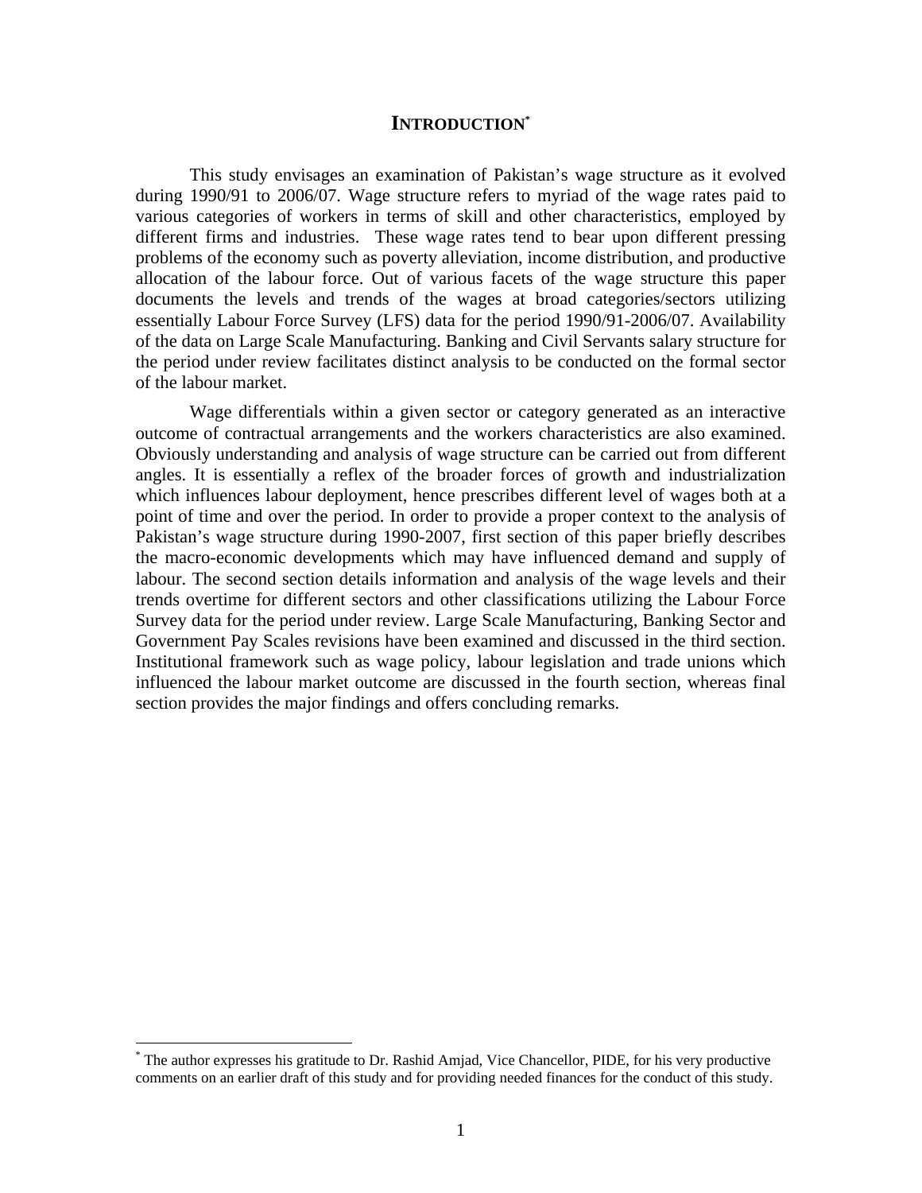# INTRODUCTION*

This study envisages an examination of Pakistan's wage structure as it evolved during 1990/91 to 2006/07. Wage structure refers to myriad of the wage rates paid to various categories of workers in terms of skill and other characteristics, employed by different firms and industries. These wage rates tend to bear upon different pressing problems of the economy such as poverty alleviation, income distribution, and productive allocation of the labour force. Out of various facets of the wage structure this paper documents the levels and trends of the wages at broad categories/sectors utilizing essentially Labour Force Survey (LFS) data for the period 1990/91-2006/07. Availability of the data on Large Scale Manufacturing. Banking and Civil Servants salary structure for the period under review facilitates distinct analysis to be conducted on the formal sector of the labour market.

Wage differentials within a given sector or category generated as an interactive outcome of contractual arrangements and the workers characteristics are also examined. Obviously understanding and analysis of wage structure can be carried out from different angles. It is essentially a reflex of the broader forces of growth and industrialization which influences labour deployment, hence prescribes different level of wages both at a point of time and over the period. In order to provide a proper context to the analysis of Pakistan's wage structure during 1990-2007, first section of this paper briefly describes the macro-economic developments which may have influenced demand and supply of labour. The second section details information and analysis of the wage levels and their trends overtime for different sectors and other classifications utilizing the Labour Force Survey data for the period under review. Large Scale Manufacturing, Banking Sector and Government Pay Scales revisions have been examined and discussed in the third section. Institutional framework such as wage policy, labour legislation and trade unions which influenced the labour market outcome are discussed in the fourth section, whereas final section provides the major findings and offers concluding remarks.

---

* The author expresses his gratitude to Dr. Rashid Amjad, Vice Chancellor, PIDE, for his very productive comments on an earlier draft of this study and for providing needed finances for the conduct of this study.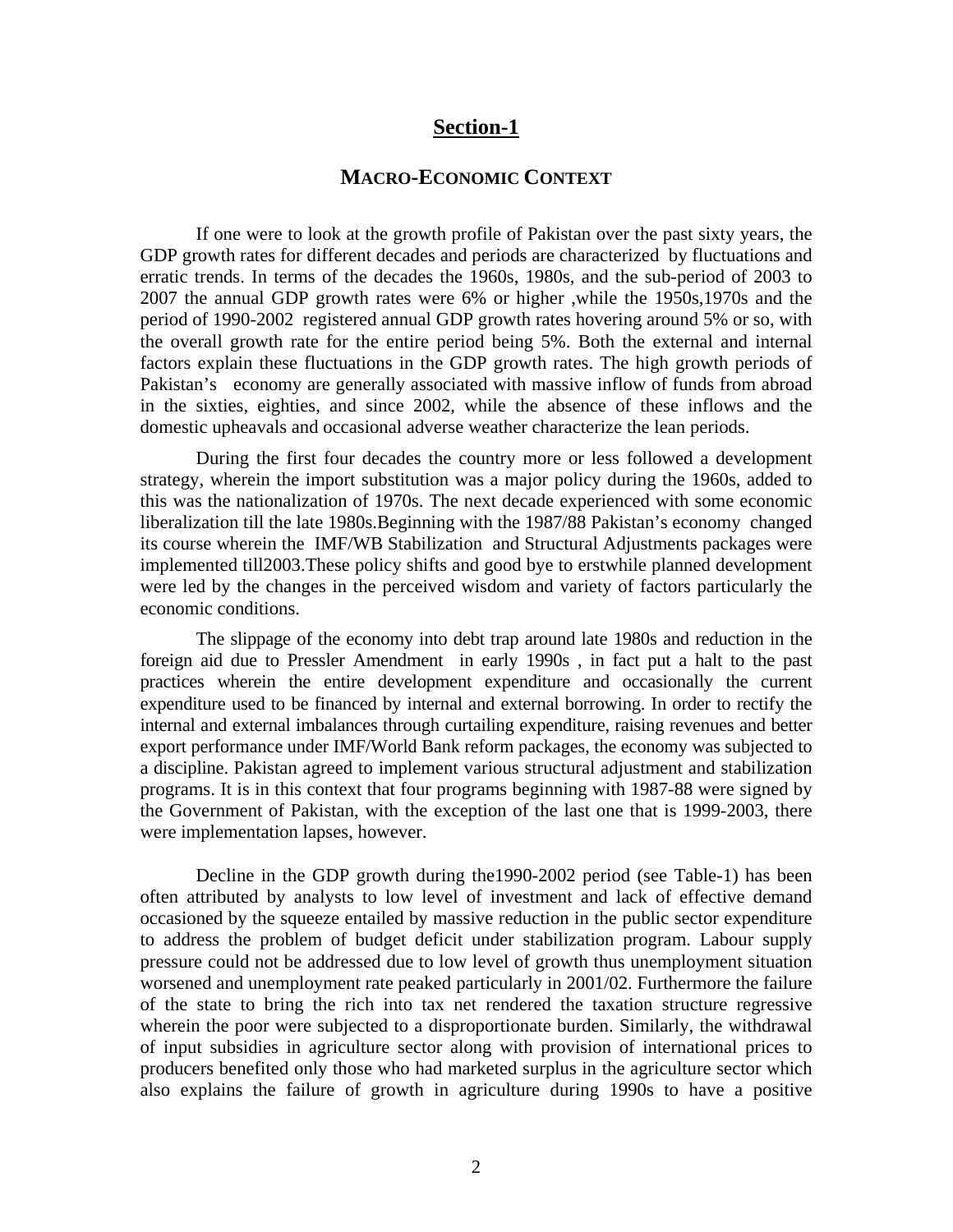## Section-1

### MACRO-ECONOMIC CONTEXT

If one were to look at the growth profile of Pakistan over the past sixty years, the GDP growth rates for different decades and periods are characterized by fluctuations and erratic trends. In terms of the decades the 1960s, 1980s, and the sub-period of 2003 to 2007 the annual GDP growth rates were 6% or higher ,while the 1950s,1970s and the period of 1990-2002 registered annual GDP growth rates hovering around 5% or so, with the overall growth rate for the entire period being 5%. Both the external and internal factors explain these fluctuations in the GDP growth rates. The high growth periods of Pakistan's economy are generally associated with massive inflow of funds from abroad in the sixties, eighties, and since 2002, while the absence of these inflows and the domestic upheavals and occasional adverse weather characterize the lean periods.

During the first four decades the country more or less followed a development strategy, wherein the import substitution was a major policy during the 1960s, added to this was the nationalization of 1970s. The next decade experienced with some economic liberalization till the late 1980s.Beginning with the 1987/88 Pakistan's economy changed its course wherein the IMF/WB Stabilization and Structural Adjustments packages were implemented till2003.These policy shifts and good bye to erstwhile planned development were led by the changes in the perceived wisdom and variety of factors particularly the economic conditions.

The slippage of the economy into debt trap around late 1980s and reduction in the foreign aid due to Pressler Amendment in early 1990s , in fact put a halt to the past practices wherein the entire development expenditure and occasionally the current expenditure used to be financed by internal and external borrowing. In order to rectify the internal and external imbalances through curtailing expenditure, raising revenues and better export performance under IMF/World Bank reform packages, the economy was subjected to a discipline. Pakistan agreed to implement various structural adjustment and stabilization programs. It is in this context that four programs beginning with 1987-88 were signed by the Government of Pakistan, with the exception of the last one that is 1999-2003, there were implementation lapses, however.

Decline in the GDP growth during the1990-2002 period (see Table-1) has been often attributed by analysts to low level of investment and lack of effective demand occasioned by the squeeze entailed by massive reduction in the public sector expenditure to address the problem of budget deficit under stabilization program. Labour supply pressure could not be addressed due to low level of growth thus unemployment situation worsened and unemployment rate peaked particularly in 2001/02. Furthermore the failure of the state to bring the rich into tax net rendered the taxation structure regressive wherein the poor were subjected to a disproportionate burden. Similarly, the withdrawal of input subsidies in agriculture sector along with provision of international prices to producers benefited only those who had marketed surplus in the agriculture sector which also explains the failure of growth in agriculture during 1990s to have a positive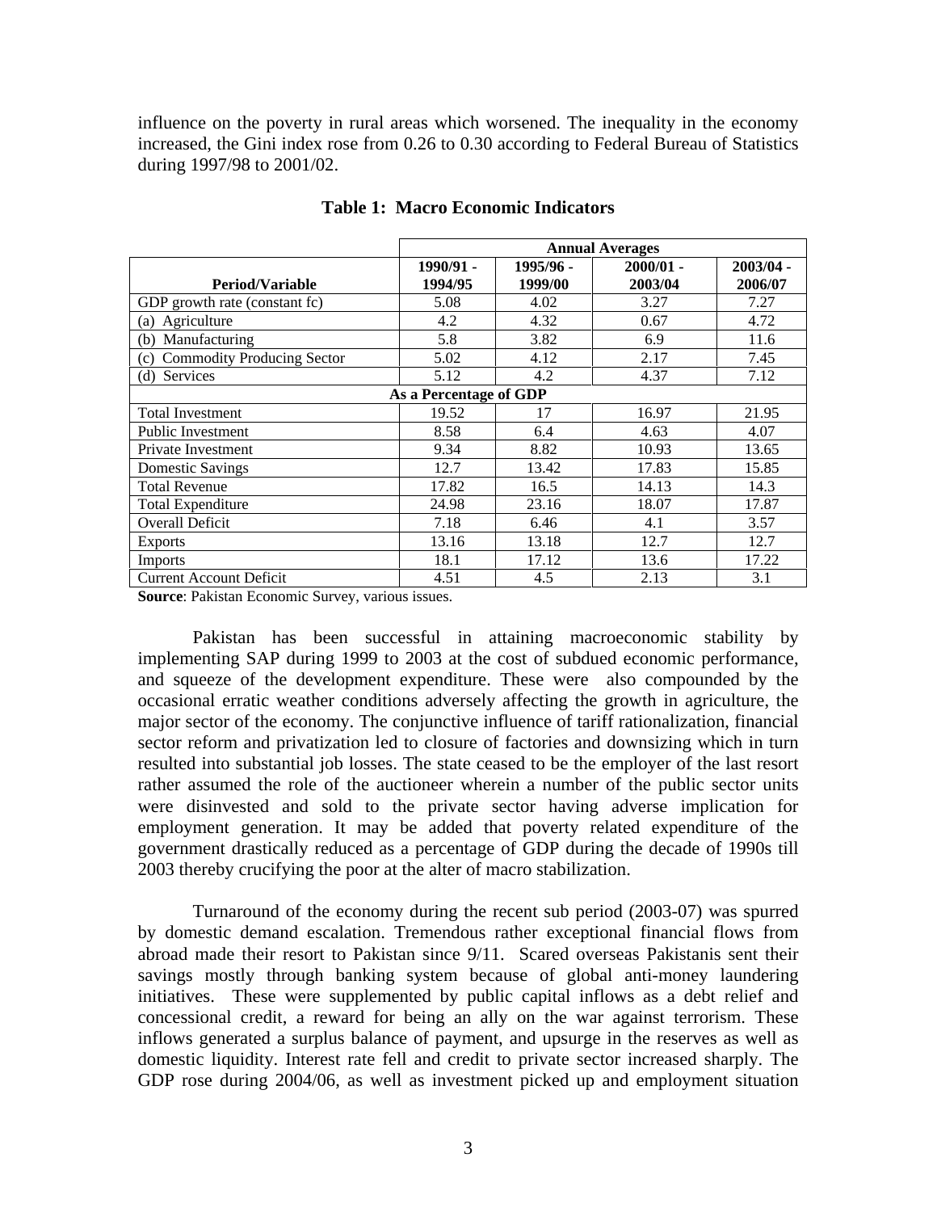influence on the poverty in rural areas which worsened. The inequality in the economy increased, the Gini index rose from 0.26 to 0.30 according to Federal Bureau of Statistics during 1997/98 to 2001/02.

**Table 1: Macro Economic Indicators**

| | Annual Averages | | | |
|---|---|---|---|---|
| **Period/Variable** | **1990/91 - 1994/95** | **1995/96 - 1999/00** | **2000/01 - 2003/04** | **2003/04 - 2006/07** |
| GDP growth rate (constant fc) | 5.08 | 4.02 | 3.27 | 7.27 |
| (a) Agriculture | 4.2 | 4.32 | 0.67 | 4.72 |
| (b) Manufacturing | 5.8 | 3.82 | 6.9 | 11.6 |
| (c) Commodity Producing Sector | 5.02 | 4.12 | 2.17 | 7.45 |
| (d) Services | 5.12 | 4.2 | 4.37 | 7.12 |
| **As a Percentage of GDP** | | | | |
| Total Investment | 19.52 | 17 | 16.97 | 21.95 |
| Public Investment | 8.58 | 6.4 | 4.63 | 4.07 |
| Private Investment | 9.34 | 8.82 | 10.93 | 13.65 |
| Domestic Savings | 12.7 | 13.42 | 17.83 | 15.85 |
| Total Revenue | 17.82 | 16.5 | 14.13 | 14.3 |
| Total Expenditure | 24.98 | 23.16 | 18.07 | 17.87 |
| Overall Deficit | 7.18 | 6.46 | 4.1 | 3.57 |
| Exports | 13.16 | 13.18 | 12.7 | 12.7 |
| Imports | 18.1 | 17.12 | 13.6 | 17.22 |
| Current Account Deficit | 4.51 | 4.5 | 2.13 | 3.1 |

**Source**: Pakistan Economic Survey, various issues.

Pakistan has been successful in attaining macroeconomic stability by implementing SAP during 1999 to 2003 at the cost of subdued economic performance, and squeeze of the development expenditure. These were also compounded by the occasional erratic weather conditions adversely affecting the growth in agriculture, the major sector of the economy. The conjunctive influence of tariff rationalization, financial sector reform and privatization led to closure of factories and downsizing which in turn resulted into substantial job losses. The state ceased to be the employer of the last resort rather assumed the role of the auctioneer wherein a number of the public sector units were disinvested and sold to the private sector having adverse implication for employment generation. It may be added that poverty related expenditure of the government drastically reduced as a percentage of GDP during the decade of 1990s till 2003 thereby crucifying the poor at the alter of macro stabilization.

Turnaround of the economy during the recent sub period (2003-07) was spurred by domestic demand escalation. Tremendous rather exceptional financial flows from abroad made their resort to Pakistan since 9/11. Scared overseas Pakistanis sent their savings mostly through banking system because of global anti-money laundering initiatives. These were supplemented by public capital inflows as a debt relief and concessional credit, a reward for being an ally on the war against terrorism. These inflows generated a surplus balance of payment, and upsurge in the reserves as well as domestic liquidity. Interest rate fell and credit to private sector increased sharply. The GDP rose during 2004/06, as well as investment picked up and employment situation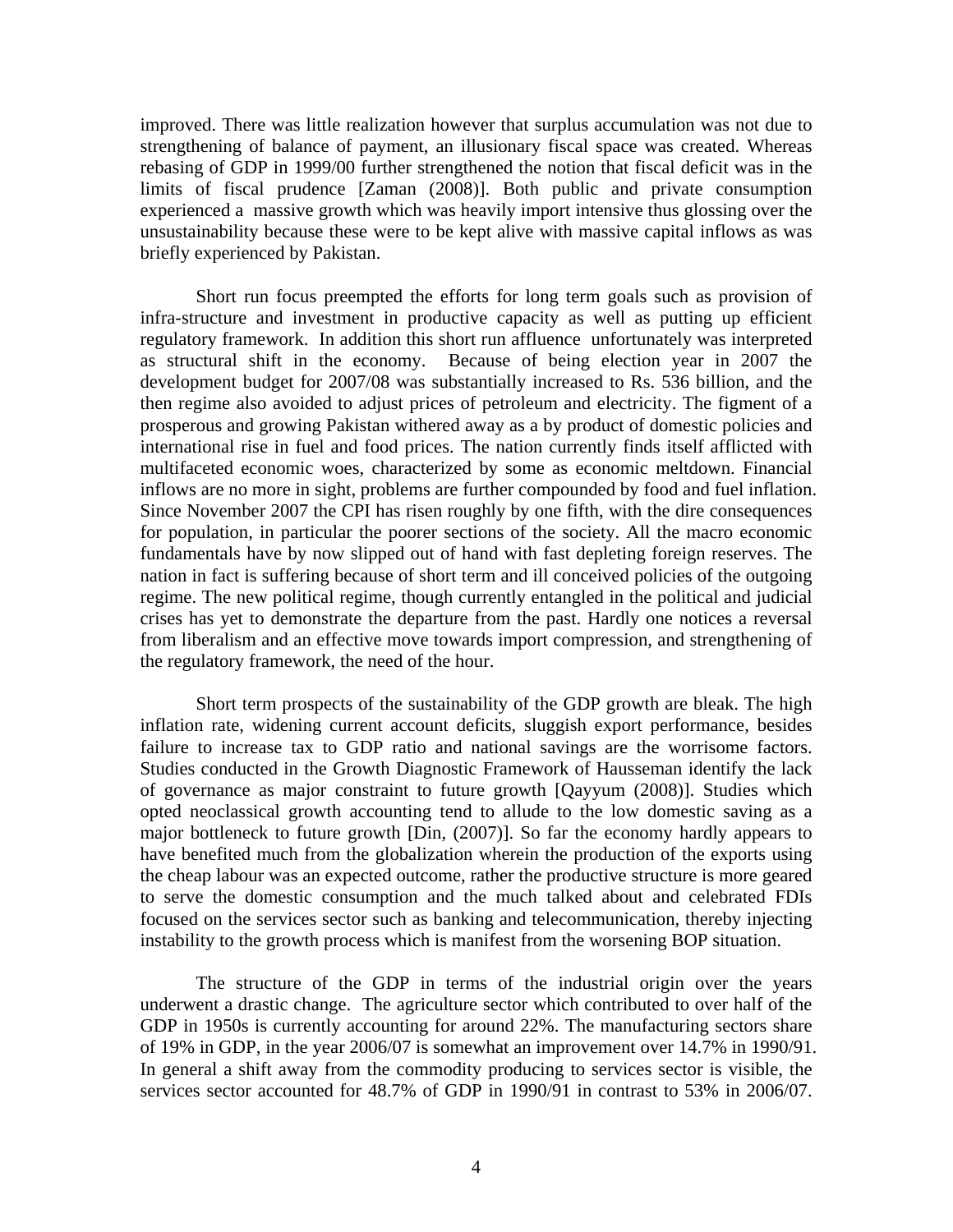improved. There was little realization however that surplus accumulation was not due to strengthening of balance of payment, an illusionary fiscal space was created. Whereas rebasing of GDP in 1999/00 further strengthened the notion that fiscal deficit was in the limits of fiscal prudence [Zaman (2008)]. Both public and private consumption experienced a massive growth which was heavily import intensive thus glossing over the unsustainability because these were to be kept alive with massive capital inflows as was briefly experienced by Pakistan.

Short run focus preempted the efforts for long term goals such as provision of infra-structure and investment in productive capacity as well as putting up efficient regulatory framework. In addition this short run affluence unfortunately was interpreted as structural shift in the economy. Because of being election year in 2007 the development budget for 2007/08 was substantially increased to Rs. 536 billion, and the then regime also avoided to adjust prices of petroleum and electricity. The figment of a prosperous and growing Pakistan withered away as a by product of domestic policies and international rise in fuel and food prices. The nation currently finds itself afflicted with multifaceted economic woes, characterized by some as economic meltdown. Financial inflows are no more in sight, problems are further compounded by food and fuel inflation. Since November 2007 the CPI has risen roughly by one fifth, with the dire consequences for population, in particular the poorer sections of the society. All the macro economic fundamentals have by now slipped out of hand with fast depleting foreign reserves. The nation in fact is suffering because of short term and ill conceived policies of the outgoing regime. The new political regime, though currently entangled in the political and judicial crises has yet to demonstrate the departure from the past. Hardly one notices a reversal from liberalism and an effective move towards import compression, and strengthening of the regulatory framework, the need of the hour.

Short term prospects of the sustainability of the GDP growth are bleak. The high inflation rate, widening current account deficits, sluggish export performance, besides failure to increase tax to GDP ratio and national savings are the worrisome factors. Studies conducted in the Growth Diagnostic Framework of Hausseman identify the lack of governance as major constraint to future growth [Qayyum (2008)]. Studies which opted neoclassical growth accounting tend to allude to the low domestic saving as a major bottleneck to future growth [Din, (2007)]. So far the economy hardly appears to have benefited much from the globalization wherein the production of the exports using the cheap labour was an expected outcome, rather the productive structure is more geared to serve the domestic consumption and the much talked about and celebrated FDIs focused on the services sector such as banking and telecommunication, thereby injecting instability to the growth process which is manifest from the worsening BOP situation.

The structure of the GDP in terms of the industrial origin over the years underwent a drastic change. The agriculture sector which contributed to over half of the GDP in 1950s is currently accounting for around 22%. The manufacturing sectors share of 19% in GDP, in the year 2006/07 is somewhat an improvement over 14.7% in 1990/91. In general a shift away from the commodity producing to services sector is visible, the services sector accounted for 48.7% of GDP in 1990/91 in contrast to 53% in 2006/07.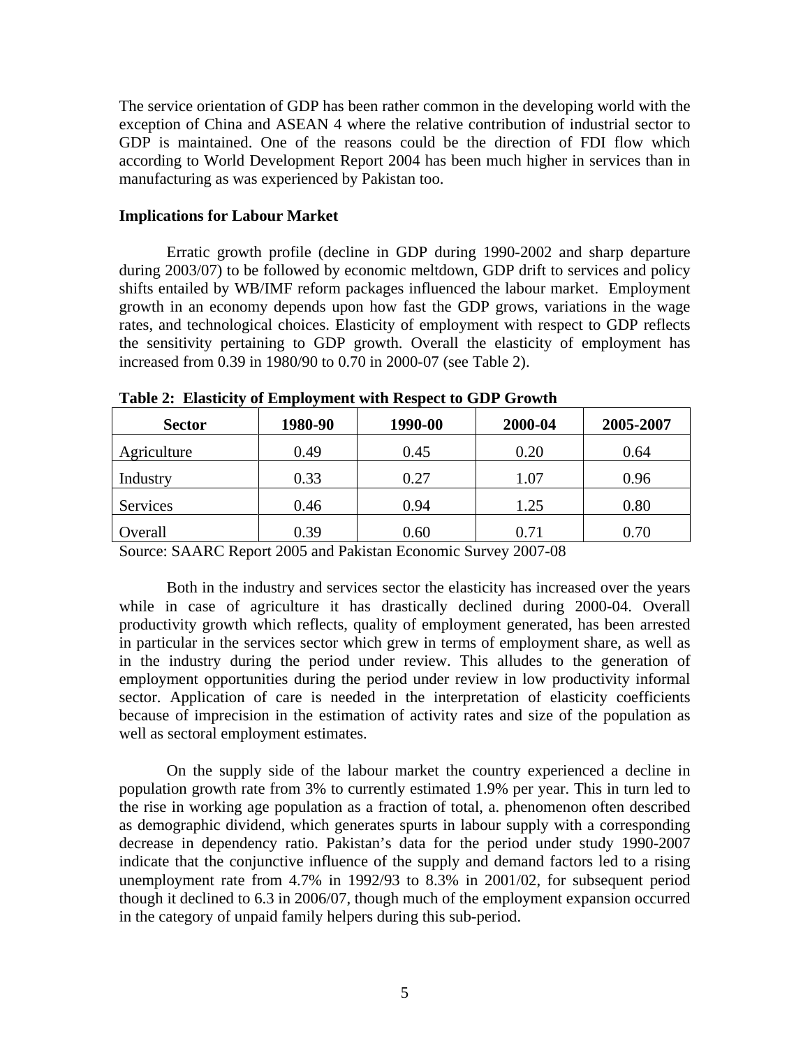The service orientation of GDP has been rather common in the developing world with the exception of China and ASEAN 4 where the relative contribution of industrial sector to GDP is maintained. One of the reasons could be the direction of FDI flow which according to World Development Report 2004 has been much higher in services than in manufacturing as was experienced by Pakistan too.

**Implications for Labour Market**

Erratic growth profile (decline in GDP during 1990-2002 and sharp departure during 2003/07) to be followed by economic meltdown, GDP drift to services and policy shifts entailed by WB/IMF reform packages influenced the labour market. Employment growth in an economy depends upon how fast the GDP grows, variations in the wage rates, and technological choices. Elasticity of employment with respect to GDP reflects the sensitivity pertaining to GDP growth. Overall the elasticity of employment has increased from 0.39 in 1980/90 to 0.70 in 2000-07 (see Table 2).

**Table 2: Elasticity of Employment with Respect to GDP Growth**

| Sector | 1980-90 | 1990-00 | 2000-04 | 2005-2007 |
|---|---|---|---|---|
| Agriculture | 0.49 | 0.45 | 0.20 | 0.64 |
| Industry | 0.33 | 0.27 | 1.07 | 0.96 |
| Services | 0.46 | 0.94 | 1.25 | 0.80 |
| Overall | 0.39 | 0.60 | 0.71 | 0.70 |

Source: SAARC Report 2005 and Pakistan Economic Survey 2007-08

Both in the industry and services sector the elasticity has increased over the years while in case of agriculture it has drastically declined during 2000-04. Overall productivity growth which reflects, quality of employment generated, has been arrested in particular in the services sector which grew in terms of employment share, as well as in the industry during the period under review. This alludes to the generation of employment opportunities during the period under review in low productivity informal sector. Application of care is needed in the interpretation of elasticity coefficients because of imprecision in the estimation of activity rates and size of the population as well as sectoral employment estimates.

On the supply side of the labour market the country experienced a decline in population growth rate from 3% to currently estimated 1.9% per year. This in turn led to the rise in working age population as a fraction of total, a. phenomenon often described as demographic dividend, which generates spurts in labour supply with a corresponding decrease in dependency ratio. Pakistan's data for the period under study 1990-2007 indicate that the conjunctive influence of the supply and demand factors led to a rising unemployment rate from 4.7% in 1992/93 to 8.3% in 2001/02, for subsequent period though it declined to 6.3 in 2006/07, though much of the employment expansion occurred in the category of unpaid family helpers during this sub-period.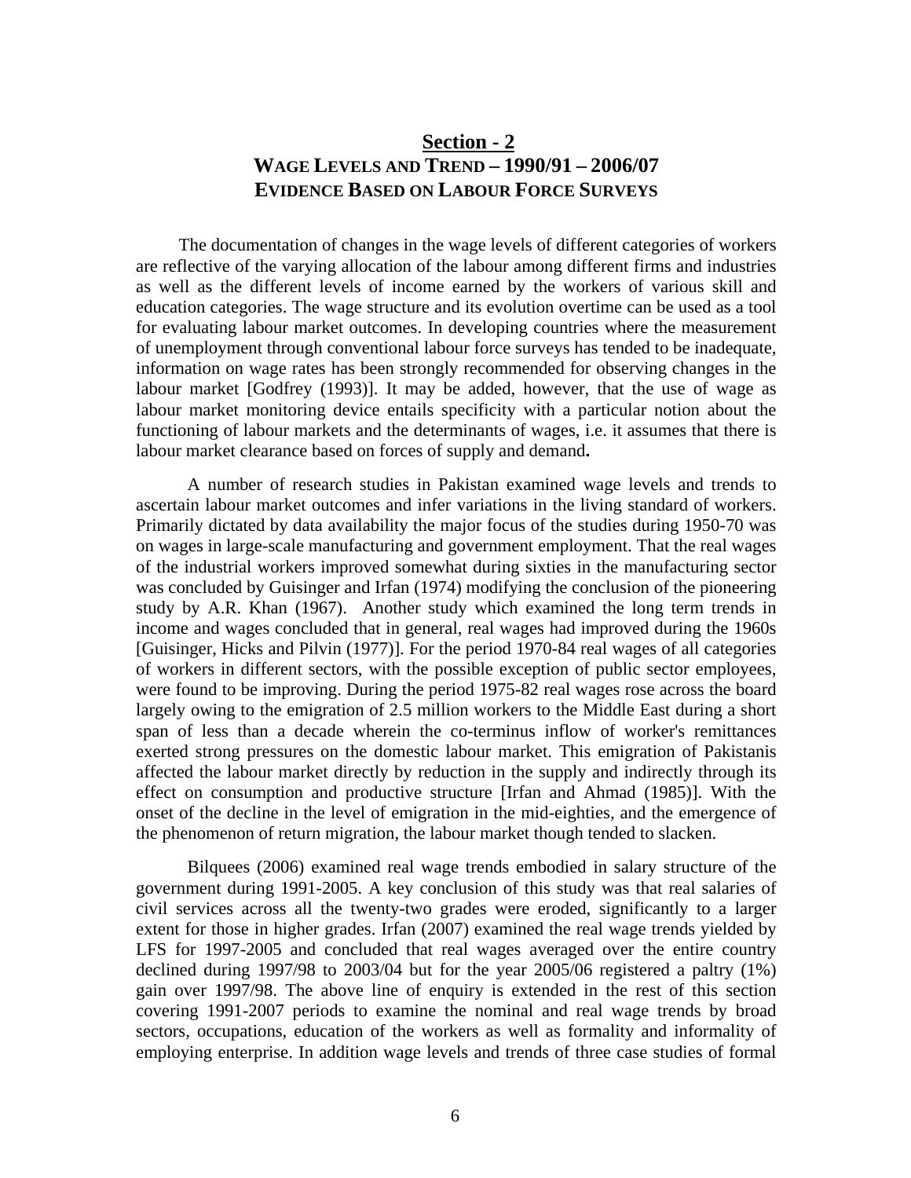## Section - 2

## WAGE LEVELS AND TREND – 1990/91 – 2006/07 EVIDENCE BASED ON LABOUR FORCE SURVEYS

The documentation of changes in the wage levels of different categories of workers are reflective of the varying allocation of the labour among different firms and industries as well as the different levels of income earned by the workers of various skill and education categories. The wage structure and its evolution overtime can be used as a tool for evaluating labour market outcomes. In developing countries where the measurement of unemployment through conventional labour force surveys has tended to be inadequate, information on wage rates has been strongly recommended for observing changes in the labour market [Godfrey (1993)]. It may be added, however, that the use of wage as labour market monitoring device entails specificity with a particular notion about the functioning of labour markets and the determinants of wages, i.e. it assumes that there is labour market clearance based on forces of supply and demand**.**

A number of research studies in Pakistan examined wage levels and trends to ascertain labour market outcomes and infer variations in the living standard of workers. Primarily dictated by data availability the major focus of the studies during 1950-70 was on wages in large-scale manufacturing and government employment. That the real wages of the industrial workers improved somewhat during sixties in the manufacturing sector was concluded by Guisinger and Irfan (1974) modifying the conclusion of the pioneering study by A.R. Khan (1967). Another study which examined the long term trends in income and wages concluded that in general, real wages had improved during the 1960s [Guisinger, Hicks and Pilvin (1977)]. For the period 1970-84 real wages of all categories of workers in different sectors, with the possible exception of public sector employees, were found to be improving. During the period 1975-82 real wages rose across the board largely owing to the emigration of 2.5 million workers to the Middle East during a short span of less than a decade wherein the co-terminus inflow of worker's remittances exerted strong pressures on the domestic labour market. This emigration of Pakistanis affected the labour market directly by reduction in the supply and indirectly through its effect on consumption and productive structure [Irfan and Ahmad (1985)]. With the onset of the decline in the level of emigration in the mid-eighties, and the emergence of the phenomenon of return migration, the labour market though tended to slacken.

Bilquees (2006) examined real wage trends embodied in salary structure of the government during 1991-2005. A key conclusion of this study was that real salaries of civil services across all the twenty-two grades were eroded, significantly to a larger extent for those in higher grades. Irfan (2007) examined the real wage trends yielded by LFS for 1997-2005 and concluded that real wages averaged over the entire country declined during 1997/98 to 2003/04 but for the year 2005/06 registered a paltry (1%) gain over 1997/98. The above line of enquiry is extended in the rest of this section covering 1991-2007 periods to examine the nominal and real wage trends by broad sectors, occupations, education of the workers as well as formality and informality of employing enterprise. In addition wage levels and trends of three case studies of formal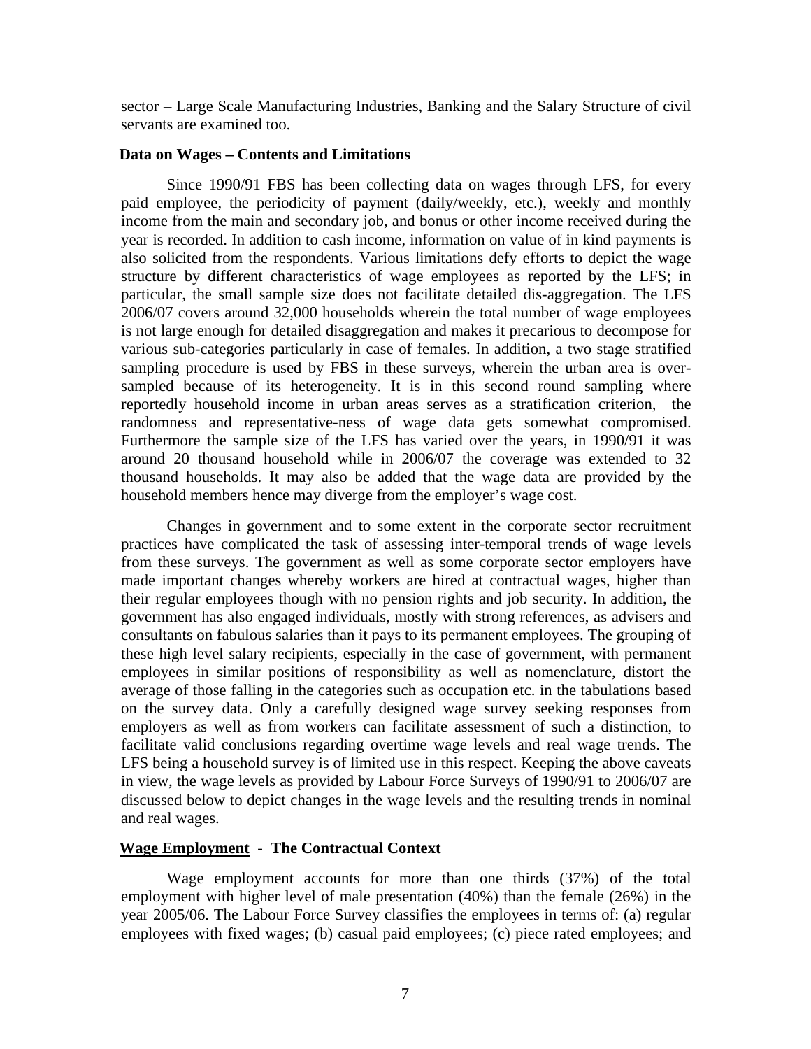sector – Large Scale Manufacturing Industries, Banking and the Salary Structure of civil servants are examined too.

### Data on Wages – Contents and Limitations

Since 1990/91 FBS has been collecting data on wages through LFS, for every paid employee, the periodicity of payment (daily/weekly, etc.), weekly and monthly income from the main and secondary job, and bonus or other income received during the year is recorded. In addition to cash income, information on value of in kind payments is also solicited from the respondents. Various limitations defy efforts to depict the wage structure by different characteristics of wage employees as reported by the LFS; in particular, the small sample size does not facilitate detailed dis-aggregation. The LFS 2006/07 covers around 32,000 households wherein the total number of wage employees is not large enough for detailed disaggregation and makes it precarious to decompose for various sub-categories particularly in case of females. In addition, a two stage stratified sampling procedure is used by FBS in these surveys, wherein the urban area is over-sampled because of its heterogeneity. It is in this second round sampling where reportedly household income in urban areas serves as a stratification criterion, the randomness and representative-ness of wage data gets somewhat compromised. Furthermore the sample size of the LFS has varied over the years, in 1990/91 it was around 20 thousand household while in 2006/07 the coverage was extended to 32 thousand households. It may also be added that the wage data are provided by the household members hence may diverge from the employer's wage cost.

Changes in government and to some extent in the corporate sector recruitment practices have complicated the task of assessing inter-temporal trends of wage levels from these surveys. The government as well as some corporate sector employers have made important changes whereby workers are hired at contractual wages, higher than their regular employees though with no pension rights and job security. In addition, the government has also engaged individuals, mostly with strong references, as advisers and consultants on fabulous salaries than it pays to its permanent employees. The grouping of these high level salary recipients, especially in the case of government, with permanent employees in similar positions of responsibility as well as nomenclature, distort the average of those falling in the categories such as occupation etc. in the tabulations based on the survey data. Only a carefully designed wage survey seeking responses from employers as well as from workers can facilitate assessment of such a distinction, to facilitate valid conclusions regarding overtime wage levels and real wage trends. The LFS being a household survey is of limited use in this respect. Keeping the above caveats in view, the wage levels as provided by Labour Force Surveys of 1990/91 to 2006/07 are discussed below to depict changes in the wage levels and the resulting trends in nominal and real wages.

### Wage Employment - The Contractual Context

Wage employment accounts for more than one thirds (37%) of the total employment with higher level of male presentation (40%) than the female (26%) in the year 2005/06. The Labour Force Survey classifies the employees in terms of: (a) regular employees with fixed wages; (b) casual paid employees; (c) piece rated employees; and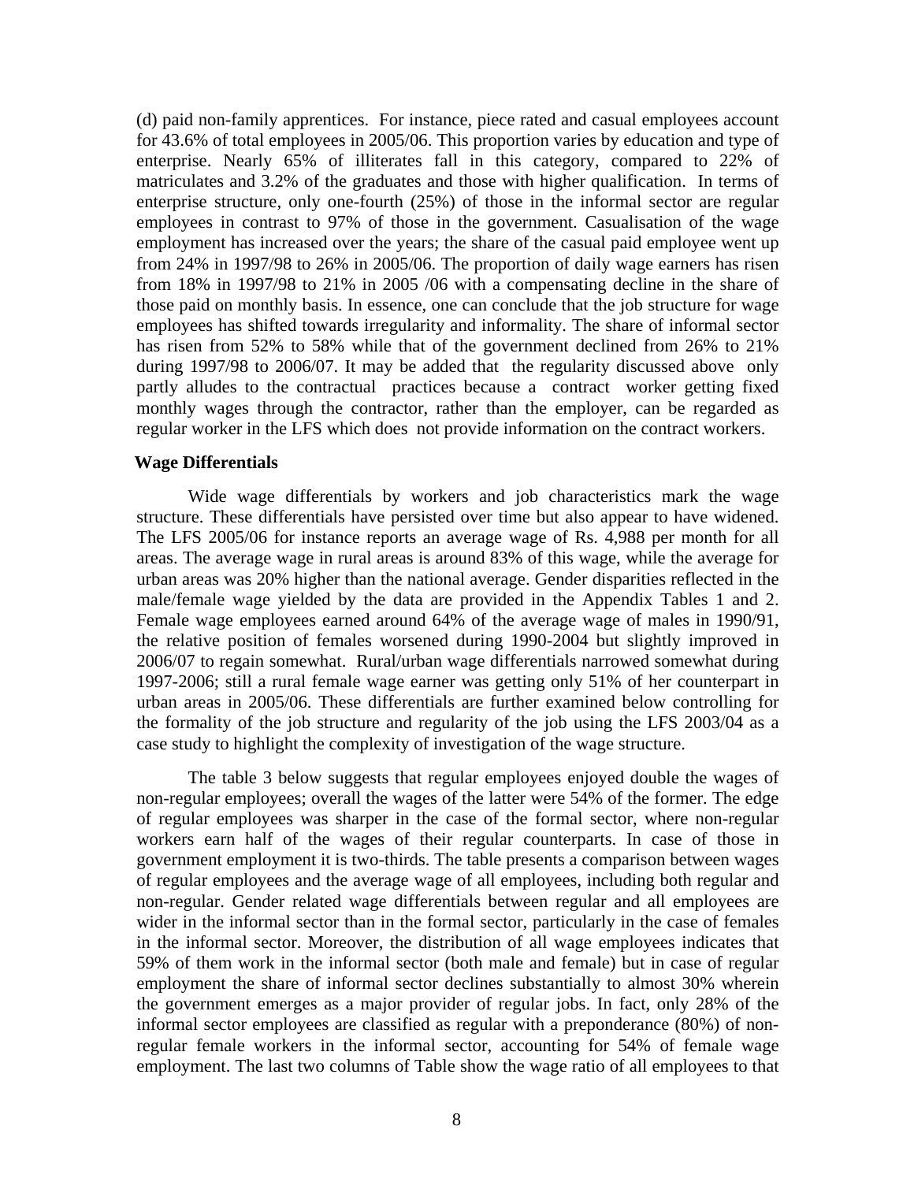(d) paid non-family apprentices. For instance, piece rated and casual employees account for 43.6% of total employees in 2005/06. This proportion varies by education and type of enterprise. Nearly 65% of illiterates fall in this category, compared to 22% of matriculates and 3.2% of the graduates and those with higher qualification. In terms of enterprise structure, only one-fourth (25%) of those in the informal sector are regular employees in contrast to 97% of those in the government. Casualisation of the wage employment has increased over the years; the share of the casual paid employee went up from 24% in 1997/98 to 26% in 2005/06. The proportion of daily wage earners has risen from 18% in 1997/98 to 21% in 2005 /06 with a compensating decline in the share of those paid on monthly basis. In essence, one can conclude that the job structure for wage employees has shifted towards irregularity and informality. The share of informal sector has risen from 52% to 58% while that of the government declined from 26% to 21% during 1997/98 to 2006/07. It may be added that the regularity discussed above only partly alludes to the contractual practices because a contract worker getting fixed monthly wages through the contractor, rather than the employer, can be regarded as regular worker in the LFS which does not provide information on the contract workers.

**Wage Differentials**

Wide wage differentials by workers and job characteristics mark the wage structure. These differentials have persisted over time but also appear to have widened. The LFS 2005/06 for instance reports an average wage of Rs. 4,988 per month for all areas. The average wage in rural areas is around 83% of this wage, while the average for urban areas was 20% higher than the national average. Gender disparities reflected in the male/female wage yielded by the data are provided in the Appendix Tables 1 and 2. Female wage employees earned around 64% of the average wage of males in 1990/91, the relative position of females worsened during 1990-2004 but slightly improved in 2006/07 to regain somewhat. Rural/urban wage differentials narrowed somewhat during 1997-2006; still a rural female wage earner was getting only 51% of her counterpart in urban areas in 2005/06. These differentials are further examined below controlling for the formality of the job structure and regularity of the job using the LFS 2003/04 as a case study to highlight the complexity of investigation of the wage structure.

The table 3 below suggests that regular employees enjoyed double the wages of non-regular employees; overall the wages of the latter were 54% of the former. The edge of regular employees was sharper in the case of the formal sector, where non-regular workers earn half of the wages of their regular counterparts. In case of those in government employment it is two-thirds. The table presents a comparison between wages of regular employees and the average wage of all employees, including both regular and non-regular. Gender related wage differentials between regular and all employees are wider in the informal sector than in the formal sector, particularly in the case of females in the informal sector. Moreover, the distribution of all wage employees indicates that 59% of them work in the informal sector (both male and female) but in case of regular employment the share of informal sector declines substantially to almost 30% wherein the government emerges as a major provider of regular jobs. In fact, only 28% of the informal sector employees are classified as regular with a preponderance (80%) of non-regular female workers in the informal sector, accounting for 54% of female wage employment. The last two columns of Table show the wage ratio of all employees to that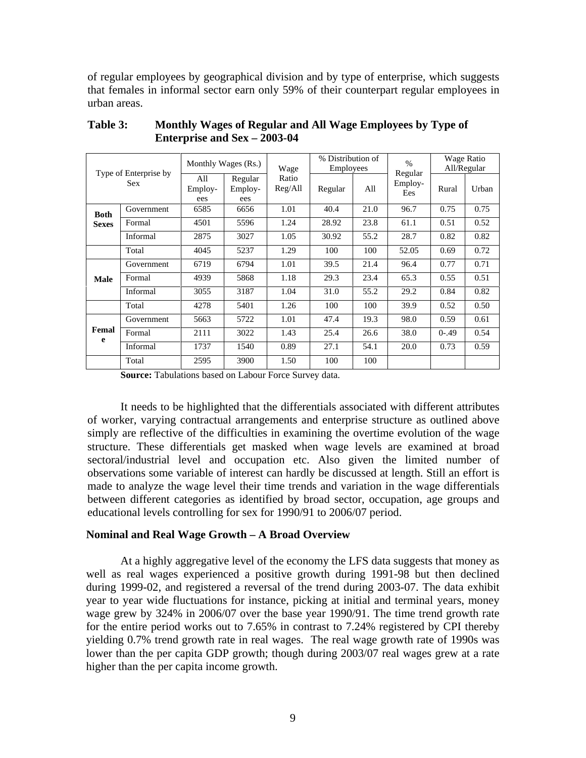of regular employees by geographical division and by type of enterprise, which suggests that females in informal sector earn only 59% of their counterpart regular employees in urban areas.

**Table 3: Monthly Wages of Regular and All Wage Employees by Type of Enterprise and Sex – 2003-04**

| Type of Enterprise by Sex | | Monthly Wages (Rs.) | | Wage Ratio Reg/All | % Distribution of Employees | | % Regular Employ-Ees | Wage Ratio All/Regular | |
|---|---|---|---|---|---|---|---|---|---|
| | | All Employ-ees | Regular Employ-ees | | Regular | All | | Rural | Urban |
| **Both Sexes** | Government | 6585 | 6656 | 1.01 | 40.4 | 21.0 | 96.7 | 0.75 | 0.75 |
| | Formal | 4501 | 5596 | 1.24 | 28.92 | 23.8 | 61.1 | 0.51 | 0.52 |
| | Informal | 2875 | 3027 | 1.05 | 30.92 | 55.2 | 28.7 | 0.82 | 0.82 |
| | Total | 4045 | 5237 | 1.29 | 100 | 100 | 52.05 | 0.69 | 0.72 |
| **Male** | Government | 6719 | 6794 | 1.01 | 39.5 | 21.4 | 96.4 | 0.77 | 0.71 |
| | Formal | 4939 | 5868 | 1.18 | 29.3 | 23.4 | 65.3 | 0.55 | 0.51 |
| | Informal | 3055 | 3187 | 1.04 | 31.0 | 55.2 | 29.2 | 0.84 | 0.82 |
| | Total | 4278 | 5401 | 1.26 | 100 | 100 | 39.9 | 0.52 | 0.50 |
| **Female** | Government | 5663 | 5722 | 1.01 | 47.4 | 19.3 | 98.0 | 0.59 | 0.61 |
| | Formal | 2111 | 3022 | 1.43 | 25.4 | 26.6 | 38.0 | 0-.49 | 0.54 |
| | Informal | 1737 | 1540 | 0.89 | 27.1 | 54.1 | 20.0 | 0.73 | 0.59 |
| | Total | 2595 | 3900 | 1.50 | 100 | 100 | | | |

**Source:** Tabulations based on Labour Force Survey data.

It needs to be highlighted that the differentials associated with different attributes of worker, varying contractual arrangements and enterprise structure as outlined above simply are reflective of the difficulties in examining the overtime evolution of the wage structure. These differentials get masked when wage levels are examined at broad sectoral/industrial level and occupation etc. Also given the limited number of observations some variable of interest can hardly be discussed at length. Still an effort is made to analyze the wage level their time trends and variation in the wage differentials between different categories as identified by broad sector, occupation, age groups and educational levels controlling for sex for 1990/91 to 2006/07 period.

### Nominal and Real Wage Growth – A Broad Overview

At a highly aggregative level of the economy the LFS data suggests that money as well as real wages experienced a positive growth during 1991-98 but then declined during 1999-02, and registered a reversal of the trend during 2003-07. The data exhibit year to year wide fluctuations for instance, picking at initial and terminal years, money wage grew by 324% in 2006/07 over the base year 1990/91. The time trend growth rate for the entire period works out to 7.65% in contrast to 7.24% registered by CPI thereby yielding 0.7% trend growth rate in real wages. The real wage growth rate of 1990s was lower than the per capita GDP growth; though during 2003/07 real wages grew at a rate higher than the per capita income growth.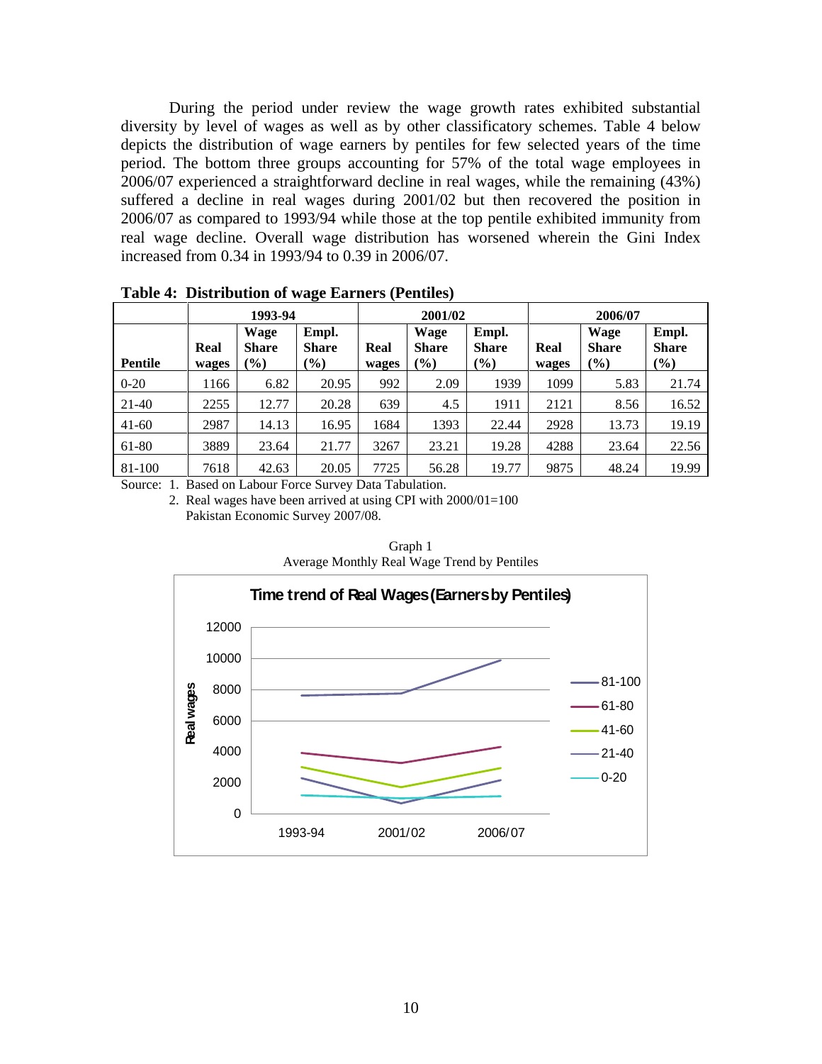During the period under review the wage growth rates exhibited substantial diversity by level of wages as well as by other classificatory schemes. Table 4 below depicts the distribution of wage earners by pentiles for few selected years of the time period. The bottom three groups accounting for 57% of the total wage employees in 2006/07 experienced a straightforward decline in real wages, while the remaining (43%) suffered a decline in real wages during 2001/02 but then recovered the position in 2006/07 as compared to 1993/94 while those at the top pentile exhibited immunity from real wage decline. Overall wage distribution has worsened wherein the Gini Index increased from 0.34 in 1993/94 to 0.39 in 2006/07.

**Table 4: Distribution of wage Earners (Pentiles)**

| | 1993-94 | | | 2001/02 | | | 2006/07 | | |
|---|---|---|---|---|---|---|---|---|---|
| **Pentile** | **Real wages** | **Wage Share (%)** | **Empl. Share (%)** | **Real wages** | **Wage Share (%)** | **Empl. Share (%)** | **Real wages** | **Wage Share (%)** | **Empl. Share (%)** |
| 0-20 | 1166 | 6.82 | 20.95 | 992 | 2.09 | 1939 | 1099 | 5.83 | 21.74 |
| 21-40 | 2255 | 12.77 | 20.28 | 639 | 4.5 | 1911 | 2121 | 8.56 | 16.52 |
| 41-60 | 2987 | 14.13 | 16.95 | 1684 | 1393 | 22.44 | 2928 | 13.73 | 19.19 |
| 61-80 | 3889 | 23.64 | 21.77 | 3267 | 23.21 | 19.28 | 4288 | 23.64 | 22.56 |
| 81-100 | 7618 | 42.63 | 20.05 | 7725 | 56.28 | 19.77 | 9875 | 48.24 | 19.99 |

Source: 1. Based on Labour Force Survey Data Tabulation.
2. Real wages have been arrived at using CPI with 2000/01=100 Pakistan Economic Survey 2007/08.

Graph 1
Average Monthly Real Wage Trend by Pentiles

**Time trend of Real Wages (Earners by Pentiles)**

| Pentile | 1993-94 | 2001/02 | 2006/07 |
|---|---|---|---|
| 81-100 | 7618 | 7725 | 9875 |
| 61-80 | 3889 | 3267 | 4288 |
| 41-60 | 2987 | 1684 | 2928 |
| 21-40 | 2255 | 639 | 2121 |
| 0-20 | 1166 | 992 | 1099 |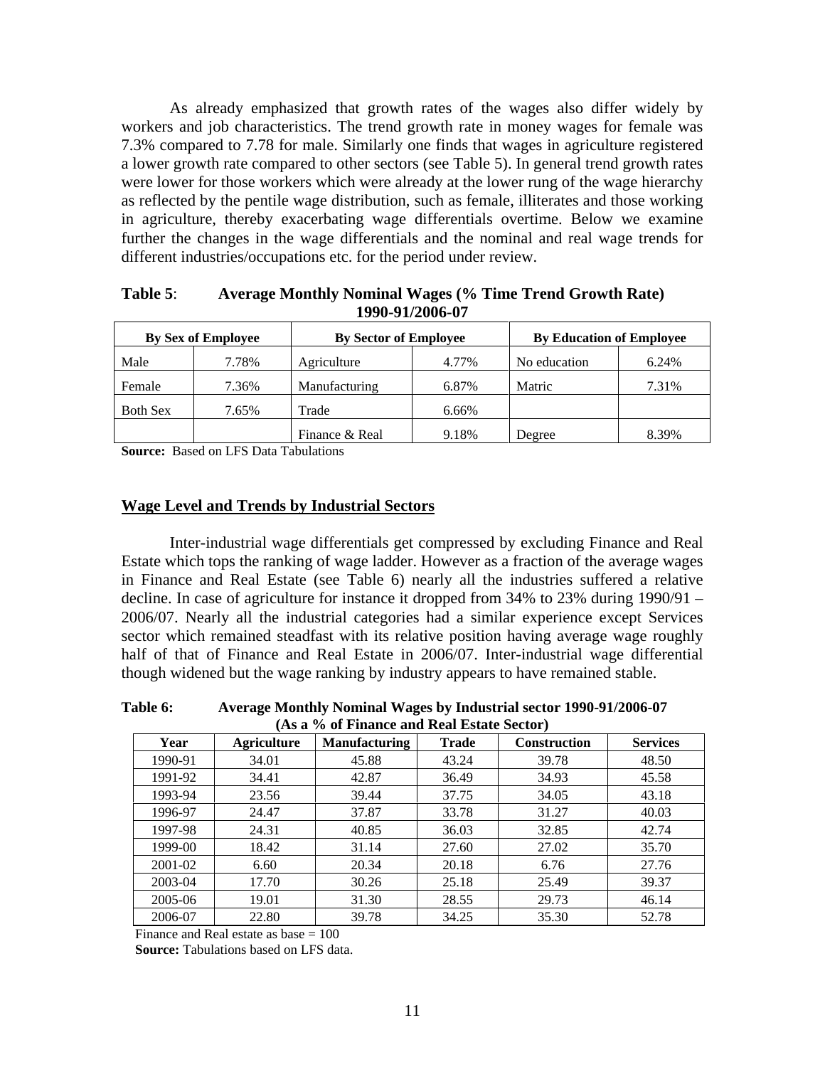As already emphasized that growth rates of the wages also differ widely by workers and job characteristics. The trend growth rate in money wages for female was 7.3% compared to 7.78 for male. Similarly one finds that wages in agriculture registered a lower growth rate compared to other sectors (see Table 5). In general trend growth rates were lower for those workers which were already at the lower rung of the wage hierarchy as reflected by the pentile wage distribution, such as female, illiterates and those working in agriculture, thereby exacerbating wage differentials overtime. Below we examine further the changes in the wage differentials and the nominal and real wage trends for different industries/occupations etc. for the period under review.

**Table 5**: **Average Monthly Nominal Wages (% Time Trend Growth Rate) 1990-91/2006-07**

| By Sex of Employee | | By Sector of Employee | | By Education of Employee | |
|---|---|---|---|---|---|
| Male | 7.78% | Agriculture | 4.77% | No education | 6.24% |
| Female | 7.36% | Manufacturing | 6.87% | Matric | 7.31% |
| Both Sex | 7.65% | Trade | 6.66% | | |
| | | Finance & Real | 9.18% | Degree | 8.39% |

**Source:** Based on LFS Data Tabulations

## Wage Level and Trends by Industrial Sectors

Inter-industrial wage differentials get compressed by excluding Finance and Real Estate which tops the ranking of wage ladder. However as a fraction of the average wages in Finance and Real Estate (see Table 6) nearly all the industries suffered a relative decline. In case of agriculture for instance it dropped from 34% to 23% during 1990/91 – 2006/07. Nearly all the industrial categories had a similar experience except Services sector which remained steadfast with its relative position having average wage roughly half of that of Finance and Real Estate in 2006/07. Inter-industrial wage differential though widened but the wage ranking by industry appears to have remained stable.

**Table 6:** **Average Monthly Nominal Wages by Industrial sector 1990-91/2006-07 (As a % of Finance and Real Estate Sector)**

| Year | Agriculture | Manufacturing | Trade | Construction | Services |
|---|---|---|---|---|---|
| 1990-91 | 34.01 | 45.88 | 43.24 | 39.78 | 48.50 |
| 1991-92 | 34.41 | 42.87 | 36.49 | 34.93 | 45.58 |
| 1993-94 | 23.56 | 39.44 | 37.75 | 34.05 | 43.18 |
| 1996-97 | 24.47 | 37.87 | 33.78 | 31.27 | 40.03 |
| 1997-98 | 24.31 | 40.85 | 36.03 | 32.85 | 42.74 |
| 1999-00 | 18.42 | 31.14 | 27.60 | 27.02 | 35.70 |
| 2001-02 | 6.60 | 20.34 | 20.18 | 6.76 | 27.76 |
| 2003-04 | 17.70 | 30.26 | 25.18 | 25.49 | 39.37 |
| 2005-06 | 19.01 | 31.30 | 28.55 | 29.73 | 46.14 |
| 2006-07 | 22.80 | 39.78 | 34.25 | 35.30 | 52.78 |

Finance and Real estate as base = 100

**Source:** Tabulations based on LFS data.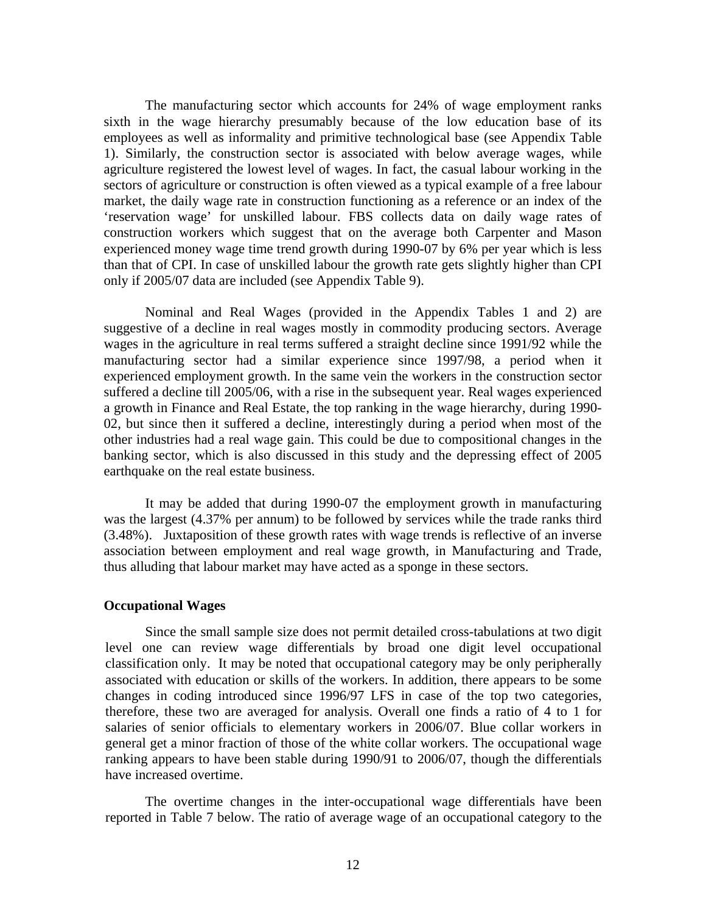The manufacturing sector which accounts for 24% of wage employment ranks sixth in the wage hierarchy presumably because of the low education base of its employees as well as informality and primitive technological base (see Appendix Table 1). Similarly, the construction sector is associated with below average wages, while agriculture registered the lowest level of wages. In fact, the casual labour working in the sectors of agriculture or construction is often viewed as a typical example of a free labour market, the daily wage rate in construction functioning as a reference or an index of the 'reservation wage' for unskilled labour. FBS collects data on daily wage rates of construction workers which suggest that on the average both Carpenter and Mason experienced money wage time trend growth during 1990-07 by 6% per year which is less than that of CPI. In case of unskilled labour the growth rate gets slightly higher than CPI only if 2005/07 data are included (see Appendix Table 9).

Nominal and Real Wages (provided in the Appendix Tables 1 and 2) are suggestive of a decline in real wages mostly in commodity producing sectors. Average wages in the agriculture in real terms suffered a straight decline since 1991/92 while the manufacturing sector had a similar experience since 1997/98, a period when it experienced employment growth. In the same vein the workers in the construction sector suffered a decline till 2005/06, with a rise in the subsequent year. Real wages experienced a growth in Finance and Real Estate, the top ranking in the wage hierarchy, during 1990-02, but since then it suffered a decline, interestingly during a period when most of the other industries had a real wage gain. This could be due to compositional changes in the banking sector, which is also discussed in this study and the depressing effect of 2005 earthquake on the real estate business.

It may be added that during 1990-07 the employment growth in manufacturing was the largest (4.37% per annum) to be followed by services while the trade ranks third (3.48%). Juxtaposition of these growth rates with wage trends is reflective of an inverse association between employment and real wage growth, in Manufacturing and Trade, thus alluding that labour market may have acted as a sponge in these sectors.

### Occupational Wages

Since the small sample size does not permit detailed cross-tabulations at two digit level one can review wage differentials by broad one digit level occupational classification only. It may be noted that occupational category may be only peripherally associated with education or skills of the workers. In addition, there appears to be some changes in coding introduced since 1996/97 LFS in case of the top two categories, therefore, these two are averaged for analysis. Overall one finds a ratio of 4 to 1 for salaries of senior officials to elementary workers in 2006/07. Blue collar workers in general get a minor fraction of those of the white collar workers. The occupational wage ranking appears to have been stable during 1990/91 to 2006/07, though the differentials have increased overtime.

The overtime changes in the inter-occupational wage differentials have been reported in Table 7 below. The ratio of average wage of an occupational category to the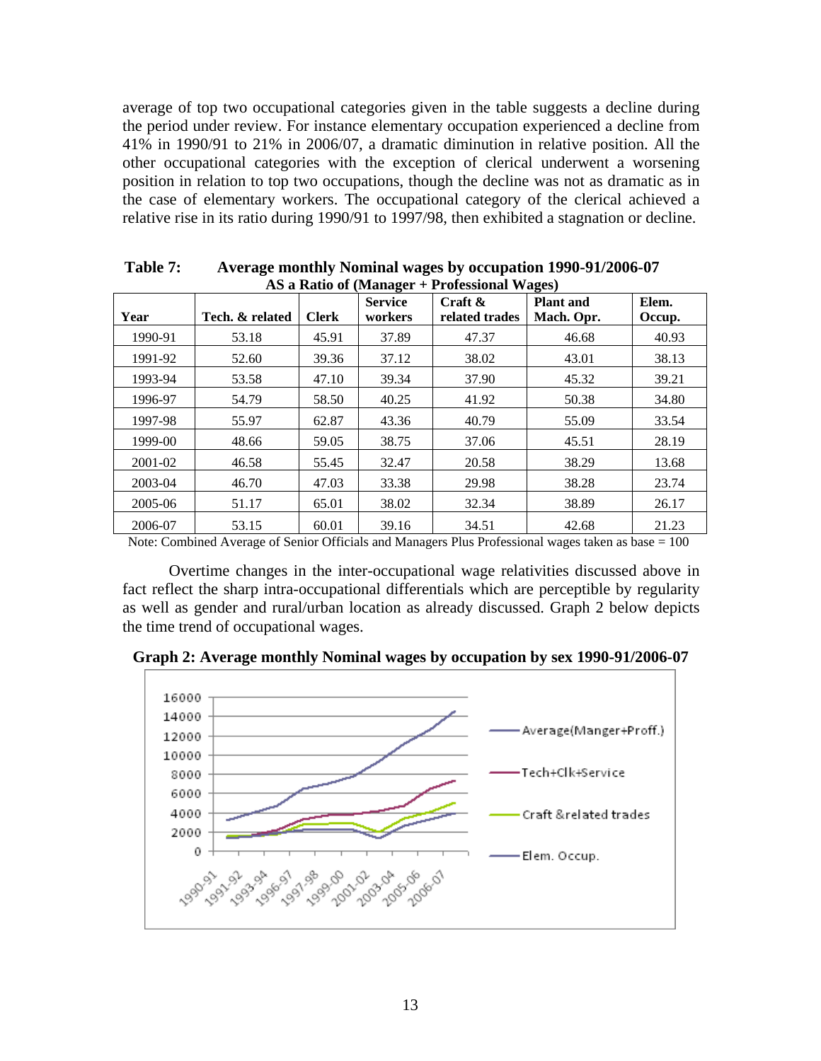average of top two occupational categories given in the table suggests a decline during the period under review. For instance elementary occupation experienced a decline from 41% in 1990/91 to 21% in 2006/07, a dramatic diminution in relative position. All the other occupational categories with the exception of clerical underwent a worsening position in relation to top two occupations, though the decline was not as dramatic as in the case of elementary workers. The occupational category of the clerical achieved a relative rise in its ratio during 1990/91 to 1997/98, then exhibited a stagnation or decline.

**Table 7: Average monthly Nominal wages by occupation 1990-91/2006-07 AS a Ratio of (Manager + Professional Wages)**

| Year | Tech. & related | Clerk | Service workers | Craft & related trades | Plant and Mach. Opr. | Elem. Occup. |
|---|---|---|---|---|---|---|
| 1990-91 | 53.18 | 45.91 | 37.89 | 47.37 | 46.68 | 40.93 |
| 1991-92 | 52.60 | 39.36 | 37.12 | 38.02 | 43.01 | 38.13 |
| 1993-94 | 53.58 | 47.10 | 39.34 | 37.90 | 45.32 | 39.21 |
| 1996-97 | 54.79 | 58.50 | 40.25 | 41.92 | 50.38 | 34.80 |
| 1997-98 | 55.97 | 62.87 | 43.36 | 40.79 | 55.09 | 33.54 |
| 1999-00 | 48.66 | 59.05 | 38.75 | 37.06 | 45.51 | 28.19 |
| 2001-02 | 46.58 | 55.45 | 32.47 | 20.58 | 38.29 | 13.68 |
| 2003-04 | 46.70 | 47.03 | 33.38 | 29.98 | 38.28 | 23.74 |
| 2005-06 | 51.17 | 65.01 | 38.02 | 32.34 | 38.89 | 26.17 |
| 2006-07 | 53.15 | 60.01 | 39.16 | 34.51 | 42.68 | 21.23 |

Note: Combined Average of Senior Officials and Managers Plus Professional wages taken as base = 100

Overtime changes in the inter-occupational wage relativities discussed above in fact reflect the sharp intra-occupational differentials which are perceptible by regularity as well as gender and rural/urban location as already discussed. Graph 2 below depicts the time trend of occupational wages.

**Graph 2: Average monthly Nominal wages by occupation by sex 1990-91/2006-07**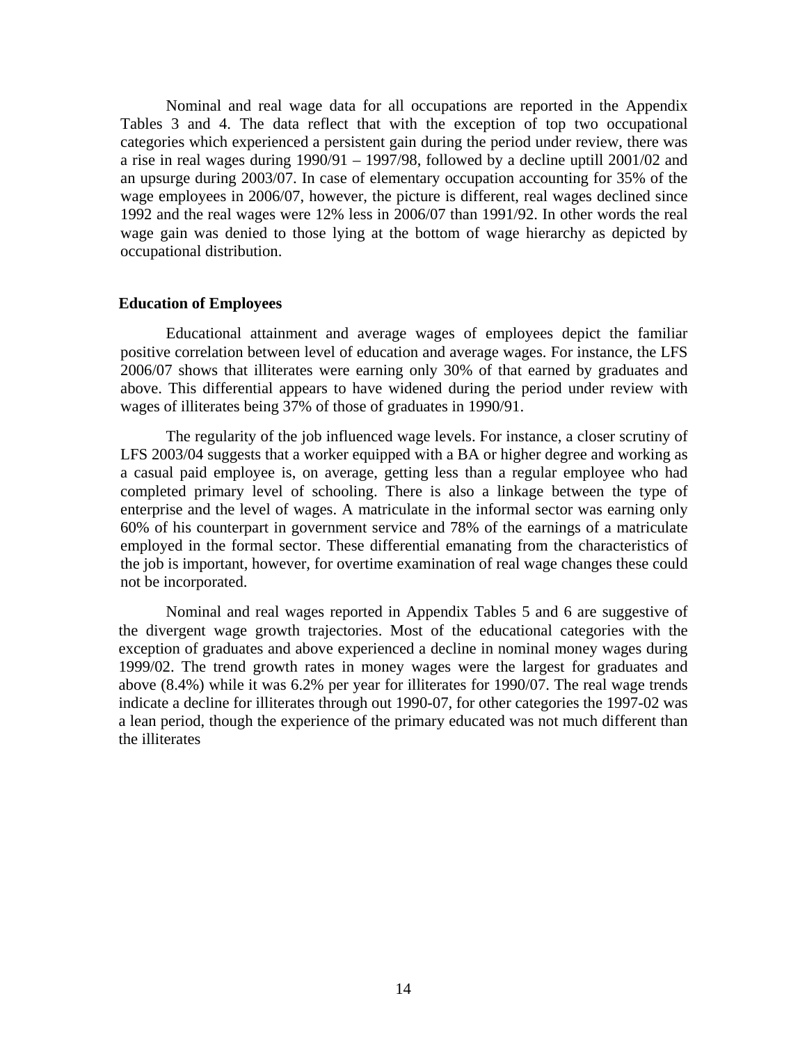Nominal and real wage data for all occupations are reported in the Appendix Tables 3 and 4. The data reflect that with the exception of top two occupational categories which experienced a persistent gain during the period under review, there was a rise in real wages during 1990/91 – 1997/98, followed by a decline uptill 2001/02 and an upsurge during 2003/07. In case of elementary occupation accounting for 35% of the wage employees in 2006/07, however, the picture is different, real wages declined since 1992 and the real wages were 12% less in 2006/07 than 1991/92. In other words the real wage gain was denied to those lying at the bottom of wage hierarchy as depicted by occupational distribution.

**Education of Employees**

Educational attainment and average wages of employees depict the familiar positive correlation between level of education and average wages. For instance, the LFS 2006/07 shows that illiterates were earning only 30% of that earned by graduates and above. This differential appears to have widened during the period under review with wages of illiterates being 37% of those of graduates in 1990/91.

The regularity of the job influenced wage levels. For instance, a closer scrutiny of LFS 2003/04 suggests that a worker equipped with a BA or higher degree and working as a casual paid employee is, on average, getting less than a regular employee who had completed primary level of schooling. There is also a linkage between the type of enterprise and the level of wages. A matriculate in the informal sector was earning only 60% of his counterpart in government service and 78% of the earnings of a matriculate employed in the formal sector. These differential emanating from the characteristics of the job is important, however, for overtime examination of real wage changes these could not be incorporated.

Nominal and real wages reported in Appendix Tables 5 and 6 are suggestive of the divergent wage growth trajectories. Most of the educational categories with the exception of graduates and above experienced a decline in nominal money wages during 1999/02. The trend growth rates in money wages were the largest for graduates and above (8.4%) while it was 6.2% per year for illiterates for 1990/07. The real wage trends indicate a decline for illiterates through out 1990-07, for other categories the 1997-02 was a lean period, though the experience of the primary educated was not much different than the illiterates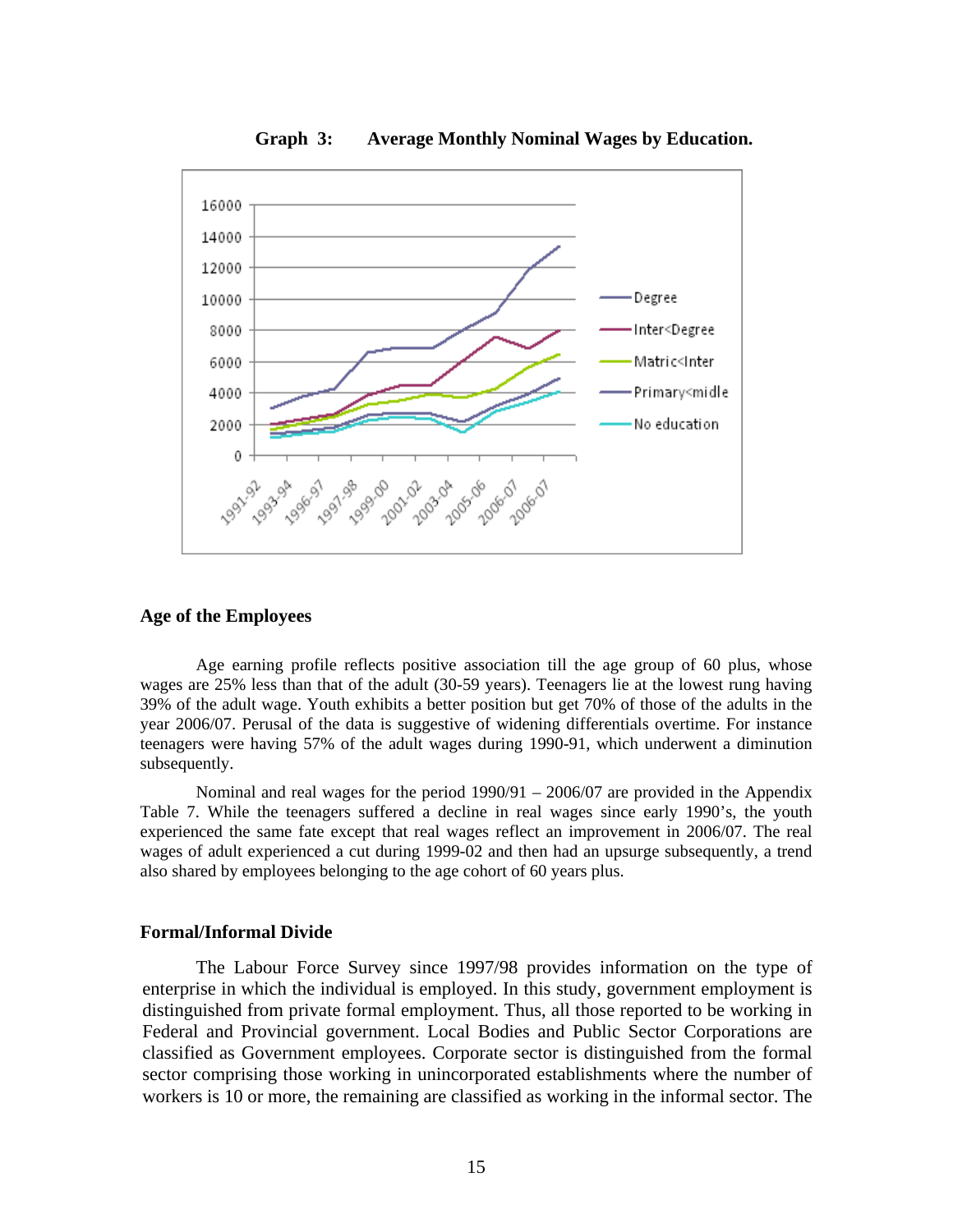**Graph 3: Average Monthly Nominal Wages by Education.**

### Age of the Employees

Age earning profile reflects positive association till the age group of 60 plus, whose wages are 25% less than that of the adult (30-59 years). Teenagers lie at the lowest rung having 39% of the adult wage. Youth exhibits a better position but get 70% of those of the adults in the year 2006/07. Perusal of the data is suggestive of widening differentials overtime. For instance teenagers were having 57% of the adult wages during 1990-91, which underwent a diminution subsequently.

Nominal and real wages for the period 1990/91 – 2006/07 are provided in the Appendix Table 7. While the teenagers suffered a decline in real wages since early 1990's, the youth experienced the same fate except that real wages reflect an improvement in 2006/07. The real wages of adult experienced a cut during 1999-02 and then had an upsurge subsequently, a trend also shared by employees belonging to the age cohort of 60 years plus.

### Formal/Informal Divide

The Labour Force Survey since 1997/98 provides information on the type of enterprise in which the individual is employed. In this study, government employment is distinguished from private formal employment. Thus, all those reported to be working in Federal and Provincial government. Local Bodies and Public Sector Corporations are classified as Government employees. Corporate sector is distinguished from the formal sector comprising those working in unincorporated establishments where the number of workers is 10 or more, the remaining are classified as working in the informal sector. The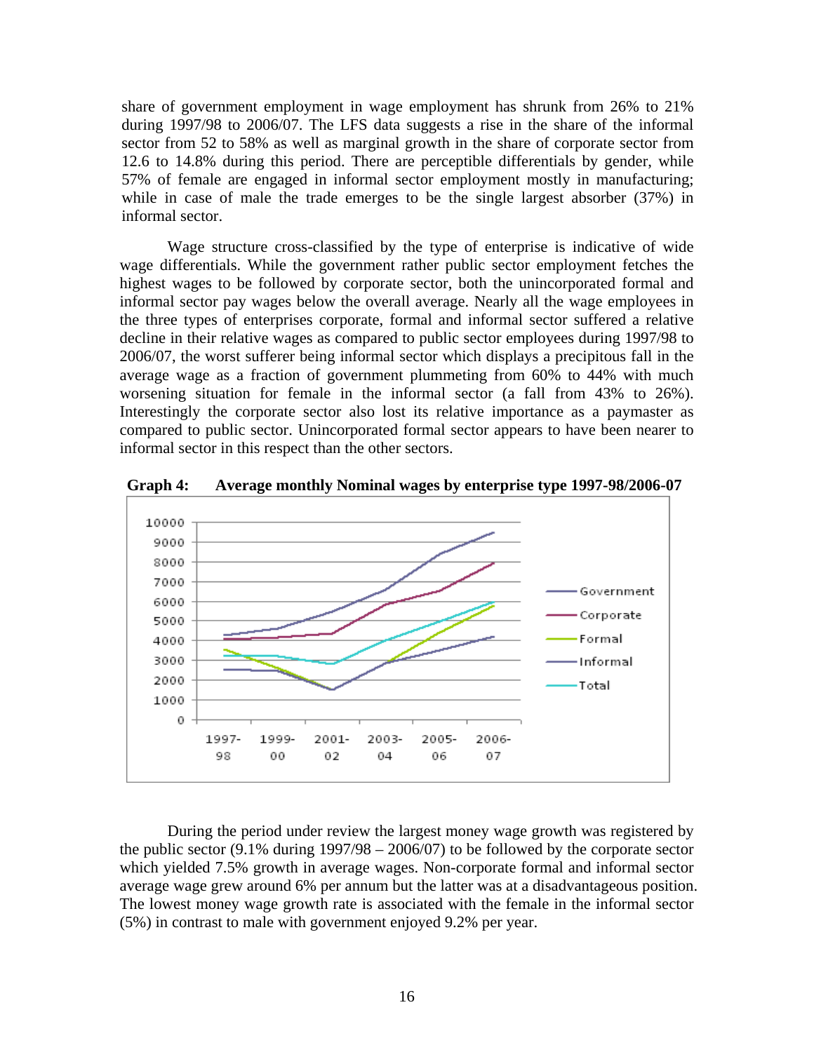share of government employment in wage employment has shrunk from 26% to 21% during 1997/98 to 2006/07. The LFS data suggests a rise in the share of the informal sector from 52 to 58% as well as marginal growth in the share of corporate sector from 12.6 to 14.8% during this period. There are perceptible differentials by gender, while 57% of female are engaged in informal sector employment mostly in manufacturing; while in case of male the trade emerges to be the single largest absorber (37%) in informal sector.

Wage structure cross-classified by the type of enterprise is indicative of wide wage differentials. While the government rather public sector employment fetches the highest wages to be followed by corporate sector, both the unincorporated formal and informal sector pay wages below the overall average. Nearly all the wage employees in the three types of enterprises corporate, formal and informal sector suffered a relative decline in their relative wages as compared to public sector employees during 1997/98 to 2006/07, the worst sufferer being informal sector which displays a precipitous fall in the average wage as a fraction of government plummeting from 60% to 44% with much worsening situation for female in the informal sector (a fall from 43% to 26%). Interestingly the corporate sector also lost its relative importance as a paymaster as compared to public sector. Unincorporated formal sector appears to have been nearer to informal sector in this respect than the other sectors.

**Graph 4: Average monthly Nominal wages by enterprise type 1997-98/2006-07**

During the period under review the largest money wage growth was registered by the public sector (9.1% during 1997/98 – 2006/07) to be followed by the corporate sector which yielded 7.5% growth in average wages. Non-corporate formal and informal sector average wage grew around 6% per annum but the latter was at a disadvantageous position. The lowest money wage growth rate is associated with the female in the informal sector (5%) in contrast to male with government enjoyed 9.2% per year.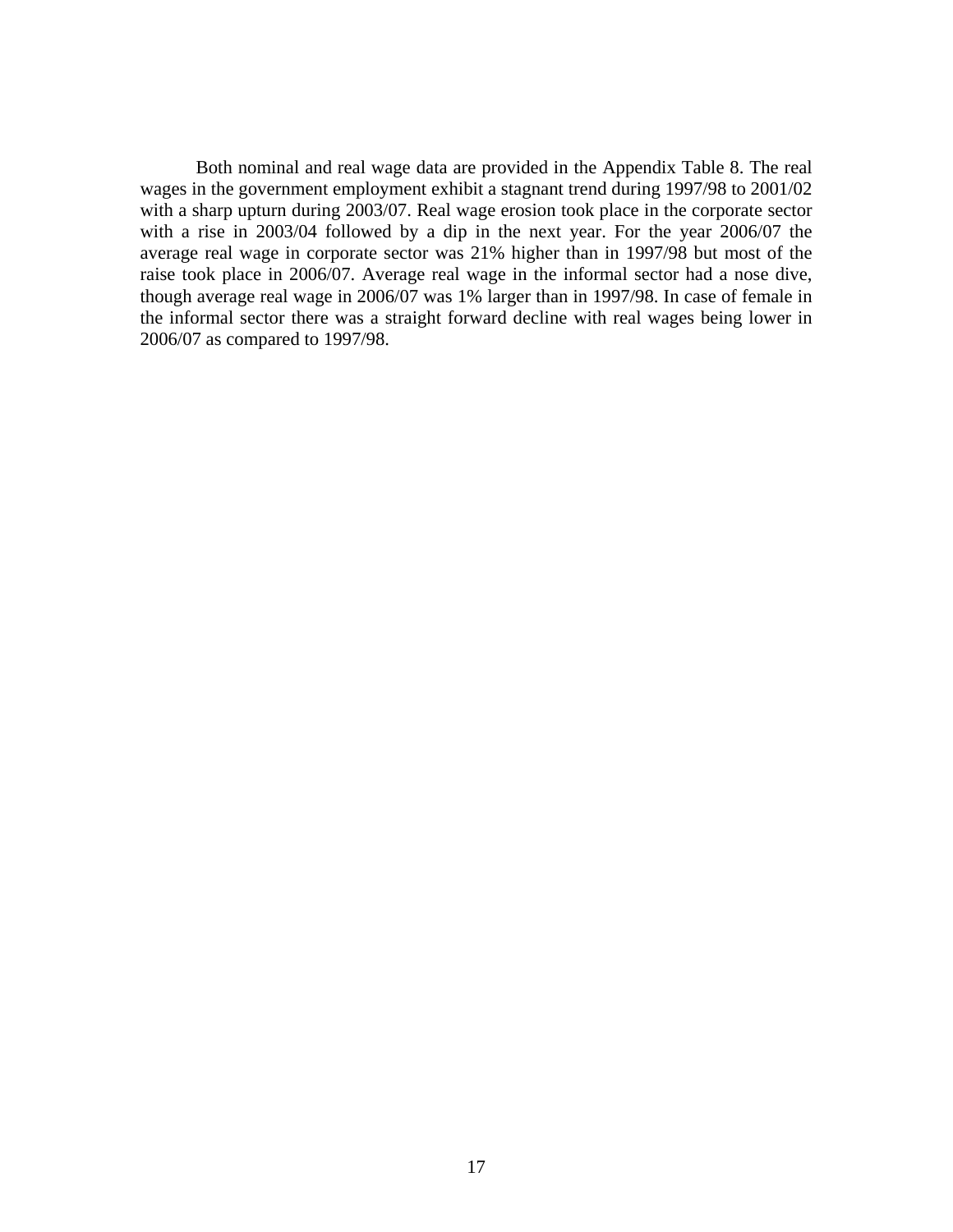Both nominal and real wage data are provided in the Appendix Table 8. The real wages in the government employment exhibit a stagnant trend during 1997/98 to 2001/02 with a sharp upturn during 2003/07. Real wage erosion took place in the corporate sector with a rise in 2003/04 followed by a dip in the next year. For the year 2006/07 the average real wage in corporate sector was 21% higher than in 1997/98 but most of the raise took place in 2006/07. Average real wage in the informal sector had a nose dive, though average real wage in 2006/07 was 1% larger than in 1997/98. In case of female in the informal sector there was a straight forward decline with real wages being lower in 2006/07 as compared to 1997/98.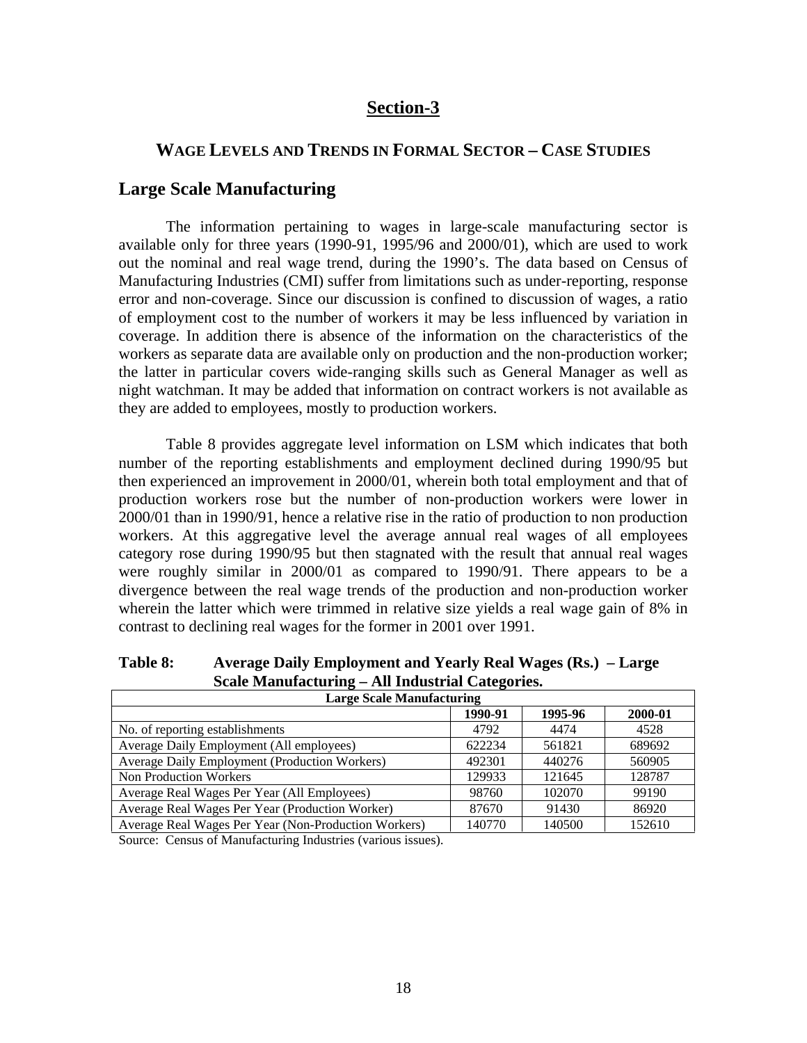## Section-3

### WAGE LEVELS AND TRENDS IN FORMAL SECTOR – CASE STUDIES

## Large Scale Manufacturing

The information pertaining to wages in large-scale manufacturing sector is available only for three years (1990-91, 1995/96 and 2000/01), which are used to work out the nominal and real wage trend, during the 1990's. The data based on Census of Manufacturing Industries (CMI) suffer from limitations such as under-reporting, response error and non-coverage. Since our discussion is confined to discussion of wages, a ratio of employment cost to the number of workers it may be less influenced by variation in coverage. In addition there is absence of the information on the characteristics of the workers as separate data are available only on production and the non-production worker; the latter in particular covers wide-ranging skills such as General Manager as well as night watchman. It may be added that information on contract workers is not available as they are added to employees, mostly to production workers.

Table 8 provides aggregate level information on LSM which indicates that both number of the reporting establishments and employment declined during 1990/95 but then experienced an improvement in 2000/01, wherein both total employment and that of production workers rose but the number of non-production workers were lower in 2000/01 than in 1990/91, hence a relative rise in the ratio of production to non production workers. At this aggregative level the average annual real wages of all employees category rose during 1990/95 but then stagnated with the result that annual real wages were roughly similar in 2000/01 as compared to 1990/91. There appears to be a divergence between the real wage trends of the production and non-production worker wherein the latter which were trimmed in relative size yields a real wage gain of 8% in contrast to declining real wages for the former in 2001 over 1991.

**Table 8: Average Daily Employment and Yearly Real Wages (Rs.) – Large Scale Manufacturing – All Industrial Categories.**

| Large Scale Manufacturing | | | |
|---|---|---|---|
| | 1990-91 | 1995-96 | 2000-01 |
| No. of reporting establishments | 4792 | 4474 | 4528 |
| Average Daily Employment (All employees) | 622234 | 561821 | 689692 |
| Average Daily Employment (Production Workers) | 492301 | 440276 | 560905 |
| Non Production Workers | 129933 | 121645 | 128787 |
| Average Real Wages Per Year (All Employees) | 98760 | 102070 | 99190 |
| Average Real Wages Per Year (Production Worker) | 87670 | 91430 | 86920 |
| Average Real Wages Per Year (Non-Production Workers) | 140770 | 140500 | 152610 |

Source: Census of Manufacturing Industries (various issues).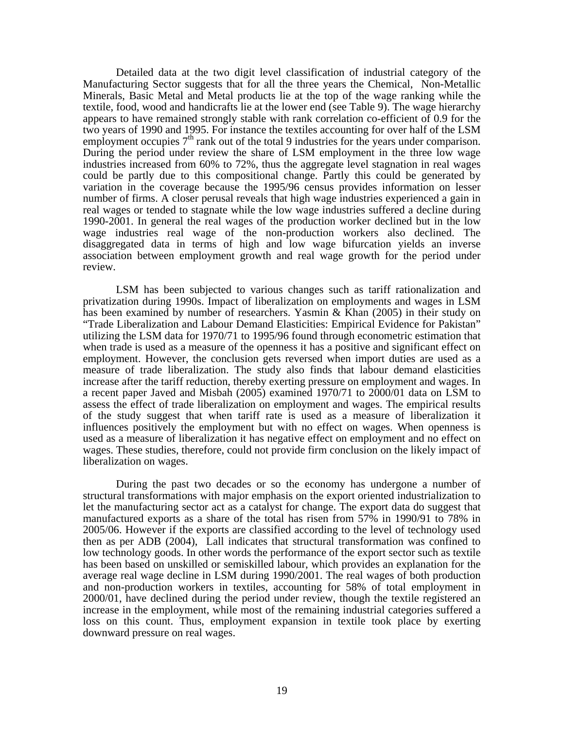Detailed data at the two digit level classification of industrial category of the Manufacturing Sector suggests that for all the three years the Chemical, Non-Metallic Minerals, Basic Metal and Metal products lie at the top of the wage ranking while the textile, food, wood and handicrafts lie at the lower end (see Table 9). The wage hierarchy appears to have remained strongly stable with rank correlation co-efficient of 0.9 for the two years of 1990 and 1995. For instance the textiles accounting for over half of the LSM employment occupies 7th rank out of the total 9 industries for the years under comparison. During the period under review the share of LSM employment in the three low wage industries increased from 60% to 72%, thus the aggregate level stagnation in real wages could be partly due to this compositional change. Partly this could be generated by variation in the coverage because the 1995/96 census provides information on lesser number of firms. A closer perusal reveals that high wage industries experienced a gain in real wages or tended to stagnate while the low wage industries suffered a decline during 1990-2001. In general the real wages of the production worker declined but in the low wage industries real wage of the non-production workers also declined. The disaggregated data in terms of high and low wage bifurcation yields an inverse association between employment growth and real wage growth for the period under review.

LSM has been subjected to various changes such as tariff rationalization and privatization during 1990s. Impact of liberalization on employments and wages in LSM has been examined by number of researchers. Yasmin & Khan (2005) in their study on "Trade Liberalization and Labour Demand Elasticities: Empirical Evidence for Pakistan" utilizing the LSM data for 1970/71 to 1995/96 found through econometric estimation that when trade is used as a measure of the openness it has a positive and significant effect on employment. However, the conclusion gets reversed when import duties are used as a measure of trade liberalization. The study also finds that labour demand elasticities increase after the tariff reduction, thereby exerting pressure on employment and wages. In a recent paper Javed and Misbah (2005) examined 1970/71 to 2000/01 data on LSM to assess the effect of trade liberalization on employment and wages. The empirical results of the study suggest that when tariff rate is used as a measure of liberalization it influences positively the employment but with no effect on wages. When openness is used as a measure of liberalization it has negative effect on employment and no effect on wages. These studies, therefore, could not provide firm conclusion on the likely impact of liberalization on wages.

During the past two decades or so the economy has undergone a number of structural transformations with major emphasis on the export oriented industrialization to let the manufacturing sector act as a catalyst for change. The export data do suggest that manufactured exports as a share of the total has risen from 57% in 1990/91 to 78% in 2005/06. However if the exports are classified according to the level of technology used then as per ADB (2004), Lall indicates that structural transformation was confined to low technology goods. In other words the performance of the export sector such as textile has been based on unskilled or semiskilled labour, which provides an explanation for the average real wage decline in LSM during 1990/2001. The real wages of both production and non-production workers in textiles, accounting for 58% of total employment in 2000/01, have declined during the period under review, though the textile registered an increase in the employment, while most of the remaining industrial categories suffered a loss on this count. Thus, employment expansion in textile took place by exerting downward pressure on real wages.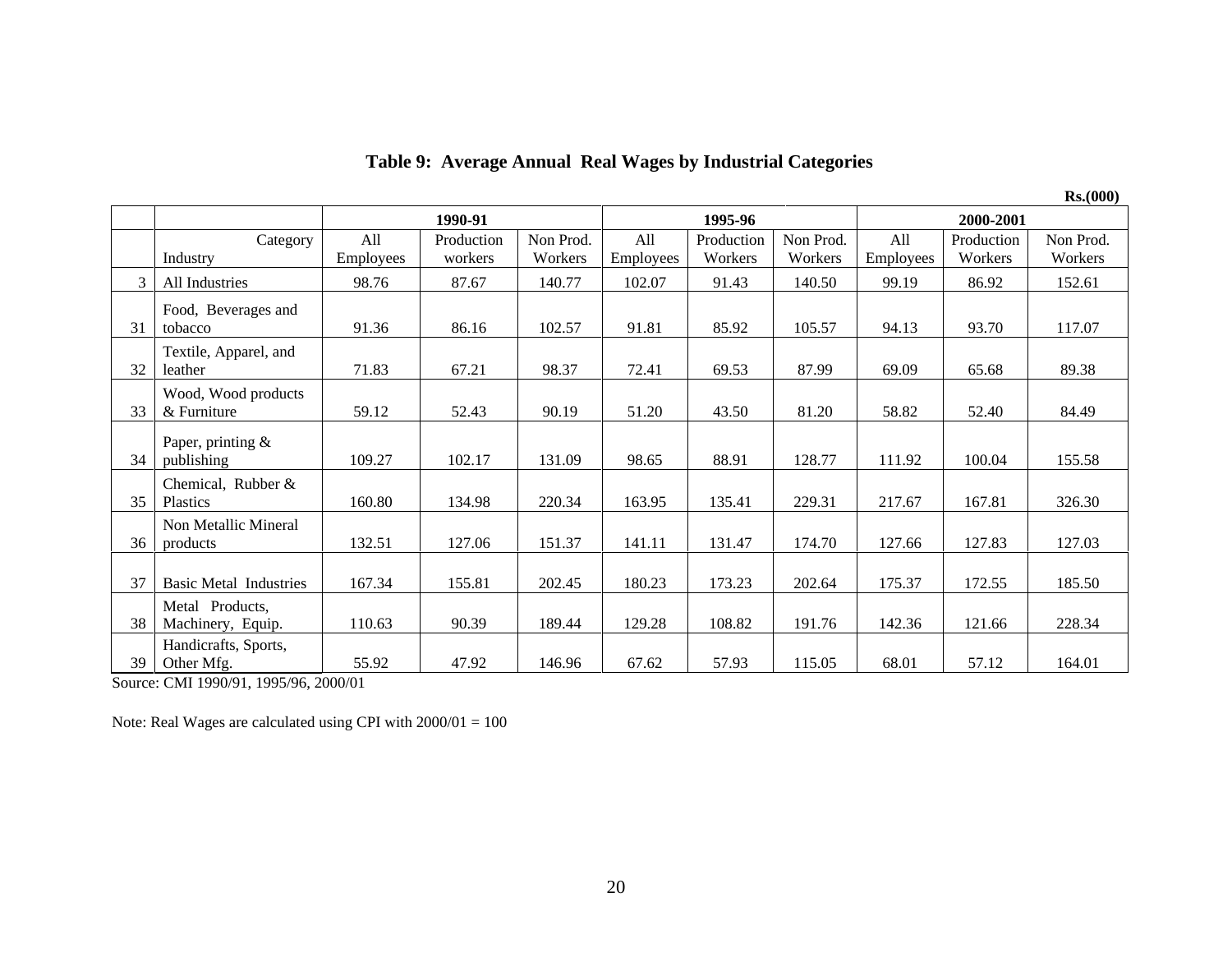**Table 9: Average Annual Real Wages by Industrial Categories**

Rs.(000)

| | | 1990-91 | | | 1995-96 | | | 2000-2001 | | |
|---|---|---|---|---|---|---|---|---|---|---|
| | Category<br>Industry | All Employees | Production workers | Non Prod. Workers | All Employees | Production Workers | Non Prod. Workers | All Employees | Production Workers | Non Prod. Workers |
| 3 | All Industries | 98.76 | 87.67 | 140.77 | 102.07 | 91.43 | 140.50 | 99.19 | 86.92 | 152.61 |
| 31 | Food, Beverages and tobacco | 91.36 | 86.16 | 102.57 | 91.81 | 85.92 | 105.57 | 94.13 | 93.70 | 117.07 |
| 32 | Textile, Apparel, and leather | 71.83 | 67.21 | 98.37 | 72.41 | 69.53 | 87.99 | 69.09 | 65.68 | 89.38 |
| 33 | Wood, Wood products & Furniture | 59.12 | 52.43 | 90.19 | 51.20 | 43.50 | 81.20 | 58.82 | 52.40 | 84.49 |
| 34 | Paper, printing & publishing | 109.27 | 102.17 | 131.09 | 98.65 | 88.91 | 128.77 | 111.92 | 100.04 | 155.58 |
| 35 | Chemical, Rubber & Plastics | 160.80 | 134.98 | 220.34 | 163.95 | 135.41 | 229.31 | 217.67 | 167.81 | 326.30 |
| 36 | Non Metallic Mineral products | 132.51 | 127.06 | 151.37 | 141.11 | 131.47 | 174.70 | 127.66 | 127.83 | 127.03 |
| 37 | Basic Metal Industries | 167.34 | 155.81 | 202.45 | 180.23 | 173.23 | 202.64 | 175.37 | 172.55 | 185.50 |
| 38 | Metal Products, Machinery, Equip. | 110.63 | 90.39 | 189.44 | 129.28 | 108.82 | 191.76 | 142.36 | 121.66 | 228.34 |
| 39 | Handicrafts, Sports, Other Mfg. | 55.92 | 47.92 | 146.96 | 67.62 | 57.93 | 115.05 | 68.01 | 57.12 | 164.01 |

Source: CMI 1990/91, 1995/96, 2000/01

Note: Real Wages are calculated using CPI with 2000/01 = 100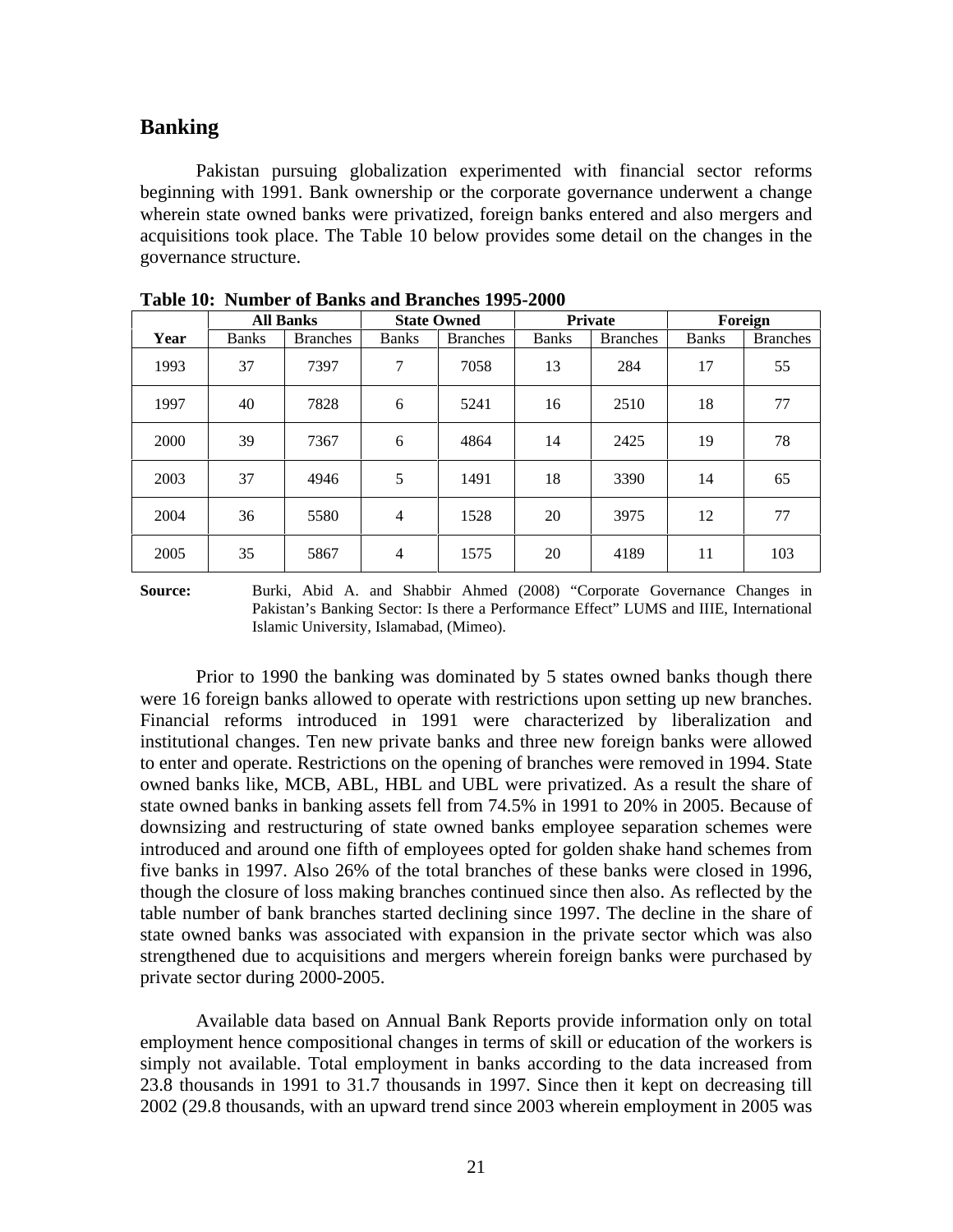## Banking

Pakistan pursuing globalization experimented with financial sector reforms beginning with 1991. Bank ownership or the corporate governance underwent a change wherein state owned banks were privatized, foreign banks entered and also mergers and acquisitions took place. The Table 10 below provides some detail on the changes in the governance structure.

**Table 10: Number of Banks and Branches 1995-2000**

| | All Banks | | State Owned | | Private | | Foreign | |
|---|---|---|---|---|---|---|---|---|
| **Year** | Banks | Branches | Banks | Branches | Banks | Branches | Banks | Branches |
| 1993 | 37 | 7397 | 7 | 7058 | 13 | 284 | 17 | 55 |
| 1997 | 40 | 7828 | 6 | 5241 | 16 | 2510 | 18 | 77 |
| 2000 | 39 | 7367 | 6 | 4864 | 14 | 2425 | 19 | 78 |
| 2003 | 37 | 4946 | 5 | 1491 | 18 | 3390 | 14 | 65 |
| 2004 | 36 | 5580 | 4 | 1528 | 20 | 3975 | 12 | 77 |
| 2005 | 35 | 5867 | 4 | 1575 | 20 | 4189 | 11 | 103 |

**Source:** Burki, Abid A. and Shabbir Ahmed (2008) "Corporate Governance Changes in Pakistan's Banking Sector: Is there a Performance Effect" LUMS and IIIE, International Islamic University, Islamabad, (Mimeo).

Prior to 1990 the banking was dominated by 5 states owned banks though there were 16 foreign banks allowed to operate with restrictions upon setting up new branches. Financial reforms introduced in 1991 were characterized by liberalization and institutional changes. Ten new private banks and three new foreign banks were allowed to enter and operate. Restrictions on the opening of branches were removed in 1994. State owned banks like, MCB, ABL, HBL and UBL were privatized. As a result the share of state owned banks in banking assets fell from 74.5% in 1991 to 20% in 2005. Because of downsizing and restructuring of state owned banks employee separation schemes were introduced and around one fifth of employees opted for golden shake hand schemes from five banks in 1997. Also 26% of the total branches of these banks were closed in 1996, though the closure of loss making branches continued since then also. As reflected by the table number of bank branches started declining since 1997. The decline in the share of state owned banks was associated with expansion in the private sector which was also strengthened due to acquisitions and mergers wherein foreign banks were purchased by private sector during 2000-2005.

Available data based on Annual Bank Reports provide information only on total employment hence compositional changes in terms of skill or education of the workers is simply not available. Total employment in banks according to the data increased from 23.8 thousands in 1991 to 31.7 thousands in 1997. Since then it kept on decreasing till 2002 (29.8 thousands, with an upward trend since 2003 wherein employment in 2005 was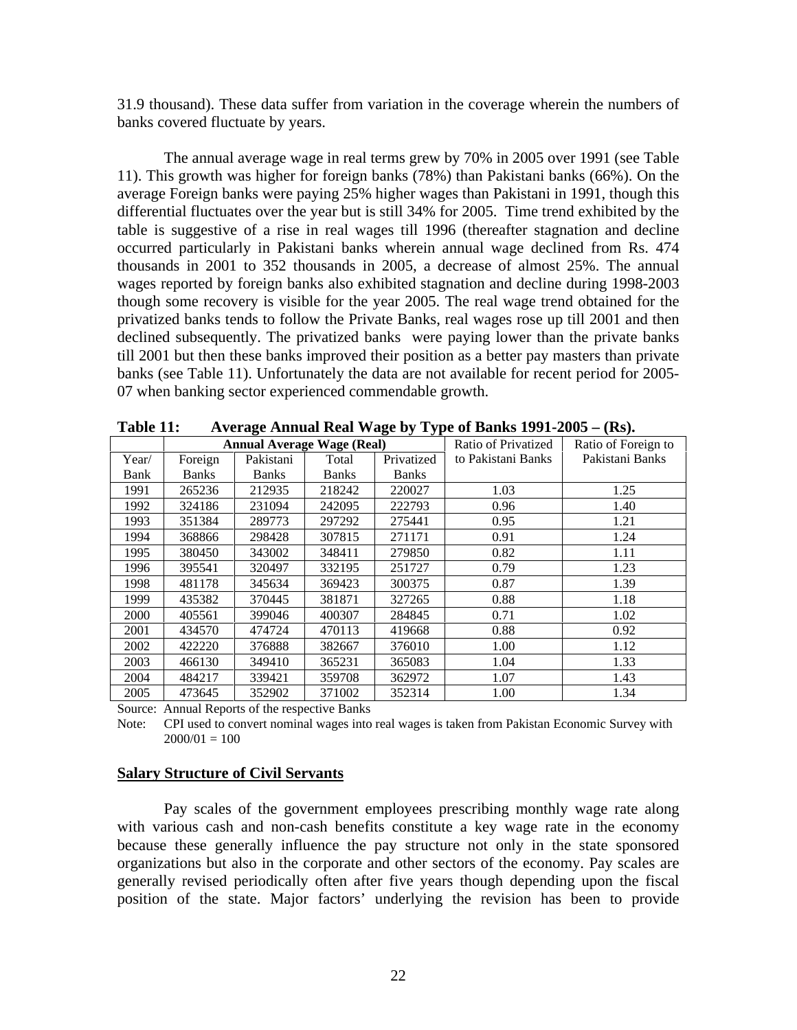31.9 thousand). These data suffer from variation in the coverage wherein the numbers of banks covered fluctuate by years.

The annual average wage in real terms grew by 70% in 2005 over 1991 (see Table 11). This growth was higher for foreign banks (78%) than Pakistani banks (66%). On the average Foreign banks were paying 25% higher wages than Pakistani in 1991, though this differential fluctuates over the year but is still 34% for 2005. Time trend exhibited by the table is suggestive of a rise in real wages till 1996 (thereafter stagnation and decline occurred particularly in Pakistani banks wherein annual wage declined from Rs. 474 thousands in 2001 to 352 thousands in 2005, a decrease of almost 25%. The annual wages reported by foreign banks also exhibited stagnation and decline during 1998-2003 though some recovery is visible for the year 2005. The real wage trend obtained for the privatized banks tends to follow the Private Banks, real wages rose up till 2001 and then declined subsequently. The privatized banks were paying lower than the private banks till 2001 but then these banks improved their position as a better pay masters than private banks (see Table 11). Unfortunately the data are not available for recent period for 2005-07 when banking sector experienced commendable growth.

**Table 11: Average Annual Real Wage by Type of Banks 1991-2005 – (Rs).**

| | **Annual Average Wage (Real)** | | | | Ratio of Privatized to Pakistani Banks | Ratio of Foreign to Pakistani Banks |
|---|---|---|---|---|---|---|
| Year/ Bank | Foreign Banks | Pakistani Banks | Total Banks | Privatized Banks | | |
| 1991 | 265236 | 212935 | 218242 | 220027 | 1.03 | 1.25 |
| 1992 | 324186 | 231094 | 242095 | 222793 | 0.96 | 1.40 |
| 1993 | 351384 | 289773 | 297292 | 275441 | 0.95 | 1.21 |
| 1994 | 368866 | 298428 | 307815 | 271171 | 0.91 | 1.24 |
| 1995 | 380450 | 343002 | 348411 | 279850 | 0.82 | 1.11 |
| 1996 | 395541 | 320497 | 332195 | 251727 | 0.79 | 1.23 |
| 1998 | 481178 | 345634 | 369423 | 300375 | 0.87 | 1.39 |
| 1999 | 435382 | 370445 | 381871 | 327265 | 0.88 | 1.18 |
| 2000 | 405561 | 399046 | 400307 | 284845 | 0.71 | 1.02 |
| 2001 | 434570 | 474724 | 470113 | 419668 | 0.88 | 0.92 |
| 2002 | 422220 | 376888 | 382667 | 376010 | 1.00 | 1.12 |
| 2003 | 466130 | 349410 | 365231 | 365083 | 1.04 | 1.33 |
| 2004 | 484217 | 339421 | 359708 | 362972 | 1.07 | 1.43 |
| 2005 | 473645 | 352902 | 371002 | 352314 | 1.00 | 1.34 |

Source: Annual Reports of the respective Banks

Note: CPI used to convert nominal wages into real wages is taken from Pakistan Economic Survey with 2000/01 = 100

## Salary Structure of Civil Servants

Pay scales of the government employees prescribing monthly wage rate along with various cash and non-cash benefits constitute a key wage rate in the economy because these generally influence the pay structure not only in the state sponsored organizations but also in the corporate and other sectors of the economy. Pay scales are generally revised periodically often after five years though depending upon the fiscal position of the state. Major factors' underlying the revision has been to provide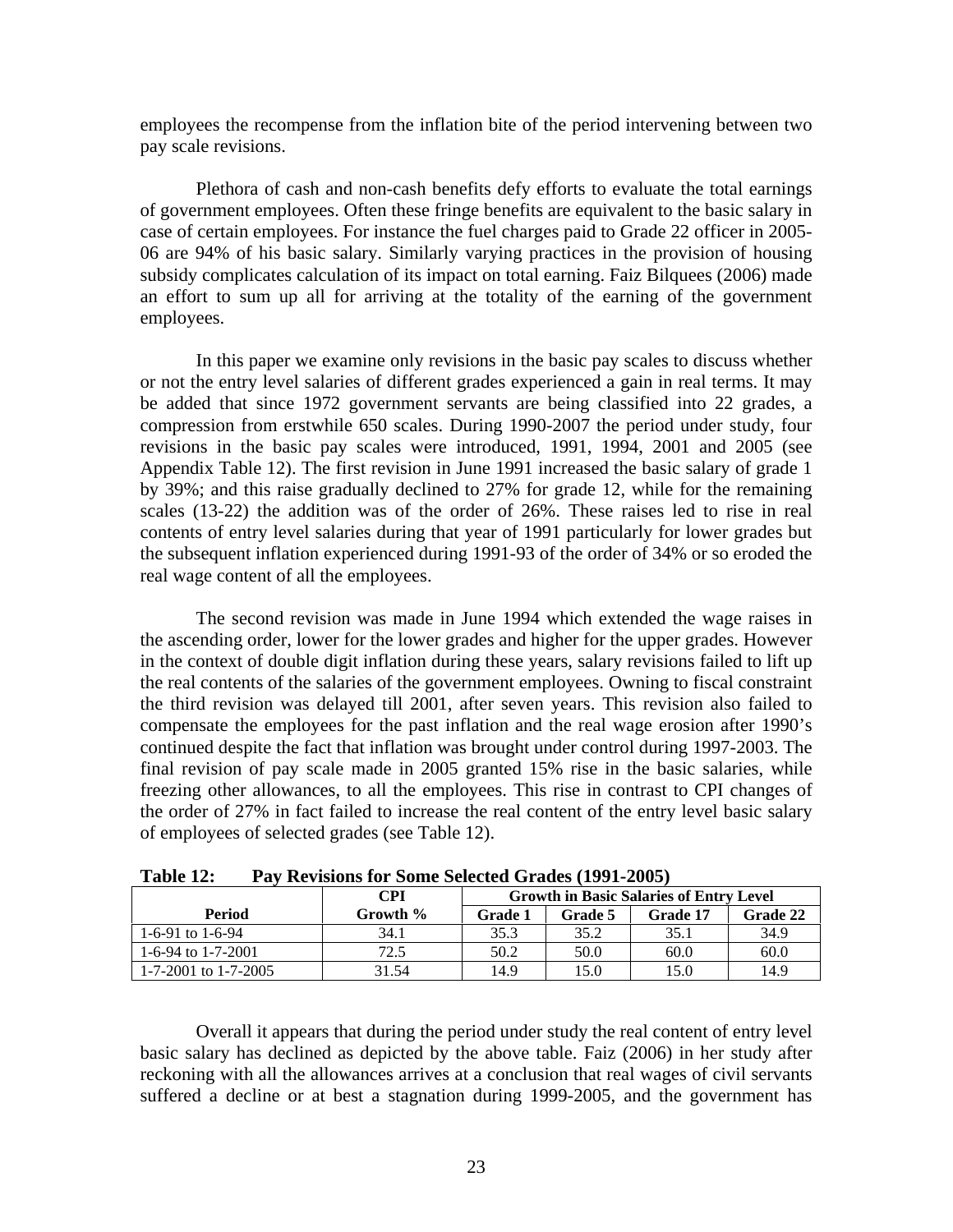employees the recompense from the inflation bite of the period intervening between two pay scale revisions.

Plethora of cash and non-cash benefits defy efforts to evaluate the total earnings of government employees. Often these fringe benefits are equivalent to the basic salary in case of certain employees. For instance the fuel charges paid to Grade 22 officer in 2005-06 are 94% of his basic salary. Similarly varying practices in the provision of housing subsidy complicates calculation of its impact on total earning. Faiz Bilquees (2006) made an effort to sum up all for arriving at the totality of the earning of the government employees.

In this paper we examine only revisions in the basic pay scales to discuss whether or not the entry level salaries of different grades experienced a gain in real terms. It may be added that since 1972 government servants are being classified into 22 grades, a compression from erstwhile 650 scales. During 1990-2007 the period under study, four revisions in the basic pay scales were introduced, 1991, 1994, 2001 and 2005 (see Appendix Table 12). The first revision in June 1991 increased the basic salary of grade 1 by 39%; and this raise gradually declined to 27% for grade 12, while for the remaining scales (13-22) the addition was of the order of 26%. These raises led to rise in real contents of entry level salaries during that year of 1991 particularly for lower grades but the subsequent inflation experienced during 1991-93 of the order of 34% or so eroded the real wage content of all the employees.

The second revision was made in June 1994 which extended the wage raises in the ascending order, lower for the lower grades and higher for the upper grades. However in the context of double digit inflation during these years, salary revisions failed to lift up the real contents of the salaries of the government employees. Owning to fiscal constraint the third revision was delayed till 2001, after seven years. This revision also failed to compensate the employees for the past inflation and the real wage erosion after 1990's continued despite the fact that inflation was brought under control during 1997-2003. The final revision of pay scale made in 2005 granted 15% rise in the basic salaries, while freezing other allowances, to all the employees. This rise in contrast to CPI changes of the order of 27% in fact failed to increase the real content of the entry level basic salary of employees of selected grades (see Table 12).

**Table 12: Pay Revisions for Some Selected Grades (1991-2005)**

| Period | CPI Growth % | Growth in Basic Salaries of Entry Level | | | |
|---|---|---|---|---|---|
| | | Grade 1 | Grade 5 | Grade 17 | Grade 22 |
| 1-6-91 to 1-6-94 | 34.1 | 35.3 | 35.2 | 35.1 | 34.9 |
| 1-6-94 to 1-7-2001 | 72.5 | 50.2 | 50.0 | 60.0 | 60.0 |
| 1-7-2001 to 1-7-2005 | 31.54 | 14.9 | 15.0 | 15.0 | 14.9 |

Overall it appears that during the period under study the real content of entry level basic salary has declined as depicted by the above table. Faiz (2006) in her study after reckoning with all the allowances arrives at a conclusion that real wages of civil servants suffered a decline or at best a stagnation during 1999-2005, and the government has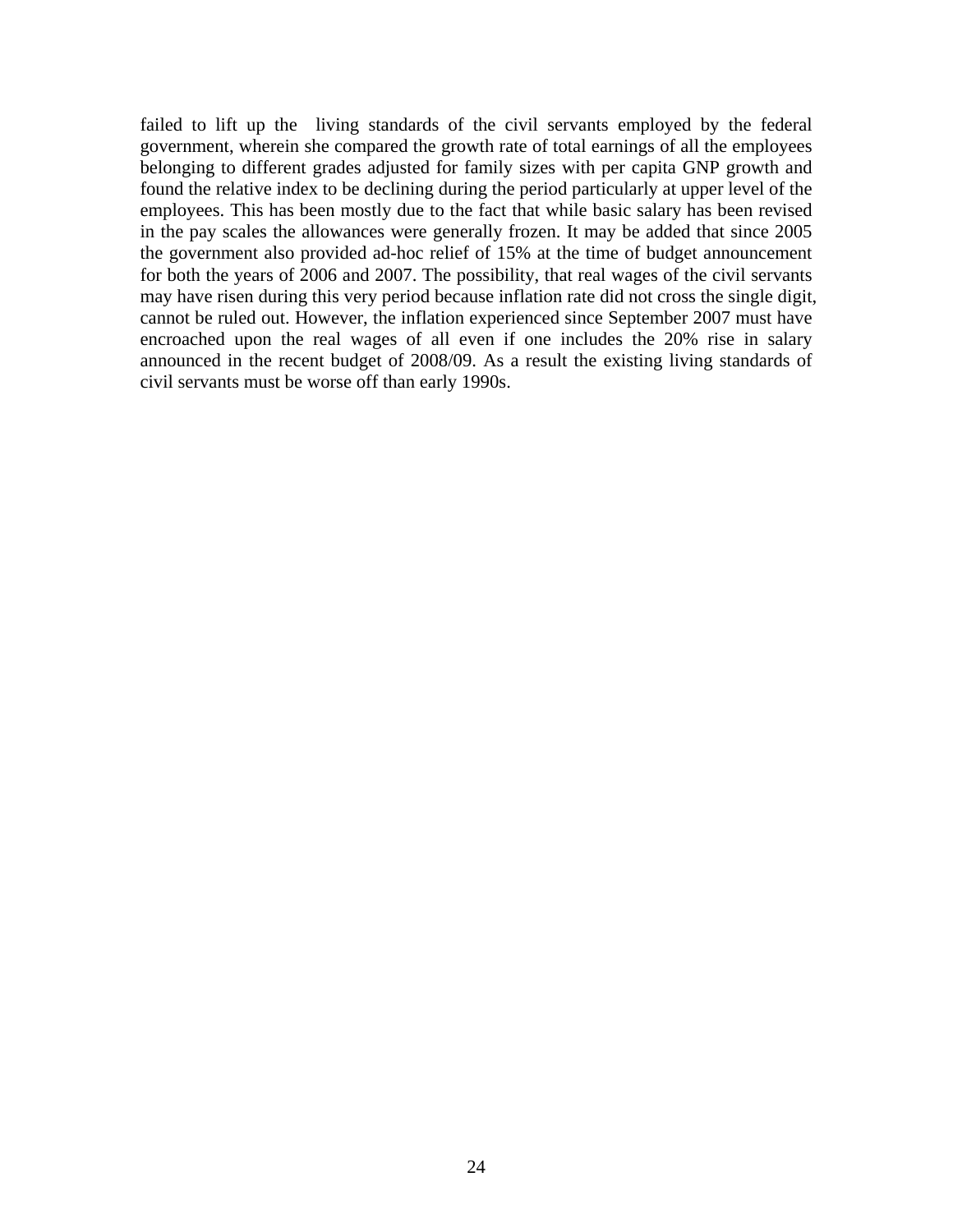failed to lift up the living standards of the civil servants employed by the federal government, wherein she compared the growth rate of total earnings of all the employees belonging to different grades adjusted for family sizes with per capita GNP growth and found the relative index to be declining during the period particularly at upper level of the employees. This has been mostly due to the fact that while basic salary has been revised in the pay scales the allowances were generally frozen. It may be added that since 2005 the government also provided ad-hoc relief of 15% at the time of budget announcement for both the years of 2006 and 2007. The possibility, that real wages of the civil servants may have risen during this very period because inflation rate did not cross the single digit, cannot be ruled out. However, the inflation experienced since September 2007 must have encroached upon the real wages of all even if one includes the 20% rise in salary announced in the recent budget of 2008/09. As a result the existing living standards of civil servants must be worse off than early 1990s.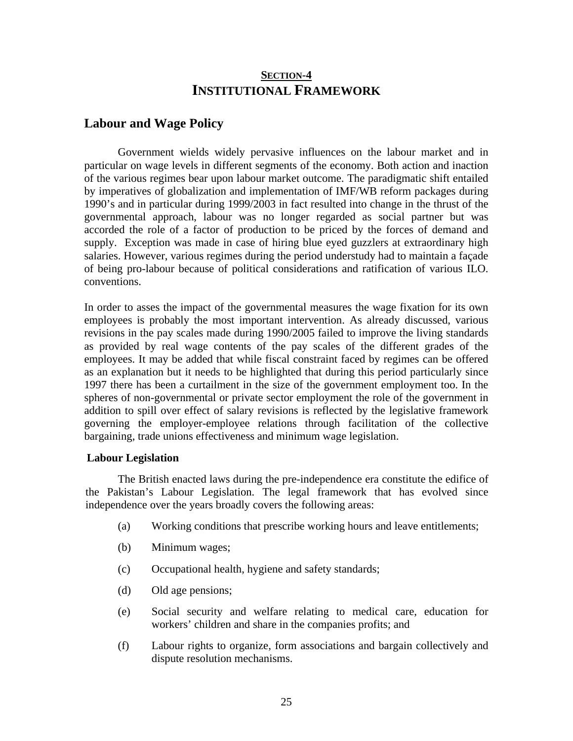# SECTION-4
# INSTITUTIONAL FRAMEWORK

## Labour and Wage Policy

Government wields widely pervasive influences on the labour market and in particular on wage levels in different segments of the economy. Both action and inaction of the various regimes bear upon labour market outcome. The paradigmatic shift entailed by imperatives of globalization and implementation of IMF/WB reform packages during 1990's and in particular during 1999/2003 in fact resulted into change in the thrust of the governmental approach, labour was no longer regarded as social partner but was accorded the role of a factor of production to be priced by the forces of demand and supply. Exception was made in case of hiring blue eyed guzzlers at extraordinary high salaries. However, various regimes during the period understudy had to maintain a façade of being pro-labour because of political considerations and ratification of various ILO. conventions.

In order to asses the impact of the governmental measures the wage fixation for its own employees is probably the most important intervention. As already discussed, various revisions in the pay scales made during 1990/2005 failed to improve the living standards as provided by real wage contents of the pay scales of the different grades of the employees. It may be added that while fiscal constraint faced by regimes can be offered as an explanation but it needs to be highlighted that during this period particularly since 1997 there has been a curtailment in the size of the government employment too. In the spheres of non-governmental or private sector employment the role of the government in addition to spill over effect of salary revisions is reflected by the legislative framework governing the employer-employee relations through facilitation of the collective bargaining, trade unions effectiveness and minimum wage legislation.

### Labour Legislation

The British enacted laws during the pre-independence era constitute the edifice of the Pakistan's Labour Legislation. The legal framework that has evolved since independence over the years broadly covers the following areas:

(a) Working conditions that prescribe working hours and leave entitlements;

(b) Minimum wages;

(c) Occupational health, hygiene and safety standards;

(d) Old age pensions;

(e) Social security and welfare relating to medical care, education for workers' children and share in the companies profits; and

(f) Labour rights to organize, form associations and bargain collectively and dispute resolution mechanisms.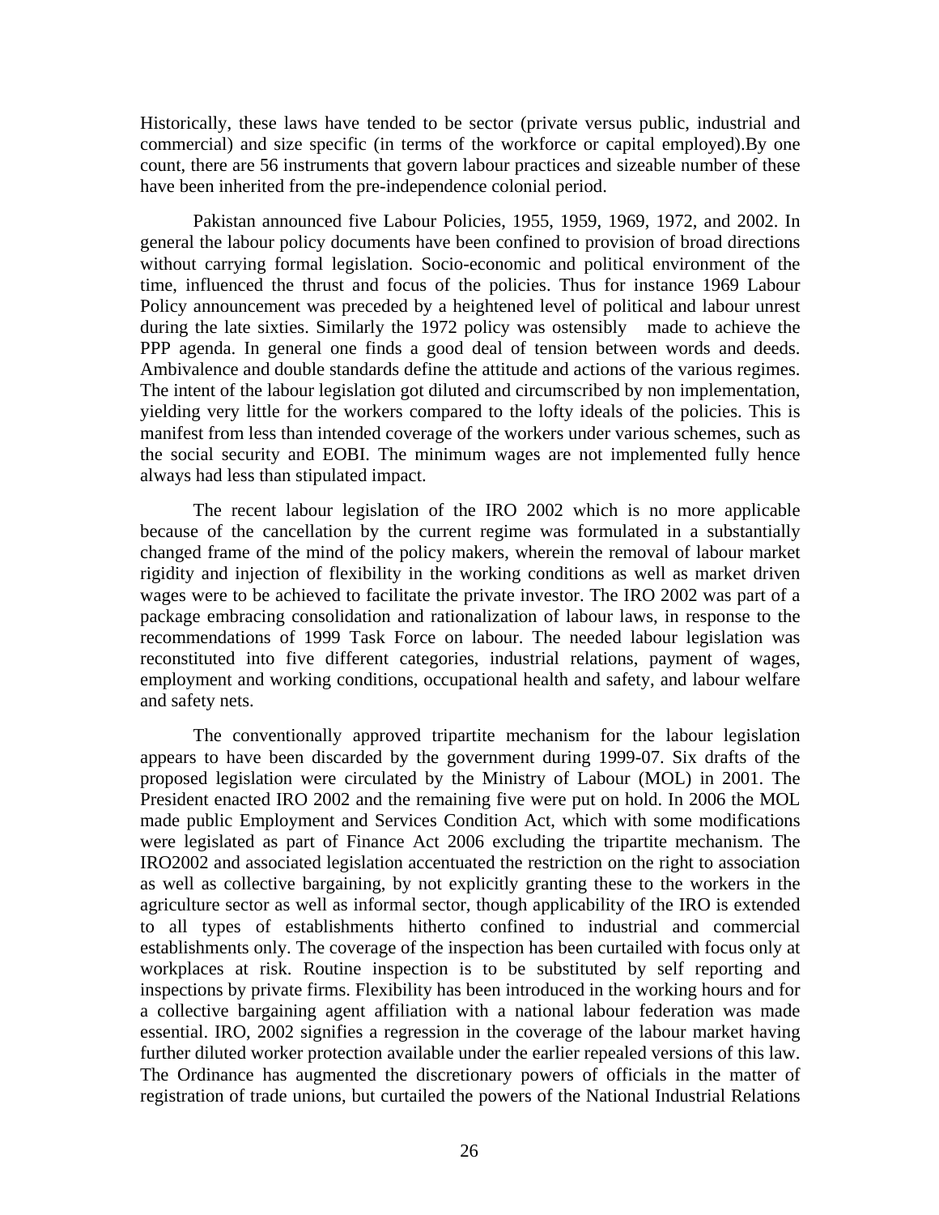Historically, these laws have tended to be sector (private versus public, industrial and commercial) and size specific (in terms of the workforce or capital employed).By one count, there are 56 instruments that govern labour practices and sizeable number of these have been inherited from the pre-independence colonial period.

Pakistan announced five Labour Policies, 1955, 1959, 1969, 1972, and 2002. In general the labour policy documents have been confined to provision of broad directions without carrying formal legislation. Socio-economic and political environment of the time, influenced the thrust and focus of the policies. Thus for instance 1969 Labour Policy announcement was preceded by a heightened level of political and labour unrest during the late sixties. Similarly the 1972 policy was ostensibly made to achieve the PPP agenda. In general one finds a good deal of tension between words and deeds. Ambivalence and double standards define the attitude and actions of the various regimes. The intent of the labour legislation got diluted and circumscribed by non implementation, yielding very little for the workers compared to the lofty ideals of the policies. This is manifest from less than intended coverage of the workers under various schemes, such as the social security and EOBI. The minimum wages are not implemented fully hence always had less than stipulated impact.

The recent labour legislation of the IRO 2002 which is no more applicable because of the cancellation by the current regime was formulated in a substantially changed frame of the mind of the policy makers, wherein the removal of labour market rigidity and injection of flexibility in the working conditions as well as market driven wages were to be achieved to facilitate the private investor. The IRO 2002 was part of a package embracing consolidation and rationalization of labour laws, in response to the recommendations of 1999 Task Force on labour. The needed labour legislation was reconstituted into five different categories, industrial relations, payment of wages, employment and working conditions, occupational health and safety, and labour welfare and safety nets.

The conventionally approved tripartite mechanism for the labour legislation appears to have been discarded by the government during 1999-07. Six drafts of the proposed legislation were circulated by the Ministry of Labour (MOL) in 2001. The President enacted IRO 2002 and the remaining five were put on hold. In 2006 the MOL made public Employment and Services Condition Act, which with some modifications were legislated as part of Finance Act 2006 excluding the tripartite mechanism. The IRO2002 and associated legislation accentuated the restriction on the right to association as well as collective bargaining, by not explicitly granting these to the workers in the agriculture sector as well as informal sector, though applicability of the IRO is extended to all types of establishments hitherto confined to industrial and commercial establishments only. The coverage of the inspection has been curtailed with focus only at workplaces at risk. Routine inspection is to be substituted by self reporting and inspections by private firms. Flexibility has been introduced in the working hours and for a collective bargaining agent affiliation with a national labour federation was made essential. IRO, 2002 signifies a regression in the coverage of the labour market having further diluted worker protection available under the earlier repealed versions of this law. The Ordinance has augmented the discretionary powers of officials in the matter of registration of trade unions, but curtailed the powers of the National Industrial Relations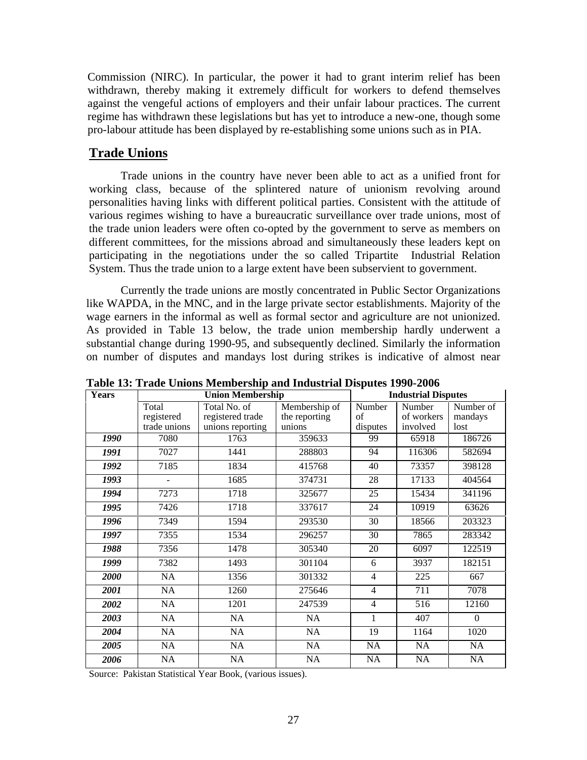Commission (NIRC). In particular, the power it had to grant interim relief has been withdrawn, thereby making it extremely difficult for workers to defend themselves against the vengeful actions of employers and their unfair labour practices. The current regime has withdrawn these legislations but has yet to introduce a new-one, though some pro-labour attitude has been displayed by re-establishing some unions such as in PIA.

## Trade Unions

Trade unions in the country have never been able to act as a unified front for working class, because of the splintered nature of unionism revolving around personalities having links with different political parties. Consistent with the attitude of various regimes wishing to have a bureaucratic surveillance over trade unions, most of the trade union leaders were often co-opted by the government to serve as members on different committees, for the missions abroad and simultaneously these leaders kept on participating in the negotiations under the so called Tripartite Industrial Relation System. Thus the trade union to a large extent have been subservient to government.

Currently the trade unions are mostly concentrated in Public Sector Organizations like WAPDA, in the MNC, and in the large private sector establishments. Majority of the wage earners in the informal as well as formal sector and agriculture are not unionized. As provided in Table 13 below, the trade union membership hardly underwent a substantial change during 1990-95, and subsequently declined. Similarly the information on number of disputes and mandays lost during strikes is indicative of almost near

**Table 13: Trade Unions Membership and Industrial Disputes 1990-2006**

| Years | Union Membership | | | Industrial Disputes | | |
|---|---|---|---|---|---|---|
| | Total registered trade unions | Total No. of registered trade unions reporting | Membership of the reporting unions | Number of disputes | Number of workers involved | Number of mandays lost |
| *1990* | 7080 | 1763 | 359633 | 99 | 65918 | 186726 |
| *1991* | 7027 | 1441 | 288803 | 94 | 116306 | 582694 |
| *1992* | 7185 | 1834 | 415768 | 40 | 73357 | 398128 |
| *1993* | - | 1685 | 374731 | 28 | 17133 | 404564 |
| *1994* | 7273 | 1718 | 325677 | 25 | 15434 | 341196 |
| *1995* | 7426 | 1718 | 337617 | 24 | 10919 | 63626 |
| *1996* | 7349 | 1594 | 293530 | 30 | 18566 | 203323 |
| *1997* | 7355 | 1534 | 296257 | 30 | 7865 | 283342 |
| *1988* | 7356 | 1478 | 305340 | 20 | 6097 | 122519 |
| *1999* | 7382 | 1493 | 301104 | 6 | 3937 | 182151 |
| *2000* | NA | 1356 | 301332 | 4 | 225 | 667 |
| *2001* | NA | 1260 | 275646 | 4 | 711 | 7078 |
| *2002* | NA | 1201 | 247539 | 4 | 516 | 12160 |
| *2003* | NA | NA | NA | 1 | 407 | 0 |
| *2004* | NA | NA | NA | 19 | 1164 | 1020 |
| *2005* | NA | NA | NA | NA | NA | NA |
| *2006* | NA | NA | NA | NA | NA | NA |

Source: Pakistan Statistical Year Book, (various issues).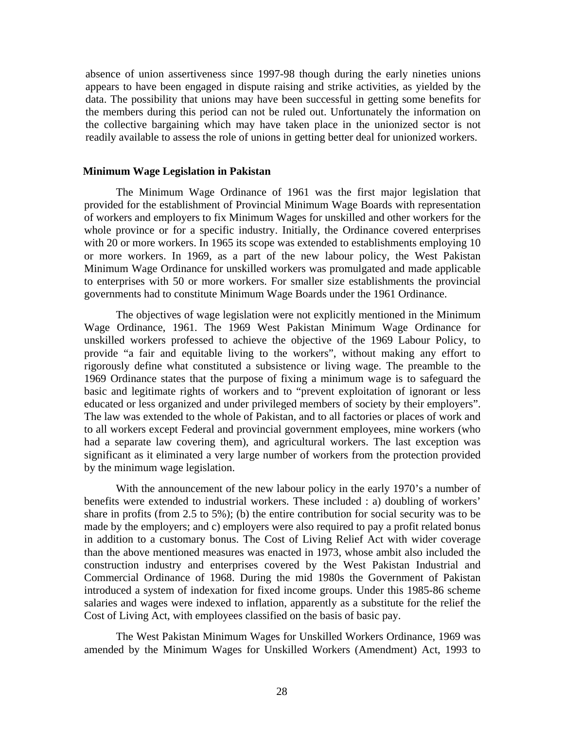absence of union assertiveness since 1997-98 though during the early nineties unions appears to have been engaged in dispute raising and strike activities, as yielded by the data. The possibility that unions may have been successful in getting some benefits for the members during this period can not be ruled out. Unfortunately the information on the collective bargaining which may have taken place in the unionized sector is not readily available to assess the role of unions in getting better deal for unionized workers.

**Minimum Wage Legislation in Pakistan**

The Minimum Wage Ordinance of 1961 was the first major legislation that provided for the establishment of Provincial Minimum Wage Boards with representation of workers and employers to fix Minimum Wages for unskilled and other workers for the whole province or for a specific industry. Initially, the Ordinance covered enterprises with 20 or more workers. In 1965 its scope was extended to establishments employing 10 or more workers. In 1969, as a part of the new labour policy, the West Pakistan Minimum Wage Ordinance for unskilled workers was promulgated and made applicable to enterprises with 50 or more workers. For smaller size establishments the provincial governments had to constitute Minimum Wage Boards under the 1961 Ordinance.

The objectives of wage legislation were not explicitly mentioned in the Minimum Wage Ordinance, 1961. The 1969 West Pakistan Minimum Wage Ordinance for unskilled workers professed to achieve the objective of the 1969 Labour Policy, to provide "a fair and equitable living to the workers", without making any effort to rigorously define what constituted a subsistence or living wage. The preamble to the 1969 Ordinance states that the purpose of fixing a minimum wage is to safeguard the basic and legitimate rights of workers and to "prevent exploitation of ignorant or less educated or less organized and under privileged members of society by their employers". The law was extended to the whole of Pakistan, and to all factories or places of work and to all workers except Federal and provincial government employees, mine workers (who had a separate law covering them), and agricultural workers. The last exception was significant as it eliminated a very large number of workers from the protection provided by the minimum wage legislation.

With the announcement of the new labour policy in the early 1970's a number of benefits were extended to industrial workers. These included : a) doubling of workers' share in profits (from 2.5 to 5%); (b) the entire contribution for social security was to be made by the employers; and c) employers were also required to pay a profit related bonus in addition to a customary bonus. The Cost of Living Relief Act with wider coverage than the above mentioned measures was enacted in 1973, whose ambit also included the construction industry and enterprises covered by the West Pakistan Industrial and Commercial Ordinance of 1968. During the mid 1980s the Government of Pakistan introduced a system of indexation for fixed income groups. Under this 1985-86 scheme salaries and wages were indexed to inflation, apparently as a substitute for the relief the Cost of Living Act, with employees classified on the basis of basic pay.

The West Pakistan Minimum Wages for Unskilled Workers Ordinance, 1969 was amended by the Minimum Wages for Unskilled Workers (Amendment) Act, 1993 to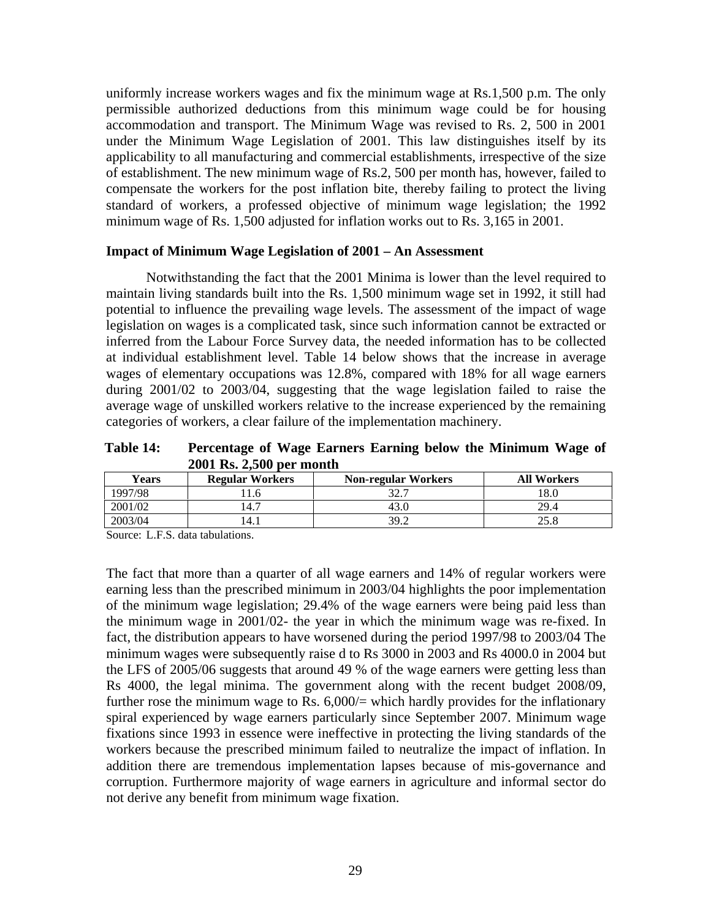uniformly increase workers wages and fix the minimum wage at Rs.1,500 p.m. The only permissible authorized deductions from this minimum wage could be for housing accommodation and transport. The Minimum Wage was revised to Rs. 2, 500 in 2001 under the Minimum Wage Legislation of 2001. This law distinguishes itself by its applicability to all manufacturing and commercial establishments, irrespective of the size of establishment. The new minimum wage of Rs.2, 500 per month has, however, failed to compensate the workers for the post inflation bite, thereby failing to protect the living standard of workers, a professed objective of minimum wage legislation; the 1992 minimum wage of Rs. 1,500 adjusted for inflation works out to Rs. 3,165 in 2001.

**Impact of Minimum Wage Legislation of 2001 – An Assessment**

Notwithstanding the fact that the 2001 Minima is lower than the level required to maintain living standards built into the Rs. 1,500 minimum wage set in 1992, it still had potential to influence the prevailing wage levels. The assessment of the impact of wage legislation on wages is a complicated task, since such information cannot be extracted or inferred from the Labour Force Survey data, the needed information has to be collected at individual establishment level. Table 14 below shows that the increase in average wages of elementary occupations was 12.8%, compared with 18% for all wage earners during 2001/02 to 2003/04, suggesting that the wage legislation failed to raise the average wage of unskilled workers relative to the increase experienced by the remaining categories of workers, a clear failure of the implementation machinery.

**Table 14: Percentage of Wage Earners Earning below the Minimum Wage of 2001 Rs. 2,500 per month**

| Years | Regular Workers | Non-regular Workers | All Workers |
|---|---|---|---|
| 1997/98 | 11.6 | 32.7 | 18.0 |
| 2001/02 | 14.7 | 43.0 | 29.4 |
| 2003/04 | 14.1 | 39.2 | 25.8 |

Source: L.F.S. data tabulations.

The fact that more than a quarter of all wage earners and 14% of regular workers were earning less than the prescribed minimum in 2003/04 highlights the poor implementation of the minimum wage legislation; 29.4% of the wage earners were being paid less than the minimum wage in 2001/02- the year in which the minimum wage was re-fixed. In fact, the distribution appears to have worsened during the period 1997/98 to 2003/04 The minimum wages were subsequently raise d to Rs 3000 in 2003 and Rs 4000.0 in 2004 but the LFS of 2005/06 suggests that around 49 % of the wage earners were getting less than Rs 4000, the legal minima. The government along with the recent budget 2008/09, further rose the minimum wage to Rs. 6,000/= which hardly provides for the inflationary spiral experienced by wage earners particularly since September 2007. Minimum wage fixations since 1993 in essence were ineffective in protecting the living standards of the workers because the prescribed minimum failed to neutralize the impact of inflation. In addition there are tremendous implementation lapses because of mis-governance and corruption. Furthermore majority of wage earners in agriculture and informal sector do not derive any benefit from minimum wage fixation.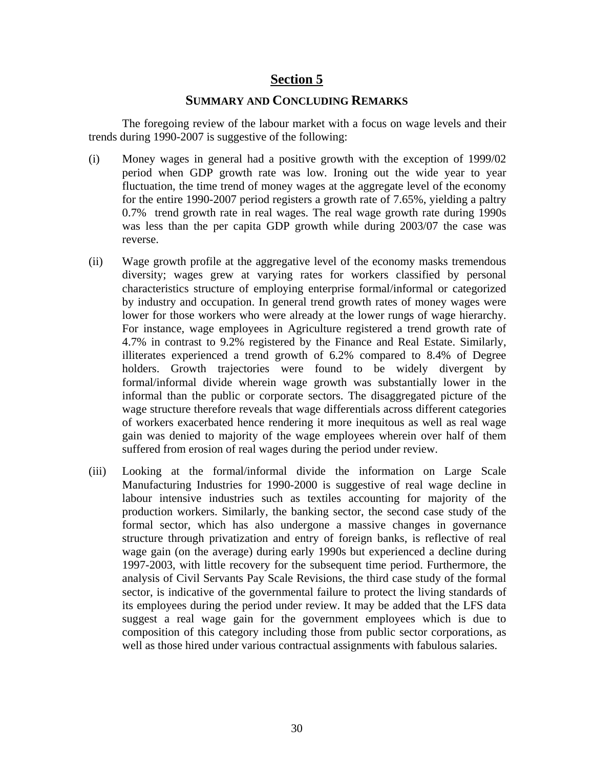# Section 5

## SUMMARY AND CONCLUDING REMARKS

The foregoing review of the labour market with a focus on wage levels and their trends during 1990-2007 is suggestive of the following:

(i) Money wages in general had a positive growth with the exception of 1999/02 period when GDP growth rate was low. Ironing out the wide year to year fluctuation, the time trend of money wages at the aggregate level of the economy for the entire 1990-2007 period registers a growth rate of 7.65%, yielding a paltry 0.7% trend growth rate in real wages. The real wage growth rate during 1990s was less than the per capita GDP growth while during 2003/07 the case was reverse.

(ii) Wage growth profile at the aggregative level of the economy masks tremendous diversity; wages grew at varying rates for workers classified by personal characteristics structure of employing enterprise formal/informal or categorized by industry and occupation. In general trend growth rates of money wages were lower for those workers who were already at the lower rungs of wage hierarchy. For instance, wage employees in Agriculture registered a trend growth rate of 4.7% in contrast to 9.2% registered by the Finance and Real Estate. Similarly, illiterates experienced a trend growth of 6.2% compared to 8.4% of Degree holders. Growth trajectories were found to be widely divergent by formal/informal divide wherein wage growth was substantially lower in the informal than the public or corporate sectors. The disaggregated picture of the wage structure therefore reveals that wage differentials across different categories of workers exacerbated hence rendering it more inequitous as well as real wage gain was denied to majority of the wage employees wherein over half of them suffered from erosion of real wages during the period under review.

(iii) Looking at the formal/informal divide the information on Large Scale Manufacturing Industries for 1990-2000 is suggestive of real wage decline in labour intensive industries such as textiles accounting for majority of the production workers. Similarly, the banking sector, the second case study of the formal sector, which has also undergone a massive changes in governance structure through privatization and entry of foreign banks, is reflective of real wage gain (on the average) during early 1990s but experienced a decline during 1997-2003, with little recovery for the subsequent time period. Furthermore, the analysis of Civil Servants Pay Scale Revisions, the third case study of the formal sector, is indicative of the governmental failure to protect the living standards of its employees during the period under review. It may be added that the LFS data suggest a real wage gain for the government employees which is due to composition of this category including those from public sector corporations, as well as those hired under various contractual assignments with fabulous salaries.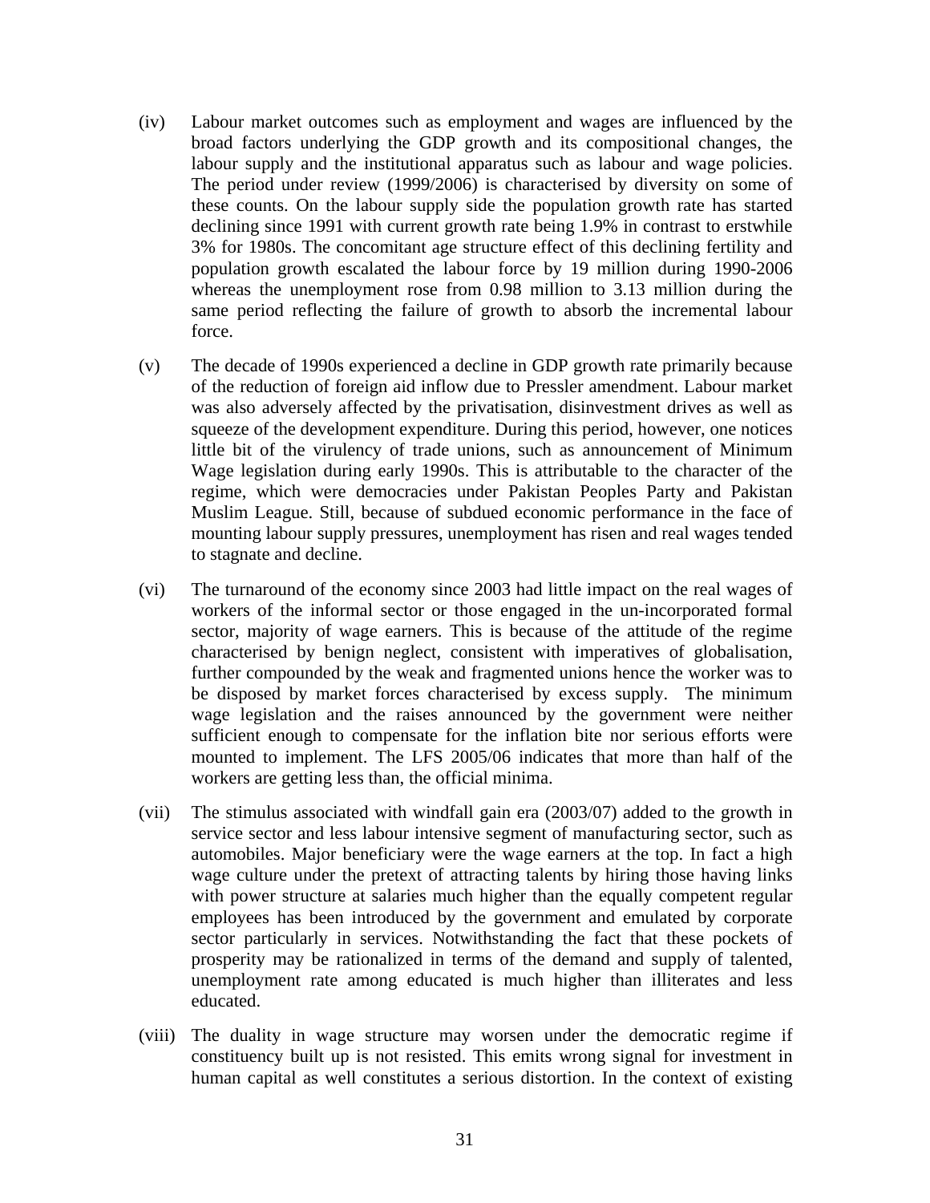(iv) Labour market outcomes such as employment and wages are influenced by the broad factors underlying the GDP growth and its compositional changes, the labour supply and the institutional apparatus such as labour and wage policies. The period under review (1999/2006) is characterised by diversity on some of these counts. On the labour supply side the population growth rate has started declining since 1991 with current growth rate being 1.9% in contrast to erstwhile 3% for 1980s. The concomitant age structure effect of this declining fertility and population growth escalated the labour force by 19 million during 1990-2006 whereas the unemployment rose from 0.98 million to 3.13 million during the same period reflecting the failure of growth to absorb the incremental labour force.

(v) The decade of 1990s experienced a decline in GDP growth rate primarily because of the reduction of foreign aid inflow due to Pressler amendment. Labour market was also adversely affected by the privatisation, disinvestment drives as well as squeeze of the development expenditure. During this period, however, one notices little bit of the virulency of trade unions, such as announcement of Minimum Wage legislation during early 1990s. This is attributable to the character of the regime, which were democracies under Pakistan Peoples Party and Pakistan Muslim League. Still, because of subdued economic performance in the face of mounting labour supply pressures, unemployment has risen and real wages tended to stagnate and decline.

(vi) The turnaround of the economy since 2003 had little impact on the real wages of workers of the informal sector or those engaged in the un-incorporated formal sector, majority of wage earners. This is because of the attitude of the regime characterised by benign neglect, consistent with imperatives of globalisation, further compounded by the weak and fragmented unions hence the worker was to be disposed by market forces characterised by excess supply. The minimum wage legislation and the raises announced by the government were neither sufficient enough to compensate for the inflation bite nor serious efforts were mounted to implement. The LFS 2005/06 indicates that more than half of the workers are getting less than, the official minima.

(vii) The stimulus associated with windfall gain era (2003/07) added to the growth in service sector and less labour intensive segment of manufacturing sector, such as automobiles. Major beneficiary were the wage earners at the top. In fact a high wage culture under the pretext of attracting talents by hiring those having links with power structure at salaries much higher than the equally competent regular employees has been introduced by the government and emulated by corporate sector particularly in services. Notwithstanding the fact that these pockets of prosperity may be rationalized in terms of the demand and supply of talented, unemployment rate among educated is much higher than illiterates and less educated.

(viii) The duality in wage structure may worsen under the democratic regime if constituency built up is not resisted. This emits wrong signal for investment in human capital as well constitutes a serious distortion. In the context of existing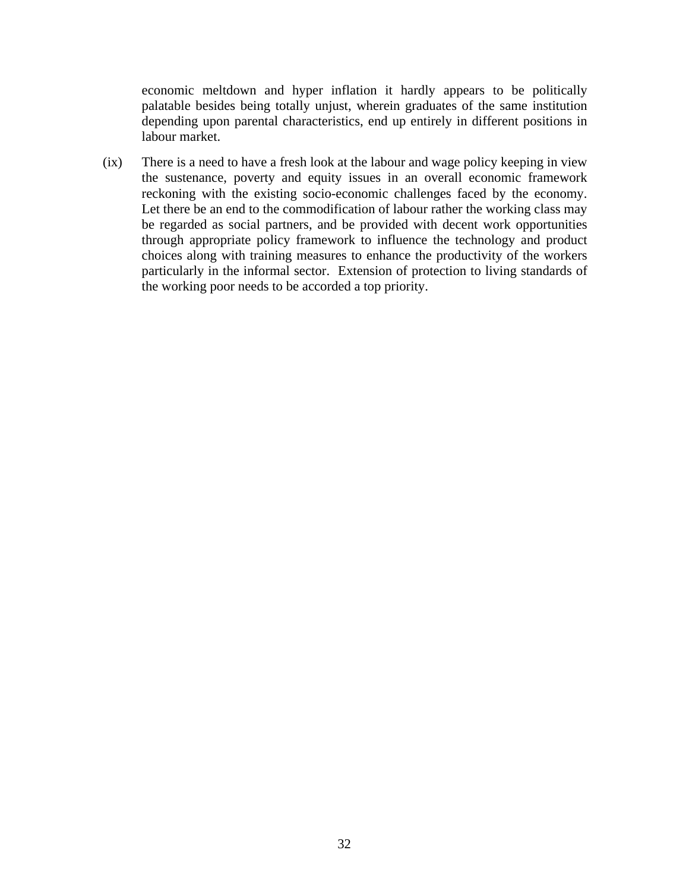economic meltdown and hyper inflation it hardly appears to be politically palatable besides being totally unjust, wherein graduates of the same institution depending upon parental characteristics, end up entirely in different positions in labour market.

(ix) There is a need to have a fresh look at the labour and wage policy keeping in view the sustenance, poverty and equity issues in an overall economic framework reckoning with the existing socio-economic challenges faced by the economy. Let there be an end to the commodification of labour rather the working class may be regarded as social partners, and be provided with decent work opportunities through appropriate policy framework to influence the technology and product choices along with training measures to enhance the productivity of the workers particularly in the informal sector. Extension of protection to living standards of the working poor needs to be accorded a top priority.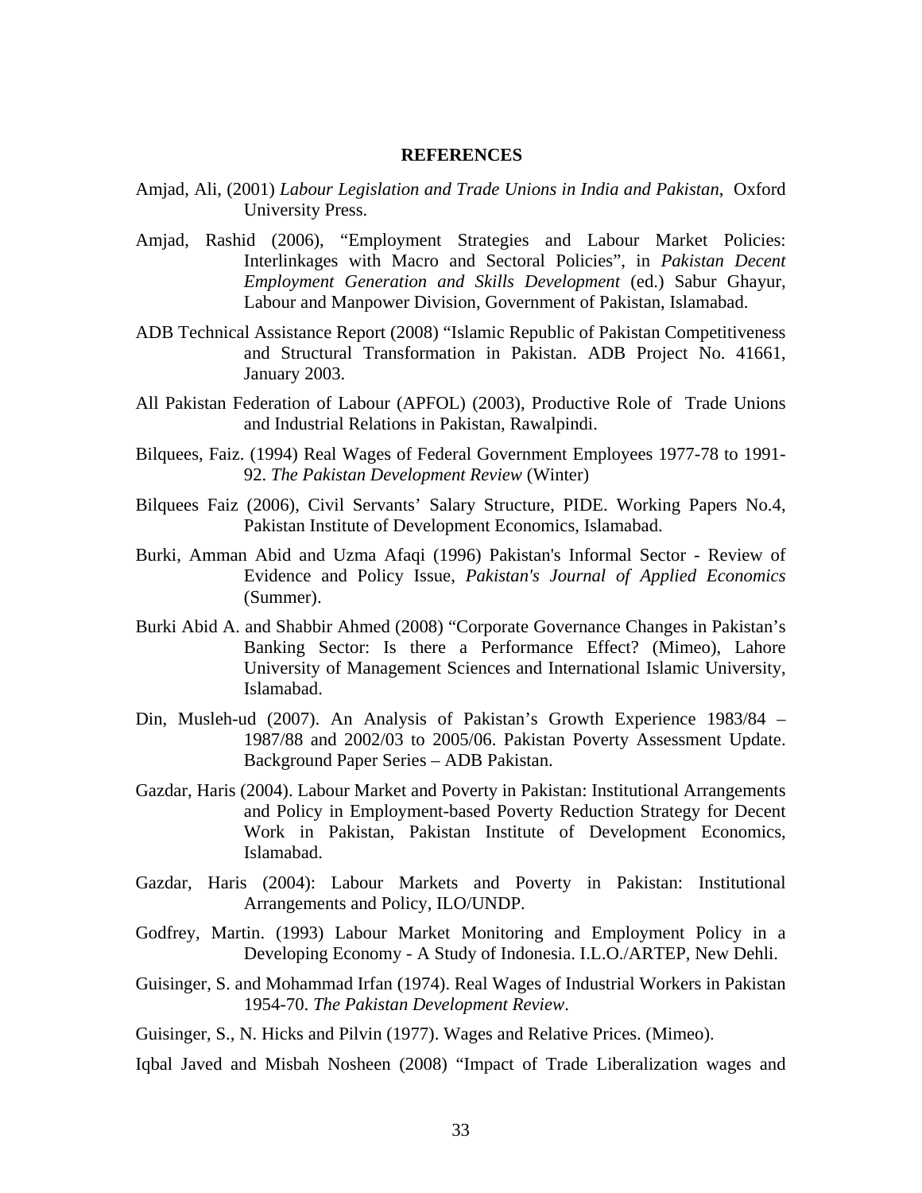# REFERENCES

Amjad, Ali, (2001) *Labour Legislation and Trade Unions in India and Pakistan*, Oxford University Press.

Amjad, Rashid (2006), "Employment Strategies and Labour Market Policies: Interlinkages with Macro and Sectoral Policies", in *Pakistan Decent Employment Generation and Skills Development* (ed.) Sabur Ghayur, Labour and Manpower Division, Government of Pakistan, Islamabad.

ADB Technical Assistance Report (2008) "Islamic Republic of Pakistan Competitiveness and Structural Transformation in Pakistan. ADB Project No. 41661, January 2003.

All Pakistan Federation of Labour (APFOL) (2003), Productive Role of Trade Unions and Industrial Relations in Pakistan, Rawalpindi.

Bilquees, Faiz. (1994) Real Wages of Federal Government Employees 1977-78 to 1991-92. *The Pakistan Development Review* (Winter)

Bilquees Faiz (2006), Civil Servants' Salary Structure, PIDE. Working Papers No.4, Pakistan Institute of Development Economics, Islamabad.

Burki, Amman Abid and Uzma Afaqi (1996) Pakistan's Informal Sector - Review of Evidence and Policy Issue, *Pakistan's Journal of Applied Economics* (Summer).

Burki Abid A. and Shabbir Ahmed (2008) "Corporate Governance Changes in Pakistan's Banking Sector: Is there a Performance Effect? (Mimeo), Lahore University of Management Sciences and International Islamic University, Islamabad.

Din, Musleh-ud (2007). An Analysis of Pakistan's Growth Experience 1983/84 – 1987/88 and 2002/03 to 2005/06. Pakistan Poverty Assessment Update. Background Paper Series – ADB Pakistan.

Gazdar, Haris (2004). Labour Market and Poverty in Pakistan: Institutional Arrangements and Policy in Employment-based Poverty Reduction Strategy for Decent Work in Pakistan, Pakistan Institute of Development Economics, Islamabad.

Gazdar, Haris (2004): Labour Markets and Poverty in Pakistan: Institutional Arrangements and Policy, ILO/UNDP.

Godfrey, Martin. (1993) Labour Market Monitoring and Employment Policy in a Developing Economy - A Study of Indonesia. I.L.O./ARTEP, New Dehli.

Guisinger, S. and Mohammad Irfan (1974). Real Wages of Industrial Workers in Pakistan 1954-70. *The Pakistan Development Review*.

Guisinger, S., N. Hicks and Pilvin (1977). Wages and Relative Prices. (Mimeo).

Iqbal Javed and Misbah Nosheen (2008) "Impact of Trade Liberalization wages and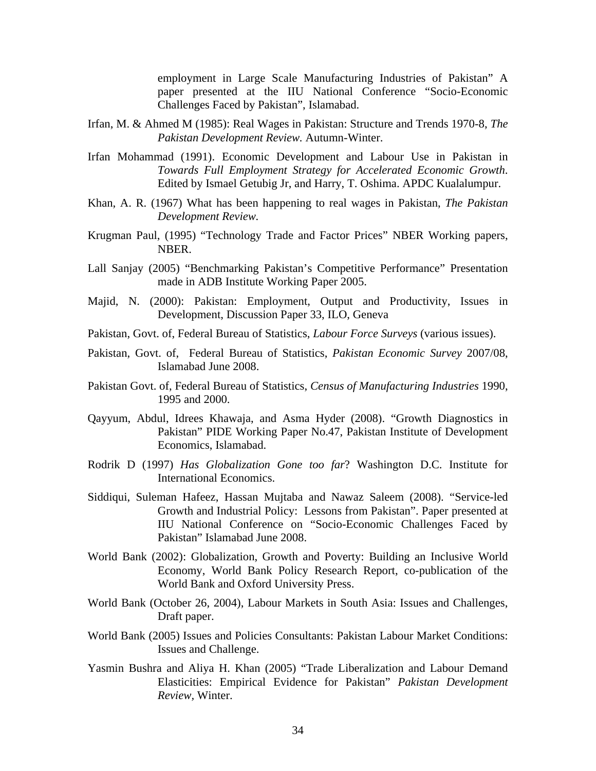employment in Large Scale Manufacturing Industries of Pakistan" A paper presented at the IIU National Conference "Socio-Economic Challenges Faced by Pakistan", Islamabad.

Irfan, M. & Ahmed M (1985): Real Wages in Pakistan: Structure and Trends 1970-8, *The Pakistan Development Review.* Autumn-Winter.

Irfan Mohammad (1991). Economic Development and Labour Use in Pakistan in *Towards Full Employment Strategy for Accelerated Economic Growth*. Edited by Ismael Getubig Jr, and Harry, T. Oshima. APDC Kualalumpur.

Khan, A. R. (1967) What has been happening to real wages in Pakistan, *The Pakistan Development Review.*

Krugman Paul, (1995) "Technology Trade and Factor Prices" NBER Working papers, NBER.

Lall Sanjay (2005) "Benchmarking Pakistan's Competitive Performance" Presentation made in ADB Institute Working Paper 2005.

Majid, N. (2000): Pakistan: Employment, Output and Productivity, Issues in Development, Discussion Paper 33, ILO, Geneva

Pakistan, Govt. of, Federal Bureau of Statistics, *Labour Force Surveys* (various issues).

Pakistan, Govt. of, Federal Bureau of Statistics, *Pakistan Economic Survey* 2007/08, Islamabad June 2008.

Pakistan Govt. of, Federal Bureau of Statistics, *Census of Manufacturing Industries* 1990, 1995 and 2000.

Qayyum, Abdul, Idrees Khawaja, and Asma Hyder (2008). "Growth Diagnostics in Pakistan" PIDE Working Paper No.47, Pakistan Institute of Development Economics, Islamabad.

Rodrik D (1997) *Has Globalization Gone too far*? Washington D.C. Institute for International Economics.

Siddiqui, Suleman Hafeez, Hassan Mujtaba and Nawaz Saleem (2008). "Service-led Growth and Industrial Policy: Lessons from Pakistan". Paper presented at IIU National Conference on "Socio-Economic Challenges Faced by Pakistan" Islamabad June 2008.

World Bank (2002): Globalization, Growth and Poverty: Building an Inclusive World Economy, World Bank Policy Research Report, co-publication of the World Bank and Oxford University Press.

World Bank (October 26, 2004), Labour Markets in South Asia: Issues and Challenges, Draft paper.

World Bank (2005) Issues and Policies Consultants: Pakistan Labour Market Conditions: Issues and Challenge.

Yasmin Bushra and Aliya H. Khan (2005) "Trade Liberalization and Labour Demand Elasticities: Empirical Evidence for Pakistan" *Pakistan Development Review*, Winter.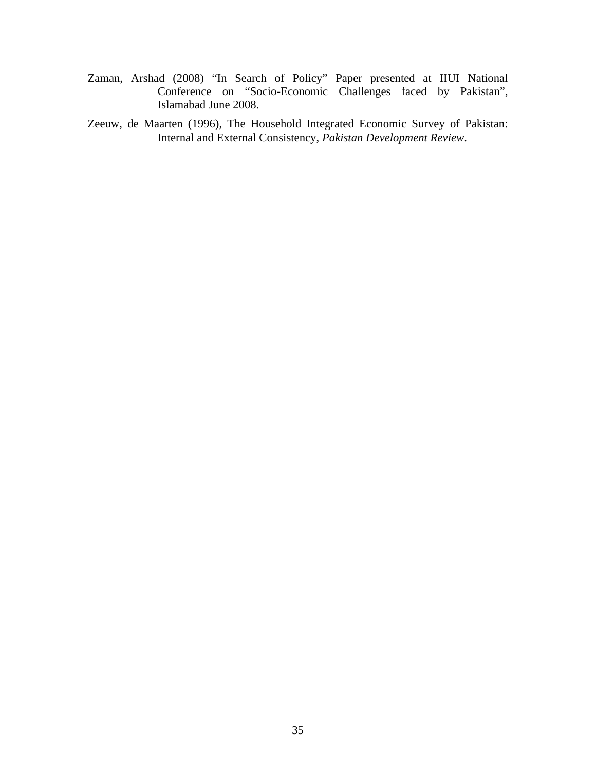Zaman, Arshad (2008) "In Search of Policy" Paper presented at IIUI National Conference on "Socio-Economic Challenges faced by Pakistan", Islamabad June 2008.

Zeeuw, de Maarten (1996), The Household Integrated Economic Survey of Pakistan: Internal and External Consistency, *Pakistan Development Review*.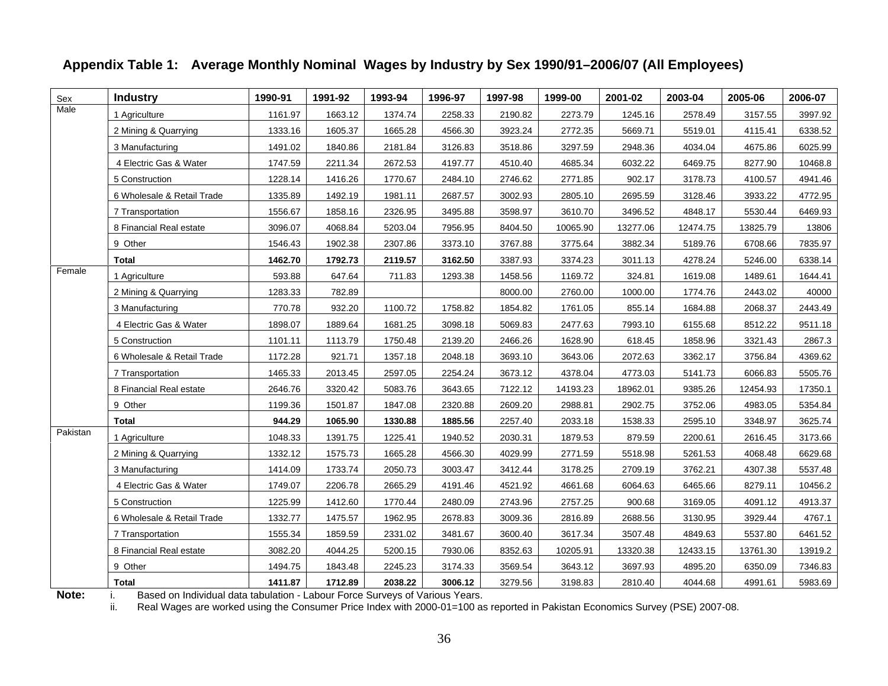**Appendix Table 1: Average Monthly Nominal Wages by Industry by Sex 1990/91–2006/07 (All Employees)**

| Sex | Industry | 1990-91 | 1991-92 | 1993-94 | 1996-97 | 1997-98 | 1999-00 | 2001-02 | 2003-04 | 2005-06 | 2006-07 |
|---|---|---|---|---|---|---|---|---|---|---|---|
| Male | 1 Agriculture | 1161.97 | 1663.12 | 1374.74 | 2258.33 | 2190.82 | 2273.79 | 1245.16 | 2578.49 | 3157.55 | 3997.92 |
| | 2 Mining & Quarrying | 1333.16 | 1605.37 | 1665.28 | 4566.30 | 3923.24 | 2772.35 | 5669.71 | 5519.01 | 4115.41 | 6338.52 |
| | 3 Manufacturing | 1491.02 | 1840.86 | 2181.84 | 3126.83 | 3518.86 | 3297.59 | 2948.36 | 4034.04 | 4675.86 | 6025.99 |
| | 4 Electric Gas & Water | 1747.59 | 2211.34 | 2672.53 | 4197.77 | 4510.40 | 4685.34 | 6032.22 | 6469.75 | 8277.90 | 10468.8 |
| | 5 Construction | 1228.14 | 1416.26 | 1770.67 | 2484.10 | 2746.62 | 2771.85 | 902.17 | 3178.73 | 4100.57 | 4941.46 |
| | 6 Wholesale & Retail Trade | 1335.89 | 1492.19 | 1981.11 | 2687.57 | 3002.93 | 2805.10 | 2695.59 | 3128.46 | 3933.22 | 4772.95 |
| | 7 Transportation | 1556.67 | 1858.16 | 2326.95 | 3495.88 | 3598.97 | 3610.70 | 3496.52 | 4848.17 | 5530.44 | 6469.93 |
| | 8 Financial Real estate | 3096.07 | 4068.84 | 5203.04 | 7956.95 | 8404.50 | 10065.90 | 13277.06 | 12474.75 | 13825.79 | 13806 |
| | 9 Other | 1546.43 | 1902.38 | 2307.86 | 3373.10 | 3767.88 | 3775.64 | 3882.34 | 5189.76 | 6708.66 | 7835.97 |
| | **Total** | **1462.70** | **1792.73** | **2119.57** | **3162.50** | 3387.93 | 3374.23 | 3011.13 | 4278.24 | 5246.00 | 6338.14 |
| Female | 1 Agriculture | 593.88 | 647.64 | 711.83 | 1293.38 | 1458.56 | 1169.72 | 324.81 | 1619.08 | 1489.61 | 1644.41 |
| | 2 Mining & Quarrying | 1283.33 | 782.89 | | | 8000.00 | 2760.00 | 1000.00 | 1774.76 | 2443.02 | 40000 |
| | 3 Manufacturing | 770.78 | 932.20 | 1100.72 | 1758.82 | 1854.82 | 1761.05 | 855.14 | 1684.88 | 2068.37 | 2443.49 |
| | 4 Electric Gas & Water | 1898.07 | 1889.64 | 1681.25 | 3098.18 | 5069.83 | 2477.63 | 7993.10 | 6155.68 | 8512.22 | 9511.18 |
| | 5 Construction | 1101.11 | 1113.79 | 1750.48 | 2139.20 | 2466.26 | 1628.90 | 618.45 | 1858.96 | 3321.43 | 2867.3 |
| | 6 Wholesale & Retail Trade | 1172.28 | 921.71 | 1357.18 | 2048.18 | 3693.10 | 3643.06 | 2072.63 | 3362.17 | 3756.84 | 4369.62 |
| | 7 Transportation | 1465.33 | 2013.45 | 2597.05 | 2254.24 | 3673.12 | 4378.04 | 4773.03 | 5141.73 | 6066.83 | 5505.76 |
| | 8 Financial Real estate | 2646.76 | 3320.42 | 5083.76 | 3643.65 | 7122.12 | 14193.23 | 18962.01 | 9385.26 | 12454.93 | 17350.1 |
| | 9 Other | 1199.36 | 1501.87 | 1847.08 | 2320.88 | 2609.20 | 2988.81 | 2902.75 | 3752.06 | 4983.05 | 5354.84 |
| | **Total** | **944.29** | **1065.90** | **1330.88** | **1885.56** | 2257.40 | 2033.18 | 1538.33 | 2595.10 | 3348.97 | 3625.74 |
| Pakistan | 1 Agriculture | 1048.33 | 1391.75 | 1225.41 | 1940.52 | 2030.31 | 1879.53 | 879.59 | 2200.61 | 2616.45 | 3173.66 |
| | 2 Mining & Quarrying | 1332.12 | 1575.73 | 1665.28 | 4566.30 | 4029.99 | 2771.59 | 5518.98 | 5261.53 | 4068.48 | 6629.68 |
| | 3 Manufacturing | 1414.09 | 1733.74 | 2050.73 | 3003.47 | 3412.44 | 3178.25 | 2709.19 | 3762.21 | 4307.38 | 5537.48 |
| | 4 Electric Gas & Water | 1749.07 | 2206.78 | 2665.29 | 4191.46 | 4521.92 | 4661.68 | 6064.63 | 6465.66 | 8279.11 | 10456.2 |
| | 5 Construction | 1225.99 | 1412.60 | 1770.44 | 2480.09 | 2743.96 | 2757.25 | 900.68 | 3169.05 | 4091.12 | 4913.37 |
| | 6 Wholesale & Retail Trade | 1332.77 | 1475.57 | 1962.95 | 2678.83 | 3009.36 | 2816.89 | 2688.56 | 3130.95 | 3929.44 | 4767.1 |
| | 7 Transportation | 1555.34 | 1859.59 | 2331.02 | 3481.67 | 3600.40 | 3617.34 | 3507.48 | 4849.63 | 5537.80 | 6461.52 |
| | 8 Financial Real estate | 3082.20 | 4044.25 | 5200.15 | 7930.06 | 8352.63 | 10205.91 | 13320.38 | 12433.15 | 13761.30 | 13919.2 |
| | 9 Other | 1494.75 | 1843.48 | 2245.23 | 3174.33 | 3569.54 | 3643.12 | 3697.93 | 4895.20 | 6350.09 | 7346.83 |
| | **Total** | **1411.87** | **1712.89** | **2038.22** | **3006.12** | 3279.56 | 3198.83 | 2810.40 | 4044.68 | 4991.61 | 5983.69 |

**Note:** i. Based on Individual data tabulation - Labour Force Surveys of Various Years.
ii. Real Wages are worked using the Consumer Price Index with 2000-01=100 as reported in Pakistan Economics Survey (PSE) 2007-08.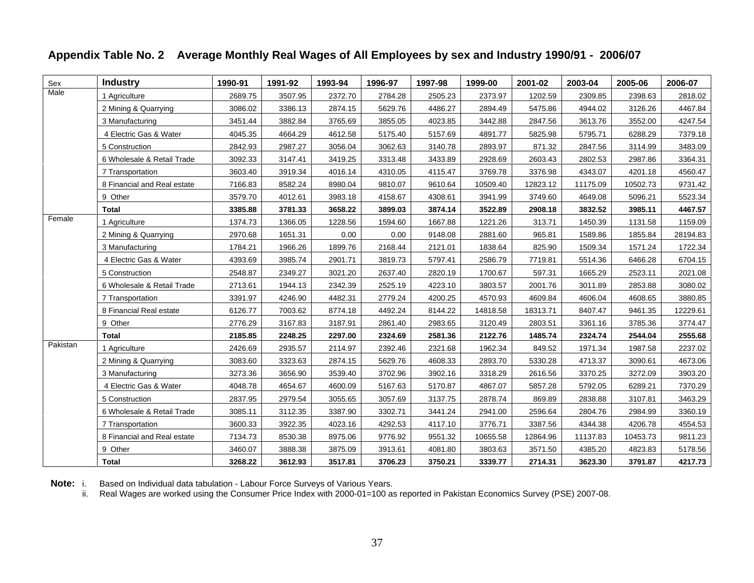## Appendix Table No. 2 Average Monthly Real Wages of All Employees by sex and Industry 1990/91 - 2006/07

| Sex | Industry | 1990-91 | 1991-92 | 1993-94 | 1996-97 | 1997-98 | 1999-00 | 2001-02 | 2003-04 | 2005-06 | 2006-07 |
|---|---|---|---|---|---|---|---|---|---|---|---|
| Male | 1 Agriculture | 2689.75 | 3507.95 | 2372.70 | 2784.28 | 2505.23 | 2373.97 | 1202.59 | 2309.85 | 2398.63 | 2818.02 |
| | 2 Mining & Quarrying | 3086.02 | 3386.13 | 2874.15 | 5629.76 | 4486.27 | 2894.49 | 5475.86 | 4944.02 | 3126.26 | 4467.84 |
| | 3 Manufacturing | 3451.44 | 3882.84 | 3765.69 | 3855.05 | 4023.85 | 3442.88 | 2847.56 | 3613.76 | 3552.00 | 4247.54 |
| | 4 Electric Gas & Water | 4045.35 | 4664.29 | 4612.58 | 5175.40 | 5157.69 | 4891.77 | 5825.98 | 5795.71 | 6288.29 | 7379.18 |
| | 5 Construction | 2842.93 | 2987.27 | 3056.04 | 3062.63 | 3140.78 | 2893.97 | 871.32 | 2847.56 | 3114.99 | 3483.09 |
| | 6 Wholesale & Retail Trade | 3092.33 | 3147.41 | 3419.25 | 3313.48 | 3433.89 | 2928.69 | 2603.43 | 2802.53 | 2987.86 | 3364.31 |
| | 7 Transportation | 3603.40 | 3919.34 | 4016.14 | 4310.05 | 4115.47 | 3769.78 | 3376.98 | 4343.07 | 4201.18 | 4560.47 |
| | 8 Financial and Real estate | 7166.83 | 8582.24 | 8980.04 | 9810.07 | 9610.64 | 10509.40 | 12823.12 | 11175.09 | 10502.73 | 9731.42 |
| | 9 Other | 3579.70 | 4012.61 | 3983.18 | 4158.67 | 4308.61 | 3941.99 | 3749.60 | 4649.08 | 5096.21 | 5523.34 |
| | **Total** | **3385.88** | **3781.33** | **3658.22** | **3899.03** | **3874.14** | **3522.89** | **2908.18** | **3832.52** | **3985.11** | **4467.57** |
| Female | 1 Agriculture | 1374.73 | 1366.05 | 1228.56 | 1594.60 | 1667.88 | 1221.26 | 313.71 | 1450.39 | 1131.58 | 1159.09 |
| | 2 Mining & Quarrying | 2970.68 | 1651.31 | 0.00 | 0.00 | 9148.08 | 2881.60 | 965.81 | 1589.86 | 1855.84 | 28194.83 |
| | 3 Manufacturing | 1784.21 | 1966.26 | 1899.76 | 2168.44 | 2121.01 | 1838.64 | 825.90 | 1509.34 | 1571.24 | 1722.34 |
| | 4 Electric Gas & Water | 4393.69 | 3985.74 | 2901.71 | 3819.73 | 5797.41 | 2586.79 | 7719.81 | 5514.36 | 6466.28 | 6704.15 |
| | 5 Construction | 2548.87 | 2349.27 | 3021.20 | 2637.40 | 2820.19 | 1700.67 | 597.31 | 1665.29 | 2523.11 | 2021.08 |
| | 6 Wholesale & Retail Trade | 2713.61 | 1944.13 | 2342.39 | 2525.19 | 4223.10 | 3803.57 | 2001.76 | 3011.89 | 2853.88 | 3080.02 |
| | 7 Transportation | 3391.97 | 4246.90 | 4482.31 | 2779.24 | 4200.25 | 4570.93 | 4609.84 | 4606.04 | 4608.65 | 3880.85 |
| | 8 Financial Real estate | 6126.77 | 7003.62 | 8774.18 | 4492.24 | 8144.22 | 14818.58 | 18313.71 | 8407.47 | 9461.35 | 12229.61 |
| | 9 Other | 2776.29 | 3167.83 | 3187.91 | 2861.40 | 2983.65 | 3120.49 | 2803.51 | 3361.16 | 3785.36 | 3774.47 |
| | **Total** | **2185.85** | **2248.25** | **2297.00** | **2324.69** | **2581.36** | **2122.76** | **1485.74** | **2324.74** | **2544.04** | **2555.68** |
| Pakistan | 1 Agriculture | 2426.69 | 2935.57 | 2114.97 | 2392.46 | 2321.68 | 1962.34 | 849.52 | 1971.34 | 1987.58 | 2237.02 |
| | 2 Mining & Quarrying | 3083.60 | 3323.63 | 2874.15 | 5629.76 | 4608.33 | 2893.70 | 5330.28 | 4713.37 | 3090.61 | 4673.06 |
| | 3 Manufacturing | 3273.36 | 3656.90 | 3539.40 | 3702.96 | 3902.16 | 3318.29 | 2616.56 | 3370.25 | 3272.09 | 3903.20 |
| | 4 Electric Gas & Water | 4048.78 | 4654.67 | 4600.09 | 5167.63 | 5170.87 | 4867.07 | 5857.28 | 5792.05 | 6289.21 | 7370.29 |
| | 5 Construction | 2837.95 | 2979.54 | 3055.65 | 3057.69 | 3137.75 | 2878.74 | 869.89 | 2838.88 | 3107.81 | 3463.29 |
| | 6 Wholesale & Retail Trade | 3085.11 | 3112.35 | 3387.90 | 3302.71 | 3441.24 | 2941.00 | 2596.64 | 2804.76 | 2984.99 | 3360.19 |
| | 7 Transportation | 3600.33 | 3922.35 | 4023.16 | 4292.53 | 4117.10 | 3776.71 | 3387.56 | 4344.38 | 4206.78 | 4554.53 |
| | 8 Financial and Real estate | 7134.73 | 8530.38 | 8975.06 | 9776.92 | 9551.32 | 10655.58 | 12864.96 | 11137.83 | 10453.73 | 9811.23 |
| | 9 Other | 3460.07 | 3888.38 | 3875.09 | 3913.61 | 4081.80 | 3803.63 | 3571.50 | 4385.20 | 4823.83 | 5178.56 |
| | **Total** | **3268.22** | **3612.93** | **3517.81** | **3706.23** | **3750.21** | **3339.77** | **2714.31** | **3623.30** | **3791.87** | **4217.73** |

**Note:** i. Based on Individual data tabulation - Labour Force Surveys of Various Years.

ii. Real Wages are worked using the Consumer Price Index with 2000-01=100 as reported in Pakistan Economics Survey (PSE) 2007-08.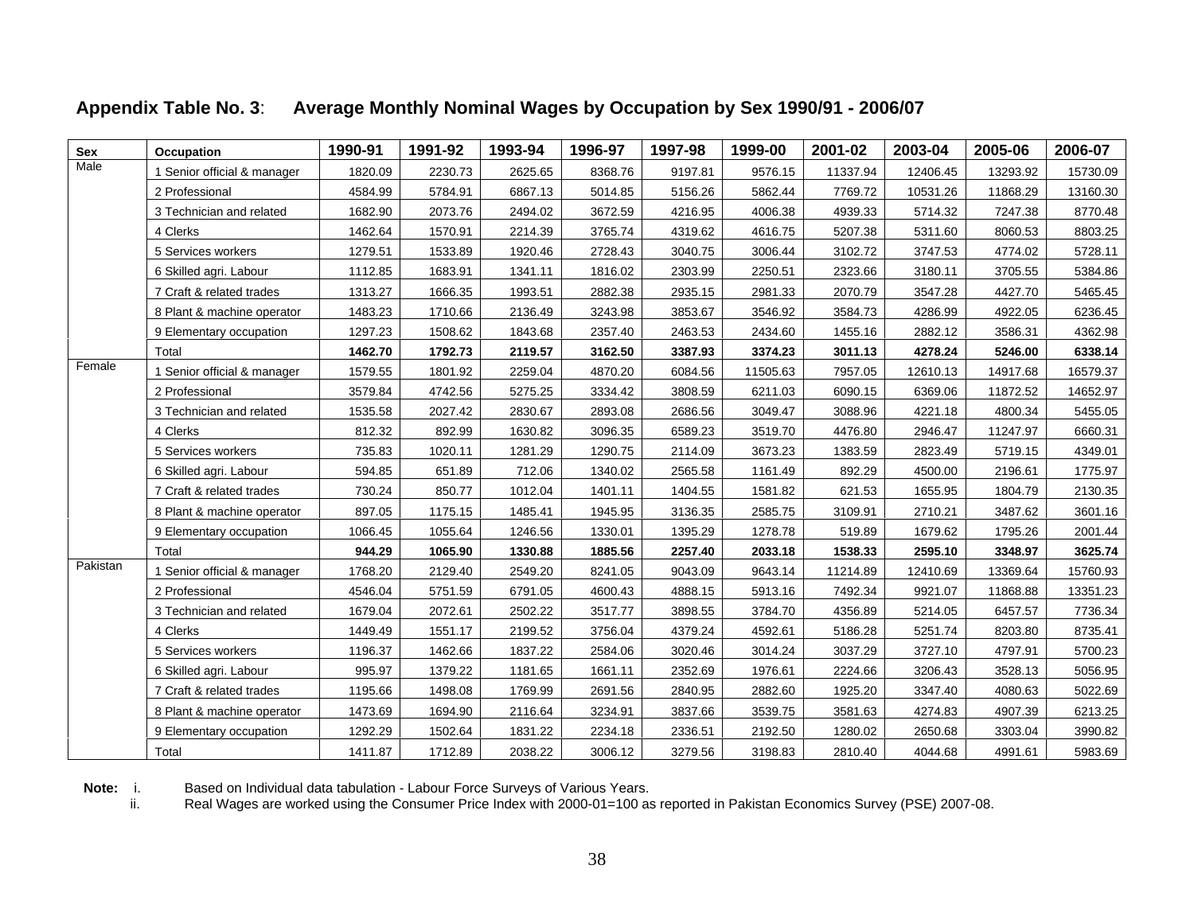**Appendix Table No. 3**: **Average Monthly Nominal Wages by Occupation by Sex 1990/91 - 2006/07**

| Sex | Occupation | 1990-91 | 1991-92 | 1993-94 | 1996-97 | 1997-98 | 1999-00 | 2001-02 | 2003-04 | 2005-06 | 2006-07 |
|---|---|---|---|---|---|---|---|---|---|---|---|
| Male | 1 Senior official & manager | 1820.09 | 2230.73 | 2625.65 | 8368.76 | 9197.81 | 9576.15 | 11337.94 | 12406.45 | 13293.92 | 15730.09 |
| | 2 Professional | 4584.99 | 5784.91 | 6867.13 | 5014.85 | 5156.26 | 5862.44 | 7769.72 | 10531.26 | 11868.29 | 13160.30 |
| | 3 Technician and related | 1682.90 | 2073.76 | 2494.02 | 3672.59 | 4216.95 | 4006.38 | 4939.33 | 5714.32 | 7247.38 | 8770.48 |
| | 4 Clerks | 1462.64 | 1570.91 | 2214.39 | 3765.74 | 4319.62 | 4616.75 | 5207.38 | 5311.60 | 8060.53 | 8803.25 |
| | 5 Services workers | 1279.51 | 1533.89 | 1920.46 | 2728.43 | 3040.75 | 3006.44 | 3102.72 | 3747.53 | 4774.02 | 5728.11 |
| | 6 Skilled agri. Labour | 1112.85 | 1683.91 | 1341.11 | 1816.02 | 2303.99 | 2250.51 | 2323.66 | 3180.11 | 3705.55 | 5384.86 |
| | 7 Craft & related trades | 1313.27 | 1666.35 | 1993.51 | 2882.38 | 2935.15 | 2981.33 | 2070.79 | 3547.28 | 4427.70 | 5465.45 |
| | 8 Plant & machine operator | 1483.23 | 1710.66 | 2136.49 | 3243.98 | 3853.67 | 3546.92 | 3584.73 | 4286.99 | 4922.05 | 6236.45 |
| | 9 Elementary occupation | 1297.23 | 1508.62 | 1843.68 | 2357.40 | 2463.53 | 2434.60 | 1455.16 | 2882.12 | 3586.31 | 4362.98 |
| | Total | **1462.70** | **1792.73** | **2119.57** | **3162.50** | **3387.93** | **3374.23** | **3011.13** | **4278.24** | **5246.00** | **6338.14** |
| Female | 1 Senior official & manager | 1579.55 | 1801.92 | 2259.04 | 4870.20 | 6084.56 | 11505.63 | 7957.05 | 12610.13 | 14917.68 | 16579.37 |
| | 2 Professional | 3579.84 | 4742.56 | 5275.25 | 3334.42 | 3808.59 | 6211.03 | 6090.15 | 6369.06 | 11872.52 | 14652.97 |
| | 3 Technician and related | 1535.58 | 2027.42 | 2830.67 | 2893.08 | 2686.56 | 3049.47 | 3088.96 | 4221.18 | 4800.34 | 5455.05 |
| | 4 Clerks | 812.32 | 892.99 | 1630.82 | 3096.35 | 6589.23 | 3519.70 | 4476.80 | 2946.47 | 11247.97 | 6660.31 |
| | 5 Services workers | 735.83 | 1020.11 | 1281.29 | 1290.75 | 2114.09 | 3673.23 | 1383.59 | 2823.49 | 5719.15 | 4349.01 |
| | 6 Skilled agri. Labour | 594.85 | 651.89 | 712.06 | 1340.02 | 2565.58 | 1161.49 | 892.29 | 4500.00 | 2196.61 | 1775.97 |
| | 7 Craft & related trades | 730.24 | 850.77 | 1012.04 | 1401.11 | 1404.55 | 1581.82 | 621.53 | 1655.95 | 1804.79 | 2130.35 |
| | 8 Plant & machine operator | 897.05 | 1175.15 | 1485.41 | 1945.95 | 3136.35 | 2585.75 | 3109.91 | 2710.21 | 3487.62 | 3601.16 |
| | 9 Elementary occupation | 1066.45 | 1055.64 | 1246.56 | 1330.01 | 1395.29 | 1278.78 | 519.89 | 1679.62 | 1795.26 | 2001.44 |
| | Total | **944.29** | **1065.90** | **1330.88** | **1885.56** | **2257.40** | **2033.18** | **1538.33** | **2595.10** | **3348.97** | **3625.74** |
| Pakistan | 1 Senior official & manager | 1768.20 | 2129.40 | 2549.20 | 8241.05 | 9043.09 | 9643.14 | 11214.89 | 12410.69 | 13369.64 | 15760.93 |
| | 2 Professional | 4546.04 | 5751.59 | 6791.05 | 4600.43 | 4888.15 | 5913.16 | 7492.34 | 9921.07 | 11868.88 | 13351.23 |
| | 3 Technician and related | 1679.04 | 2072.61 | 2502.22 | 3517.77 | 3898.55 | 3784.70 | 4356.89 | 5214.05 | 6457.57 | 7736.34 |
| | 4 Clerks | 1449.49 | 1551.17 | 2199.52 | 3756.04 | 4379.24 | 4592.61 | 5186.28 | 5251.74 | 8203.80 | 8735.41 |
| | 5 Services workers | 1196.37 | 1462.66 | 1837.22 | 2584.06 | 3020.46 | 3014.24 | 3037.29 | 3727.10 | 4797.91 | 5700.23 |
| | 6 Skilled agri. Labour | 995.97 | 1379.22 | 1181.65 | 1661.11 | 2352.69 | 1976.61 | 2224.66 | 3206.43 | 3528.13 | 5056.95 |
| | 7 Craft & related trades | 1195.66 | 1498.08 | 1769.99 | 2691.56 | 2840.95 | 2882.60 | 1925.20 | 3347.40 | 4080.63 | 5022.69 |
| | 8 Plant & machine operator | 1473.69 | 1694.90 | 2116.64 | 3234.91 | 3837.66 | 3539.75 | 3581.63 | 4274.83 | 4907.39 | 6213.25 |
| | 9 Elementary occupation | 1292.29 | 1502.64 | 1831.22 | 2234.18 | 2336.51 | 2192.50 | 1280.02 | 2650.68 | 3303.04 | 3990.82 |
| | Total | 1411.87 | 1712.89 | 2038.22 | 3006.12 | 3279.56 | 3198.83 | 2810.40 | 4044.68 | 4991.61 | 5983.69 |

**Note:** i. Based on Individual data tabulation - Labour Force Surveys of Various Years.

ii. Real Wages are worked using the Consumer Price Index with 2000-01=100 as reported in Pakistan Economics Survey (PSE) 2007-08.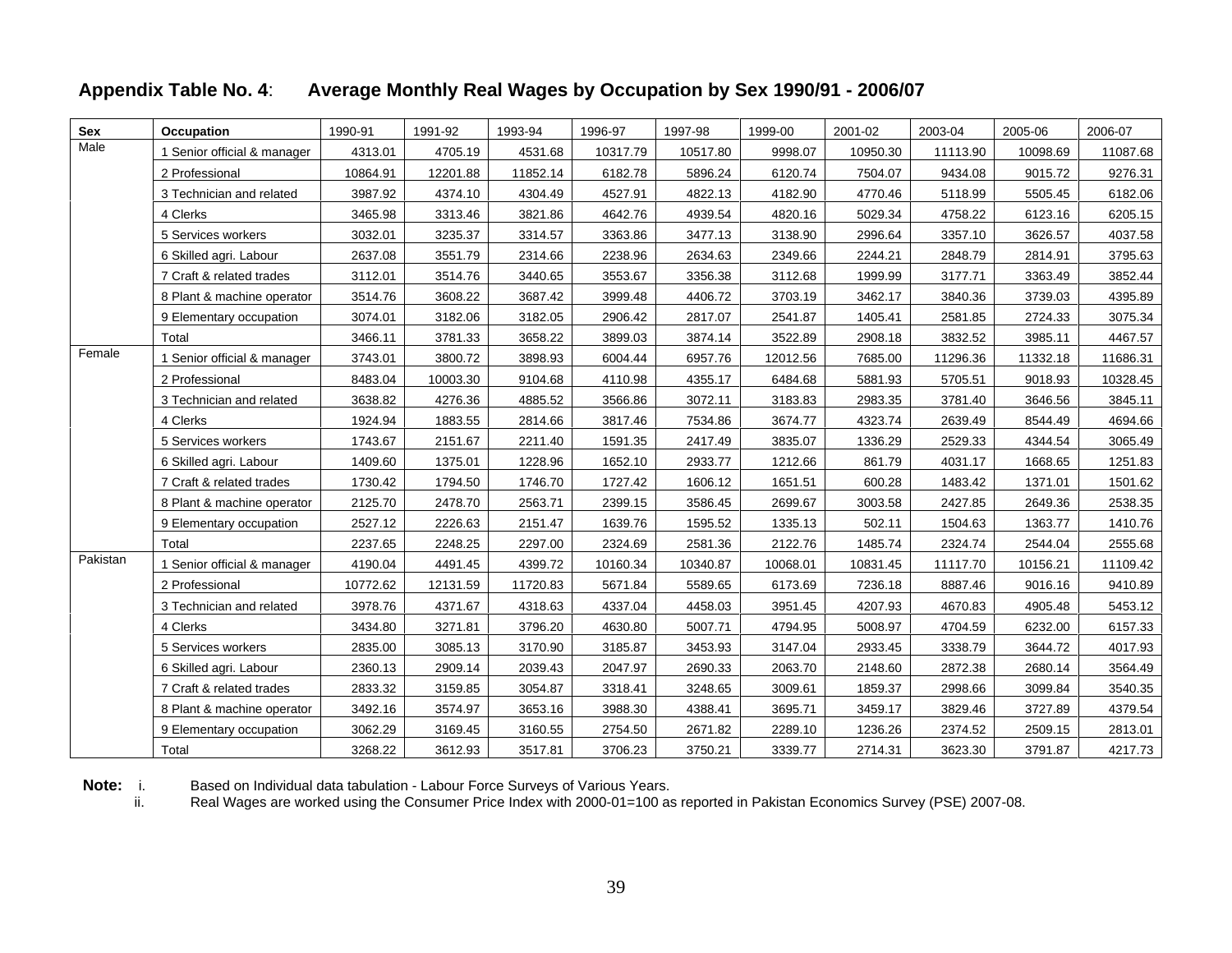## Appendix Table No. 4: Average Monthly Real Wages by Occupation by Sex 1990/91 - 2006/07

| Sex | Occupation | 1990-91 | 1991-92 | 1993-94 | 1996-97 | 1997-98 | 1999-00 | 2001-02 | 2003-04 | 2005-06 | 2006-07 |
|---|---|---|---|---|---|---|---|---|---|---|---|
| Male | 1 Senior official & manager | 4313.01 | 4705.19 | 4531.68 | 10317.79 | 10517.80 | 9998.07 | 10950.30 | 11113.90 | 10098.69 | 11087.68 |
| | 2 Professional | 10864.91 | 12201.88 | 11852.14 | 6182.78 | 5896.24 | 6120.74 | 7504.07 | 9434.08 | 9015.72 | 9276.31 |
| | 3 Technician and related | 3987.92 | 4374.10 | 4304.49 | 4527.91 | 4822.13 | 4182.90 | 4770.46 | 5118.99 | 5505.45 | 6182.06 |
| | 4 Clerks | 3465.98 | 3313.46 | 3821.86 | 4642.76 | 4939.54 | 4820.16 | 5029.34 | 4758.22 | 6123.16 | 6205.15 |
| | 5 Services workers | 3032.01 | 3235.37 | 3314.57 | 3363.86 | 3477.13 | 3138.90 | 2996.64 | 3357.10 | 3626.57 | 4037.58 |
| | 6 Skilled agri. Labour | 2637.08 | 3551.79 | 2314.66 | 2238.96 | 2634.63 | 2349.66 | 2244.21 | 2848.79 | 2814.91 | 3795.63 |
| | 7 Craft & related trades | 3112.01 | 3514.76 | 3440.65 | 3553.67 | 3356.38 | 3112.68 | 1999.99 | 3177.71 | 3363.49 | 3852.44 |
| | 8 Plant & machine operator | 3514.76 | 3608.22 | 3687.42 | 3999.48 | 4406.72 | 3703.19 | 3462.17 | 3840.36 | 3739.03 | 4395.89 |
| | 9 Elementary occupation | 3074.01 | 3182.06 | 3182.05 | 2906.42 | 2817.07 | 2541.87 | 1405.41 | 2581.85 | 2724.33 | 3075.34 |
| | Total | 3466.11 | 3781.33 | 3658.22 | 3899.03 | 3874.14 | 3522.89 | 2908.18 | 3832.52 | 3985.11 | 4467.57 |
| Female | 1 Senior official & manager | 3743.01 | 3800.72 | 3898.93 | 6004.44 | 6957.76 | 12012.56 | 7685.00 | 11296.36 | 11332.18 | 11686.31 |
| | 2 Professional | 8483.04 | 10003.30 | 9104.68 | 4110.98 | 4355.17 | 6484.68 | 5881.93 | 5705.51 | 9018.93 | 10328.45 |
| | 3 Technician and related | 3638.82 | 4276.36 | 4885.52 | 3566.86 | 3072.11 | 3183.83 | 2983.35 | 3781.40 | 3646.56 | 3845.11 |
| | 4 Clerks | 1924.94 | 1883.55 | 2814.66 | 3817.46 | 7534.86 | 3674.77 | 4323.74 | 2639.49 | 8544.49 | 4694.66 |
| | 5 Services workers | 1743.67 | 2151.67 | 2211.40 | 1591.35 | 2417.49 | 3835.07 | 1336.29 | 2529.33 | 4344.54 | 3065.49 |
| | 6 Skilled agri. Labour | 1409.60 | 1375.01 | 1228.96 | 1652.10 | 2933.77 | 1212.66 | 861.79 | 4031.17 | 1668.65 | 1251.83 |
| | 7 Craft & related trades | 1730.42 | 1794.50 | 1746.70 | 1727.42 | 1606.12 | 1651.51 | 600.28 | 1483.42 | 1371.01 | 1501.62 |
| | 8 Plant & machine operator | 2125.70 | 2478.70 | 2563.71 | 2399.15 | 3586.45 | 2699.67 | 3003.58 | 2427.85 | 2649.36 | 2538.35 |
| | 9 Elementary occupation | 2527.12 | 2226.63 | 2151.47 | 1639.76 | 1595.52 | 1335.13 | 502.11 | 1504.63 | 1363.77 | 1410.76 |
| | Total | 2237.65 | 2248.25 | 2297.00 | 2324.69 | 2581.36 | 2122.76 | 1485.74 | 2324.74 | 2544.04 | 2555.68 |
| Pakistan | 1 Senior official & manager | 4190.04 | 4491.45 | 4399.72 | 10160.34 | 10340.87 | 10068.01 | 10831.45 | 11117.70 | 10156.21 | 11109.42 |
| | 2 Professional | 10772.62 | 12131.59 | 11720.83 | 5671.84 | 5589.65 | 6173.69 | 7236.18 | 8887.46 | 9016.16 | 9410.89 |
| | 3 Technician and related | 3978.76 | 4371.67 | 4318.63 | 4337.04 | 4458.03 | 3951.45 | 4207.93 | 4670.83 | 4905.48 | 5453.12 |
| | 4 Clerks | 3434.80 | 3271.81 | 3796.20 | 4630.80 | 5007.71 | 4794.95 | 5008.97 | 4704.59 | 6232.00 | 6157.33 |
| | 5 Services workers | 2835.00 | 3085.13 | 3170.90 | 3185.87 | 3453.93 | 3147.04 | 2933.45 | 3338.79 | 3644.72 | 4017.93 |
| | 6 Skilled agri. Labour | 2360.13 | 2909.14 | 2039.43 | 2047.97 | 2690.33 | 2063.70 | 2148.60 | 2872.38 | 2680.14 | 3564.49 |
| | 7 Craft & related trades | 2833.32 | 3159.85 | 3054.87 | 3318.41 | 3248.65 | 3009.61 | 1859.37 | 2998.66 | 3099.84 | 3540.35 |
| | 8 Plant & machine operator | 3492.16 | 3574.97 | 3653.16 | 3988.30 | 4388.41 | 3695.71 | 3459.17 | 3829.46 | 3727.89 | 4379.54 |
| | 9 Elementary occupation | 3062.29 | 3169.45 | 3160.55 | 2754.50 | 2671.82 | 2289.10 | 1236.26 | 2374.52 | 2509.15 | 2813.01 |
| | Total | 3268.22 | 3612.93 | 3517.81 | 3706.23 | 3750.21 | 3339.77 | 2714.31 | 3623.30 | 3791.87 | 4217.73 |

**Note:** i. Based on Individual data tabulation - Labour Force Surveys of Various Years.
ii. Real Wages are worked using the Consumer Price Index with 2000-01=100 as reported in Pakistan Economics Survey (PSE) 2007-08.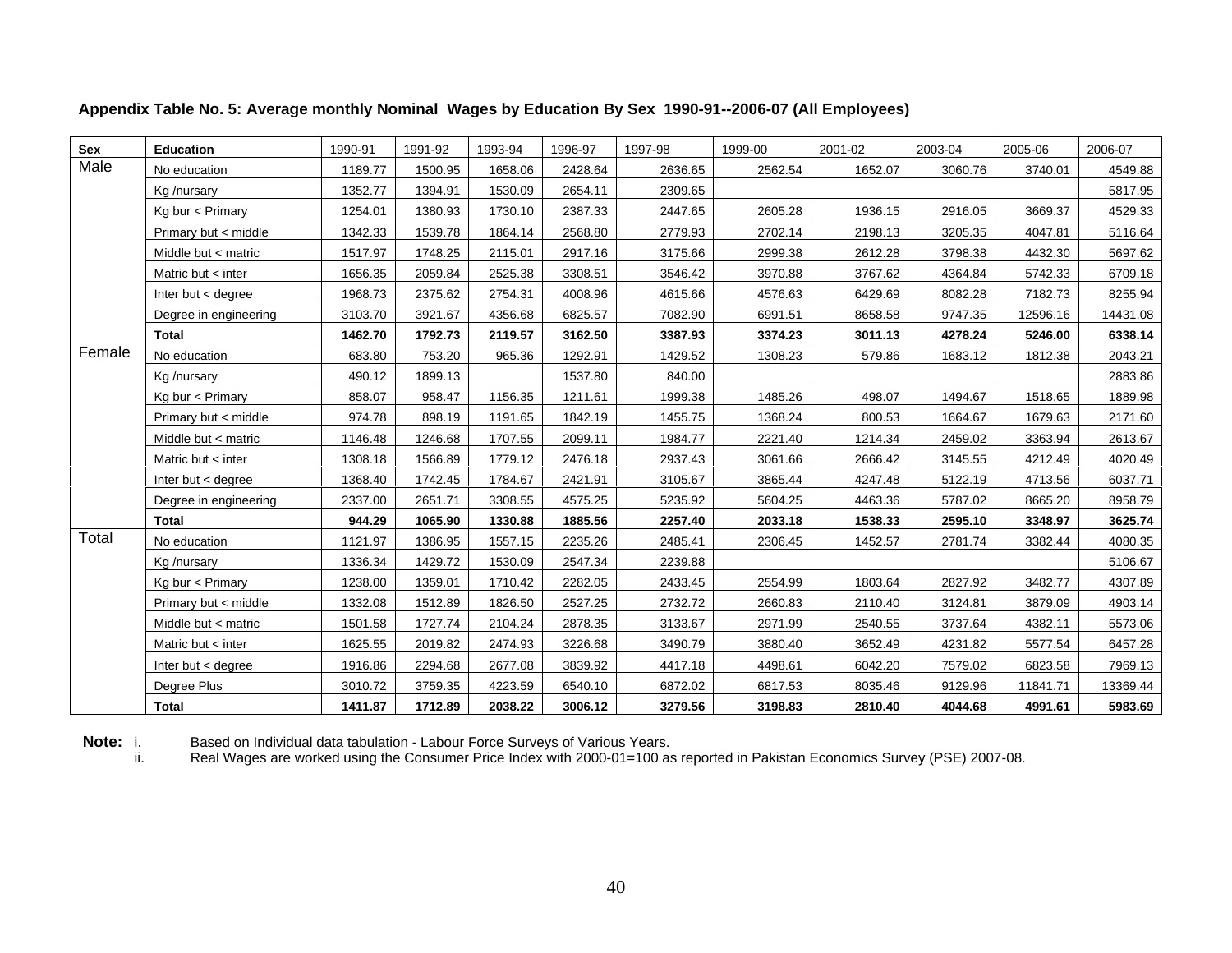**Appendix Table No. 5: Average monthly Nominal Wages by Education By Sex 1990-91--2006-07 (All Employees)**

| Sex | Education | 1990-91 | 1991-92 | 1993-94 | 1996-97 | 1997-98 | 1999-00 | 2001-02 | 2003-04 | 2005-06 | 2006-07 |
|---|---|---|---|---|---|---|---|---|---|---|---|
| Male | No education | 1189.77 | 1500.95 | 1658.06 | 2428.64 | 2636.65 | 2562.54 | 1652.07 | 3060.76 | 3740.01 | 4549.88 |
| | Kg /nursary | 1352.77 | 1394.91 | 1530.09 | 2654.11 | 2309.65 | | | | | 5817.95 |
| | Kg bur < Primary | 1254.01 | 1380.93 | 1730.10 | 2387.33 | 2447.65 | 2605.28 | 1936.15 | 2916.05 | 3669.37 | 4529.33 |
| | Primary but < middle | 1342.33 | 1539.78 | 1864.14 | 2568.80 | 2779.93 | 2702.14 | 2198.13 | 3205.35 | 4047.81 | 5116.64 |
| | Middle but < matric | 1517.97 | 1748.25 | 2115.01 | 2917.16 | 3175.66 | 2999.38 | 2612.28 | 3798.38 | 4432.30 | 5697.62 |
| | Matric but < inter | 1656.35 | 2059.84 | 2525.38 | 3308.51 | 3546.42 | 3970.88 | 3767.62 | 4364.84 | 5742.33 | 6709.18 |
| | Inter but < degree | 1968.73 | 2375.62 | 2754.31 | 4008.96 | 4615.66 | 4576.63 | 6429.69 | 8082.28 | 7182.73 | 8255.94 |
| | Degree in engineering | 3103.70 | 3921.67 | 4356.68 | 6825.57 | 7082.90 | 6991.51 | 8658.58 | 9747.35 | 12596.16 | 14431.08 |
| | **Total** | **1462.70** | **1792.73** | **2119.57** | **3162.50** | **3387.93** | **3374.23** | **3011.13** | **4278.24** | **5246.00** | **6338.14** |
| Female | No education | 683.80 | 753.20 | 965.36 | 1292.91 | 1429.52 | 1308.23 | 579.86 | 1683.12 | 1812.38 | 2043.21 |
| | Kg /nursary | 490.12 | 1899.13 | | 1537.80 | 840.00 | | | | | 2883.86 |
| | Kg bur < Primary | 858.07 | 958.47 | 1156.35 | 1211.61 | 1999.38 | 1485.26 | 498.07 | 1494.67 | 1518.65 | 1889.98 |
| | Primary but < middle | 974.78 | 898.19 | 1191.65 | 1842.19 | 1455.75 | 1368.24 | 800.53 | 1664.67 | 1679.63 | 2171.60 |
| | Middle but < matric | 1146.48 | 1246.68 | 1707.55 | 2099.11 | 1984.77 | 2221.40 | 1214.34 | 2459.02 | 3363.94 | 2613.67 |
| | Matric but < inter | 1308.18 | 1566.89 | 1779.12 | 2476.18 | 2937.43 | 3061.66 | 2666.42 | 3145.55 | 4212.49 | 4020.49 |
| | Inter but < degree | 1368.40 | 1742.45 | 1784.67 | 2421.91 | 3105.67 | 3865.44 | 4247.48 | 5122.19 | 4713.56 | 6037.71 |
| | Degree in engineering | 2337.00 | 2651.71 | 3308.55 | 4575.25 | 5235.92 | 5604.25 | 4463.36 | 5787.02 | 8665.20 | 8958.79 |
| | **Total** | **944.29** | **1065.90** | **1330.88** | **1885.56** | **2257.40** | **2033.18** | **1538.33** | **2595.10** | **3348.97** | **3625.74** |
| Total | No education | 1121.97 | 1386.95 | 1557.15 | 2235.26 | 2485.41 | 2306.45 | 1452.57 | 2781.74 | 3382.44 | 4080.35 |
| | Kg /nursary | 1336.34 | 1429.72 | 1530.09 | 2547.34 | 2239.88 | | | | | 5106.67 |
| | Kg bur < Primary | 1238.00 | 1359.01 | 1710.42 | 2282.05 | 2433.45 | 2554.99 | 1803.64 | 2827.92 | 3482.77 | 4307.89 |
| | Primary but < middle | 1332.08 | 1512.89 | 1826.50 | 2527.25 | 2732.72 | 2660.83 | 2110.40 | 3124.81 | 3879.09 | 4903.14 |
| | Middle but < matric | 1501.58 | 1727.74 | 2104.24 | 2878.35 | 3133.67 | 2971.99 | 2540.55 | 3737.64 | 4382.11 | 5573.06 |
| | Matric but < inter | 1625.55 | 2019.82 | 2474.93 | 3226.68 | 3490.79 | 3880.40 | 3652.49 | 4231.82 | 5577.54 | 6457.28 |
| | Inter but < degree | 1916.86 | 2294.68 | 2677.08 | 3839.92 | 4417.18 | 4498.61 | 6042.20 | 7579.02 | 6823.58 | 7969.13 |
| | Degree Plus | 3010.72 | 3759.35 | 4223.59 | 6540.10 | 6872.02 | 6817.53 | 8035.46 | 9129.96 | 11841.71 | 13369.44 |
| | **Total** | **1411.87** | **1712.89** | **2038.22** | **3006.12** | **3279.56** | **3198.83** | **2810.40** | **4044.68** | **4991.61** | **5983.69** |

**Note:** i. Based on Individual data tabulation - Labour Force Surveys of Various Years.

ii. Real Wages are worked using the Consumer Price Index with 2000-01=100 as reported in Pakistan Economics Survey (PSE) 2007-08.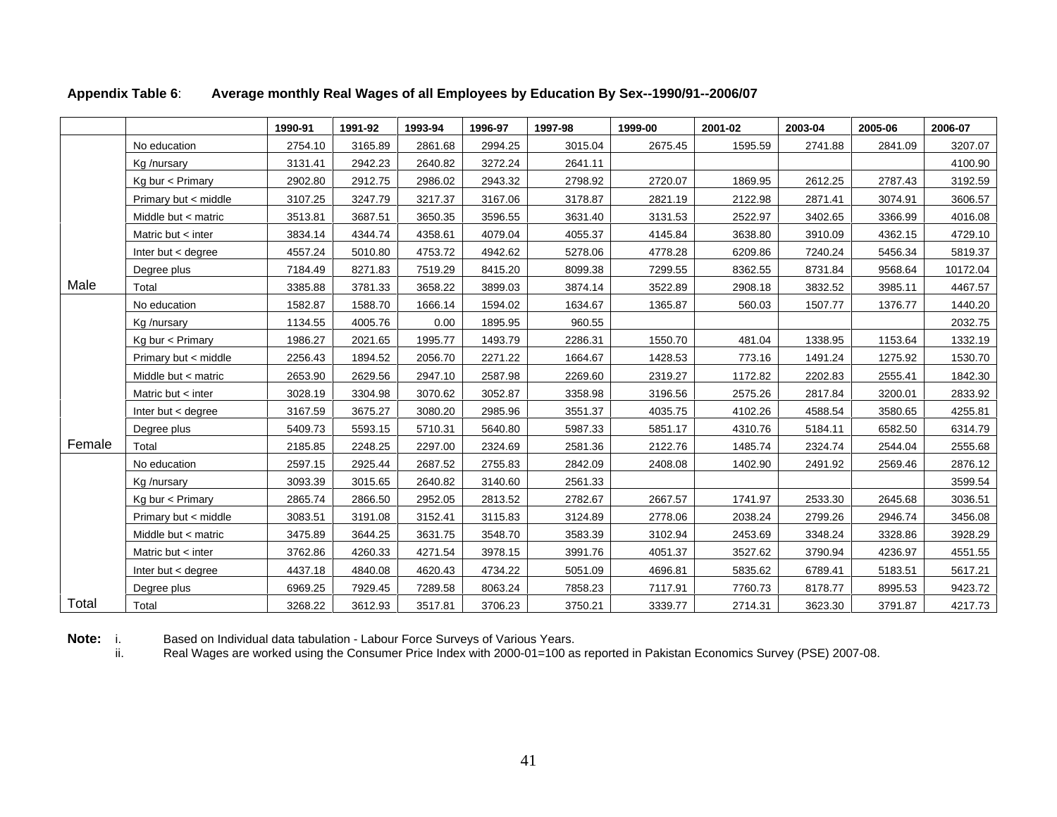**Appendix Table 6**: **Average monthly Real Wages of all Employees by Education By Sex--1990/91--2006/07**

| | | 1990-91 | 1991-92 | 1993-94 | 1996-97 | 1997-98 | 1999-00 | 2001-02 | 2003-04 | 2005-06 | 2006-07 |
|---|---|---|---|---|---|---|---|---|---|---|---|
| Male | No education | 2754.10 | 3165.89 | 2861.68 | 2994.25 | 3015.04 | 2675.45 | 1595.59 | 2741.88 | 2841.09 | 3207.07 |
| | Kg /nursary | 3131.41 | 2942.23 | 2640.82 | 3272.24 | 2641.11 | | | | | 4100.90 |
| | Kg bur < Primary | 2902.80 | 2912.75 | 2986.02 | 2943.32 | 2798.92 | 2720.07 | 1869.95 | 2612.25 | 2787.43 | 3192.59 |
| | Primary but < middle | 3107.25 | 3247.79 | 3217.37 | 3167.06 | 3178.87 | 2821.19 | 2122.98 | 2871.41 | 3074.91 | 3606.57 |
| | Middle but < matric | 3513.81 | 3687.51 | 3650.35 | 3596.55 | 3631.40 | 3131.53 | 2522.97 | 3402.65 | 3366.99 | 4016.08 |
| | Matric but < inter | 3834.14 | 4344.74 | 4358.61 | 4079.04 | 4055.37 | 4145.84 | 3638.80 | 3910.09 | 4362.15 | 4729.10 |
| | Inter but < degree | 4557.24 | 5010.80 | 4753.72 | 4942.62 | 5278.06 | 4778.28 | 6209.86 | 7240.24 | 5456.34 | 5819.37 |
| | Degree plus | 7184.49 | 8271.83 | 7519.29 | 8415.20 | 8099.38 | 7299.55 | 8362.55 | 8731.84 | 9568.64 | 10172.04 |
| | Total | 3385.88 | 3781.33 | 3658.22 | 3899.03 | 3874.14 | 3522.89 | 2908.18 | 3832.52 | 3985.11 | 4467.57 |
| Female | No education | 1582.87 | 1588.70 | 1666.14 | 1594.02 | 1634.67 | 1365.87 | 560.03 | 1507.77 | 1376.77 | 1440.20 |
| | Kg /nursary | 1134.55 | 4005.76 | 0.00 | 1895.95 | 960.55 | | | | | 2032.75 |
| | Kg bur < Primary | 1986.27 | 2021.65 | 1995.77 | 1493.79 | 2286.31 | 1550.70 | 481.04 | 1338.95 | 1153.64 | 1332.19 |
| | Primary but < middle | 2256.43 | 1894.52 | 2056.70 | 2271.22 | 1664.67 | 1428.53 | 773.16 | 1491.24 | 1275.92 | 1530.70 |
| | Middle but < matric | 2653.90 | 2629.56 | 2947.10 | 2587.98 | 2269.60 | 2319.27 | 1172.82 | 2202.83 | 2555.41 | 1842.30 |
| | Matric but < inter | 3028.19 | 3304.98 | 3070.62 | 3052.87 | 3358.98 | 3196.56 | 2575.26 | 2817.84 | 3200.01 | 2833.92 |
| | Inter but < degree | 3167.59 | 3675.27 | 3080.20 | 2985.96 | 3551.37 | 4035.75 | 4102.26 | 4588.54 | 3580.65 | 4255.81 |
| | Degree plus | 5409.73 | 5593.15 | 5710.31 | 5640.80 | 5987.33 | 5851.17 | 4310.76 | 5184.11 | 6582.50 | 6314.79 |
| | Total | 2185.85 | 2248.25 | 2297.00 | 2324.69 | 2581.36 | 2122.76 | 1485.74 | 2324.74 | 2544.04 | 2555.68 |
| Total | No education | 2597.15 | 2925.44 | 2687.52 | 2755.83 | 2842.09 | 2408.08 | 1402.90 | 2491.92 | 2569.46 | 2876.12 |
| | Kg /nursary | 3093.39 | 3015.65 | 2640.82 | 3140.60 | 2561.33 | | | | | 3599.54 |
| | Kg bur < Primary | 2865.74 | 2866.50 | 2952.05 | 2813.52 | 2782.67 | 2667.57 | 1741.97 | 2533.30 | 2645.68 | 3036.51 |
| | Primary but < middle | 3083.51 | 3191.08 | 3152.41 | 3115.83 | 3124.89 | 2778.06 | 2038.24 | 2799.26 | 2946.74 | 3456.08 |
| | Middle but < matric | 3475.89 | 3644.25 | 3631.75 | 3548.70 | 3583.39 | 3102.94 | 2453.69 | 3348.24 | 3328.86 | 3928.29 |
| | Matric but < inter | 3762.86 | 4260.33 | 4271.54 | 3978.15 | 3991.76 | 4051.37 | 3527.62 | 3790.94 | 4236.97 | 4551.55 |
| | Inter but < degree | 4437.18 | 4840.08 | 4620.43 | 4734.22 | 5051.09 | 4696.81 | 5835.62 | 6789.41 | 5183.51 | 5617.21 |
| | Degree plus | 6969.25 | 7929.45 | 7289.58 | 8063.24 | 7858.23 | 7117.91 | 7760.73 | 8178.77 | 8995.53 | 9423.72 |
| | Total | 3268.22 | 3612.93 | 3517.81 | 3706.23 | 3750.21 | 3339.77 | 2714.31 | 3623.30 | 3791.87 | 4217.73 |

**Note:** i. Based on Individual data tabulation - Labour Force Surveys of Various Years.

ii. Real Wages are worked using the Consumer Price Index with 2000-01=100 as reported in Pakistan Economics Survey (PSE) 2007-08.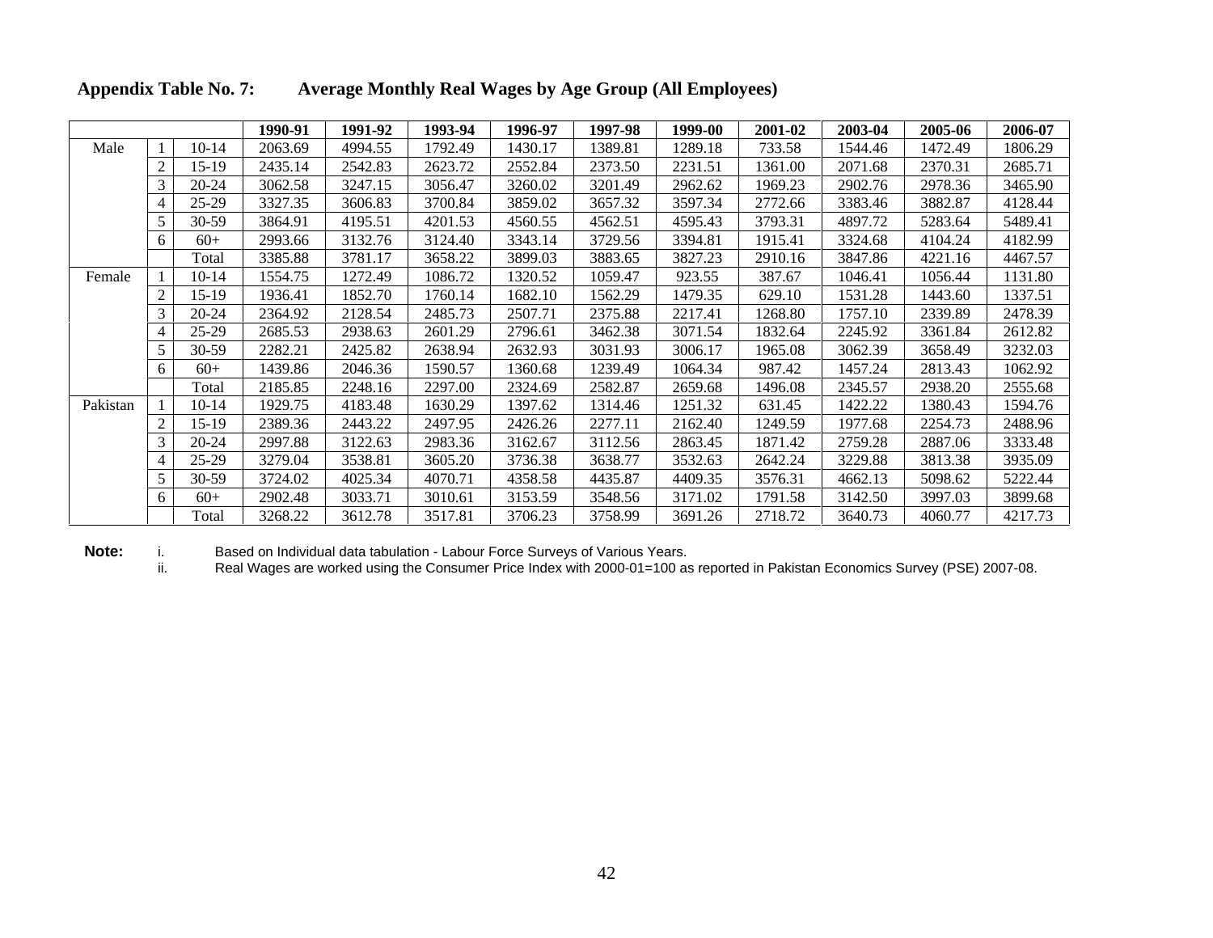**Appendix Table No. 7: Average Monthly Real Wages by Age Group (All Employees)**

| | | | 1990-91 | 1991-92 | 1993-94 | 1996-97 | 1997-98 | 1999-00 | 2001-02 | 2003-04 | 2005-06 | 2006-07 |
|---|---|---|---|---|---|---|---|---|---|---|---|---|
| Male | 1 | 10-14 | 2063.69 | 4994.55 | 1792.49 | 1430.17 | 1389.81 | 1289.18 | 733.58 | 1544.46 | 1472.49 | 1806.29 |
| | 2 | 15-19 | 2435.14 | 2542.83 | 2623.72 | 2552.84 | 2373.50 | 2231.51 | 1361.00 | 2071.68 | 2370.31 | 2685.71 |
| | 3 | 20-24 | 3062.58 | 3247.15 | 3056.47 | 3260.02 | 3201.49 | 2962.62 | 1969.23 | 2902.76 | 2978.36 | 3465.90 |
| | 4 | 25-29 | 3327.35 | 3606.83 | 3700.84 | 3859.02 | 3657.32 | 3597.34 | 2772.66 | 3383.46 | 3882.87 | 4128.44 |
| | 5 | 30-59 | 3864.91 | 4195.51 | 4201.53 | 4560.55 | 4562.51 | 4595.43 | 3793.31 | 4897.72 | 5283.64 | 5489.41 |
| | 6 | 60+ | 2993.66 | 3132.76 | 3124.40 | 3343.14 | 3729.56 | 3394.81 | 1915.41 | 3324.68 | 4104.24 | 4182.99 |
| | | Total | 3385.88 | 3781.17 | 3658.22 | 3899.03 | 3883.65 | 3827.23 | 2910.16 | 3847.86 | 4221.16 | 4467.57 |
| Female | 1 | 10-14 | 1554.75 | 1272.49 | 1086.72 | 1320.52 | 1059.47 | 923.55 | 387.67 | 1046.41 | 1056.44 | 1131.80 |
| | 2 | 15-19 | 1936.41 | 1852.70 | 1760.14 | 1682.10 | 1562.29 | 1479.35 | 629.10 | 1531.28 | 1443.60 | 1337.51 |
| | 3 | 20-24 | 2364.92 | 2128.54 | 2485.73 | 2507.71 | 2375.88 | 2217.41 | 1268.80 | 1757.10 | 2339.89 | 2478.39 |
| | 4 | 25-29 | 2685.53 | 2938.63 | 2601.29 | 2796.61 | 3462.38 | 3071.54 | 1832.64 | 2245.92 | 3361.84 | 2612.82 |
| | 5 | 30-59 | 2282.21 | 2425.82 | 2638.94 | 2632.93 | 3031.93 | 3006.17 | 1965.08 | 3062.39 | 3658.49 | 3232.03 |
| | 6 | 60+ | 1439.86 | 2046.36 | 1590.57 | 1360.68 | 1239.49 | 1064.34 | 987.42 | 1457.24 | 2813.43 | 1062.92 |
| | | Total | 2185.85 | 2248.16 | 2297.00 | 2324.69 | 2582.87 | 2659.68 | 1496.08 | 2345.57 | 2938.20 | 2555.68 |
| Pakistan | 1 | 10-14 | 1929.75 | 4183.48 | 1630.29 | 1397.62 | 1314.46 | 1251.32 | 631.45 | 1422.22 | 1380.43 | 1594.76 |
| | 2 | 15-19 | 2389.36 | 2443.22 | 2497.95 | 2426.26 | 2277.11 | 2162.40 | 1249.59 | 1977.68 | 2254.73 | 2488.96 |
| | 3 | 20-24 | 2997.88 | 3122.63 | 2983.36 | 3162.67 | 3112.56 | 2863.45 | 1871.42 | 2759.28 | 2887.06 | 3333.48 |
| | 4 | 25-29 | 3279.04 | 3538.81 | 3605.20 | 3736.38 | 3638.77 | 3532.63 | 2642.24 | 3229.88 | 3813.38 | 3935.09 |
| | 5 | 30-59 | 3724.02 | 4025.34 | 4070.71 | 4358.58 | 4435.87 | 4409.35 | 3576.31 | 4662.13 | 5098.62 | 5222.44 |
| | 6 | 60+ | 2902.48 | 3033.71 | 3010.61 | 3153.59 | 3548.56 | 3171.02 | 1791.58 | 3142.50 | 3997.03 | 3899.68 |
| | | Total | 3268.22 | 3612.78 | 3517.81 | 3706.23 | 3758.99 | 3691.26 | 2718.72 | 3640.73 | 4060.77 | 4217.73 |

**Note:**
i. Based on Individual data tabulation - Labour Force Surveys of Various Years.
ii. Real Wages are worked using the Consumer Price Index with 2000-01=100 as reported in Pakistan Economics Survey (PSE) 2007-08.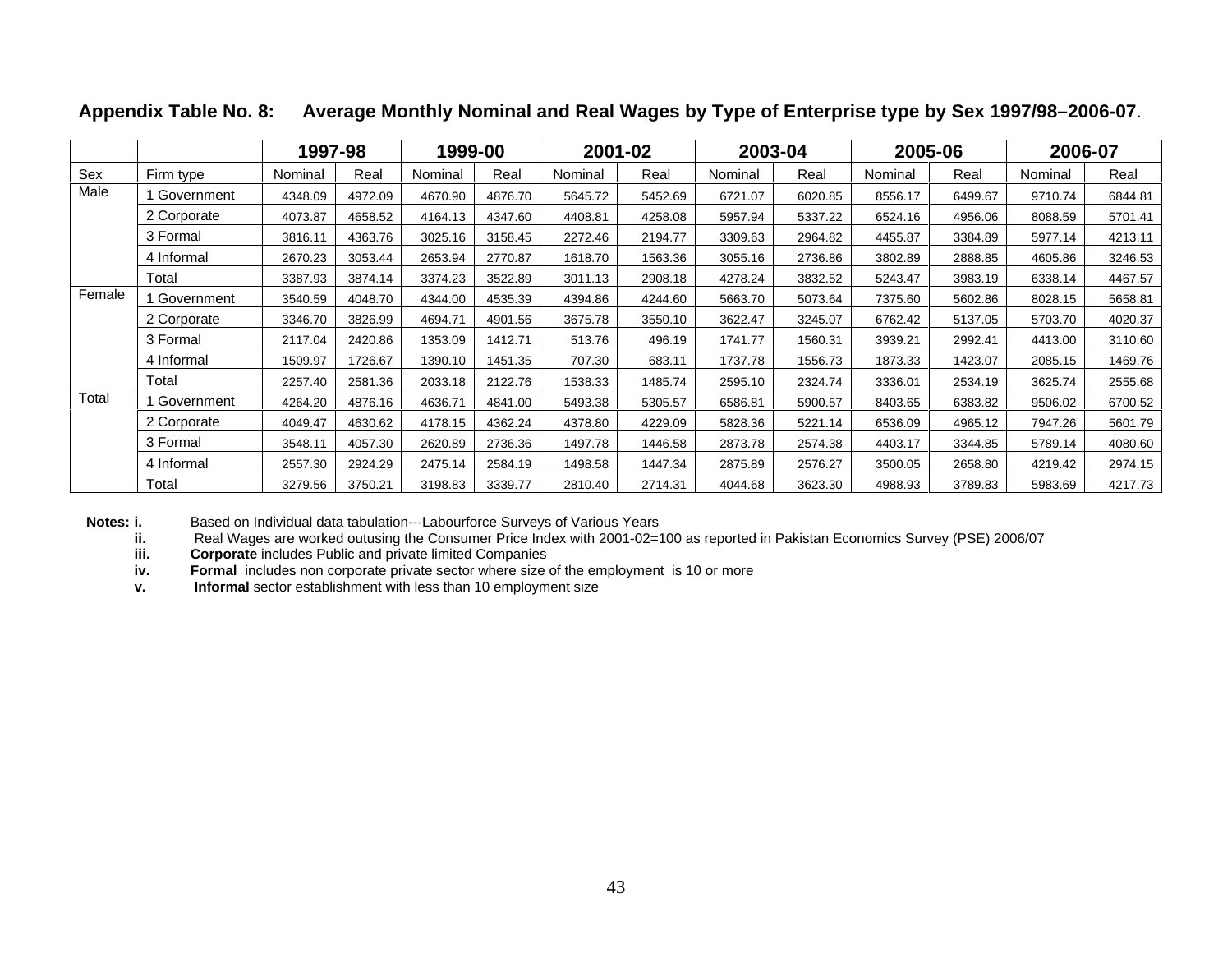**Appendix Table No. 8: Average Monthly Nominal and Real Wages by Type of Enterprise type by Sex 1997/98–2006-07.**

| | | 1997-98 | | 1999-00 | | 2001-02 | | 2003-04 | | 2005-06 | | 2006-07 | |
|---|---|---|---|---|---|---|---|---|---|---|---|---|---|
| Sex | Firm type | Nominal | Real | Nominal | Real | Nominal | Real | Nominal | Real | Nominal | Real | Nominal | Real |
| Male | 1 Government | 4348.09 | 4972.09 | 4670.90 | 4876.70 | 5645.72 | 5452.69 | 6721.07 | 6020.85 | 8556.17 | 6499.67 | 9710.74 | 6844.81 |
| | 2 Corporate | 4073.87 | 4658.52 | 4164.13 | 4347.60 | 4408.81 | 4258.08 | 5957.94 | 5337.22 | 6524.16 | 4956.06 | 8088.59 | 5701.41 |
| | 3 Formal | 3816.11 | 4363.76 | 3025.16 | 3158.45 | 2272.46 | 2194.77 | 3309.63 | 2964.82 | 4455.87 | 3384.89 | 5977.14 | 4213.11 |
| | 4 Informal | 2670.23 | 3053.44 | 2653.94 | 2770.87 | 1618.70 | 1563.36 | 3055.16 | 2736.86 | 3802.89 | 2888.85 | 4605.86 | 3246.53 |
| | Total | 3387.93 | 3874.14 | 3374.23 | 3522.89 | 3011.13 | 2908.18 | 4278.24 | 3832.52 | 5243.47 | 3983.19 | 6338.14 | 4467.57 |
| Female | 1 Government | 3540.59 | 4048.70 | 4344.00 | 4535.39 | 4394.86 | 4244.60 | 5663.70 | 5073.64 | 7375.60 | 5602.86 | 8028.15 | 5658.81 |
| | 2 Corporate | 3346.70 | 3826.99 | 4694.71 | 4901.56 | 3675.78 | 3550.10 | 3622.47 | 3245.07 | 6762.42 | 5137.05 | 5703.70 | 4020.37 |
| | 3 Formal | 2117.04 | 2420.86 | 1353.09 | 1412.71 | 513.76 | 496.19 | 1741.77 | 1560.31 | 3939.21 | 2992.41 | 4413.00 | 3110.60 |
| | 4 Informal | 1509.97 | 1726.67 | 1390.10 | 1451.35 | 707.30 | 683.11 | 1737.78 | 1556.73 | 1873.33 | 1423.07 | 2085.15 | 1469.76 |
| | Total | 2257.40 | 2581.36 | 2033.18 | 2122.76 | 1538.33 | 1485.74 | 2595.10 | 2324.74 | 3336.01 | 2534.19 | 3625.74 | 2555.68 |
| Total | 1 Government | 4264.20 | 4876.16 | 4636.71 | 4841.00 | 5493.38 | 5305.57 | 6586.81 | 5900.57 | 8403.65 | 6383.82 | 9506.02 | 6700.52 |
| | 2 Corporate | 4049.47 | 4630.62 | 4178.15 | 4362.24 | 4378.80 | 4229.09 | 5828.36 | 5221.14 | 6536.09 | 4965.12 | 7947.26 | 5601.79 |
| | 3 Formal | 3548.11 | 4057.30 | 2620.89 | 2736.36 | 1497.78 | 1446.58 | 2873.78 | 2574.38 | 4403.17 | 3344.85 | 5789.14 | 4080.60 |
| | 4 Informal | 2557.30 | 2924.29 | 2475.14 | 2584.19 | 1498.58 | 1447.34 | 2875.89 | 2576.27 | 3500.05 | 2658.80 | 4219.42 | 2974.15 |
| | Total | 3279.56 | 3750.21 | 3198.83 | 3339.77 | 2810.40 | 2714.31 | 4044.68 | 3623.30 | 4988.93 | 3789.83 | 5983.69 | 4217.73 |

**Notes:**
- **i.** Based on Individual data tabulation---Labourforce Surveys of Various Years
- **ii.** Real Wages are worked outusing the Consumer Price Index with 2001-02=100 as reported in Pakistan Economics Survey (PSE) 2006/07
- **iii.** **Corporate** includes Public and private limited Companies
- **iv.** **Formal** includes non corporate private sector where size of the employment is 10 or more
- **v.** **Informal** sector establishment with less than 10 employment size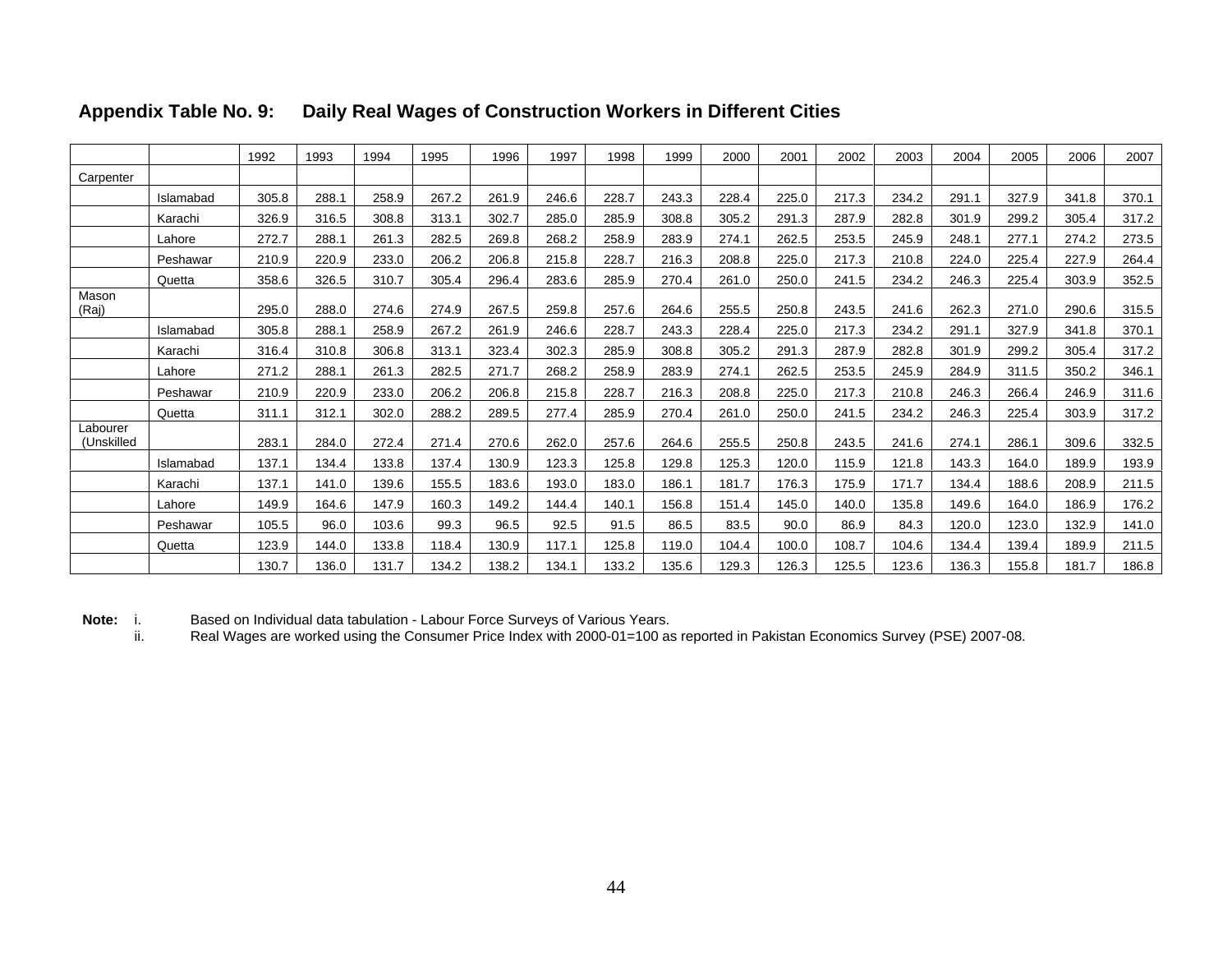## Appendix Table No. 9: Daily Real Wages of Construction Workers in Different Cities

| | | 1992 | 1993 | 1994 | 1995 | 1996 | 1997 | 1998 | 1999 | 2000 | 2001 | 2002 | 2003 | 2004 | 2005 | 2006 | 2007 |
|---|---|---|---|---|---|---|---|---|---|---|---|---|---|---|---|---|---|
| Carpenter | | | | | | | | | | | | | | | | | |
| | Islamabad | 305.8 | 288.1 | 258.9 | 267.2 | 261.9 | 246.6 | 228.7 | 243.3 | 228.4 | 225.0 | 217.3 | 234.2 | 291.1 | 327.9 | 341.8 | 370.1 |
| | Karachi | 326.9 | 316.5 | 308.8 | 313.1 | 302.7 | 285.0 | 285.9 | 308.8 | 305.2 | 291.3 | 287.9 | 282.8 | 301.9 | 299.2 | 305.4 | 317.2 |
| | Lahore | 272.7 | 288.1 | 261.3 | 282.5 | 269.8 | 268.2 | 258.9 | 283.9 | 274.1 | 262.5 | 253.5 | 245.9 | 248.1 | 277.1 | 274.2 | 273.5 |
| | Peshawar | 210.9 | 220.9 | 233.0 | 206.2 | 206.8 | 215.8 | 228.7 | 216.3 | 208.8 | 225.0 | 217.3 | 210.8 | 224.0 | 225.4 | 227.9 | 264.4 |
| | Quetta | 358.6 | 326.5 | 310.7 | 305.4 | 296.4 | 283.6 | 285.9 | 270.4 | 261.0 | 250.0 | 241.5 | 234.2 | 246.3 | 225.4 | 303.9 | 352.5 |
| Mason (Raj) | | 295.0 | 288.0 | 274.6 | 274.9 | 267.5 | 259.8 | 257.6 | 264.6 | 255.5 | 250.8 | 243.5 | 241.6 | 262.3 | 271.0 | 290.6 | 315.5 |
| | Islamabad | 305.8 | 288.1 | 258.9 | 267.2 | 261.9 | 246.6 | 228.7 | 243.3 | 228.4 | 225.0 | 217.3 | 234.2 | 291.1 | 327.9 | 341.8 | 370.1 |
| | Karachi | 316.4 | 310.8 | 306.8 | 313.1 | 323.4 | 302.3 | 285.9 | 308.8 | 305.2 | 291.3 | 287.9 | 282.8 | 301.9 | 299.2 | 305.4 | 317.2 |
| | Lahore | 271.2 | 288.1 | 261.3 | 282.5 | 271.7 | 268.2 | 258.9 | 283.9 | 274.1 | 262.5 | 253.5 | 245.9 | 284.9 | 311.5 | 350.2 | 346.1 |
| | Peshawar | 210.9 | 220.9 | 233.0 | 206.2 | 206.8 | 215.8 | 228.7 | 216.3 | 208.8 | 225.0 | 217.3 | 210.8 | 246.3 | 266.4 | 246.9 | 311.6 |
| | Quetta | 311.1 | 312.1 | 302.0 | 288.2 | 289.5 | 277.4 | 285.9 | 270.4 | 261.0 | 250.0 | 241.5 | 234.2 | 246.3 | 225.4 | 303.9 | 317.2 |
| Labourer (Unskilled | | 283.1 | 284.0 | 272.4 | 271.4 | 270.6 | 262.0 | 257.6 | 264.6 | 255.5 | 250.8 | 243.5 | 241.6 | 274.1 | 286.1 | 309.6 | 332.5 |
| | Islamabad | 137.1 | 134.4 | 133.8 | 137.4 | 130.9 | 123.3 | 125.8 | 129.8 | 125.3 | 120.0 | 115.9 | 121.8 | 143.3 | 164.0 | 189.9 | 193.9 |
| | Karachi | 137.1 | 141.0 | 139.6 | 155.5 | 183.6 | 193.0 | 183.0 | 186.1 | 181.7 | 176.3 | 175.9 | 171.7 | 134.4 | 188.6 | 208.9 | 211.5 |
| | Lahore | 149.9 | 164.6 | 147.9 | 160.3 | 149.2 | 144.4 | 140.1 | 156.8 | 151.4 | 145.0 | 140.0 | 135.8 | 149.6 | 164.0 | 186.9 | 176.2 |
| | Peshawar | 105.5 | 96.0 | 103.6 | 99.3 | 96.5 | 92.5 | 91.5 | 86.5 | 83.5 | 90.0 | 86.9 | 84.3 | 120.0 | 123.0 | 132.9 | 141.0 |
| | Quetta | 123.9 | 144.0 | 133.8 | 118.4 | 130.9 | 117.1 | 125.8 | 119.0 | 104.4 | 100.0 | 108.7 | 104.6 | 134.4 | 139.4 | 189.9 | 211.5 |
| | | 130.7 | 136.0 | 131.7 | 134.2 | 138.2 | 134.1 | 133.2 | 135.6 | 129.3 | 126.3 | 125.5 | 123.6 | 136.3 | 155.8 | 181.7 | 186.8 |

**Note:** i. Based on Individual data tabulation - Labour Force Surveys of Various Years.
ii. Real Wages are worked using the Consumer Price Index with 2000-01=100 as reported in Pakistan Economics Survey (PSE) 2007-08.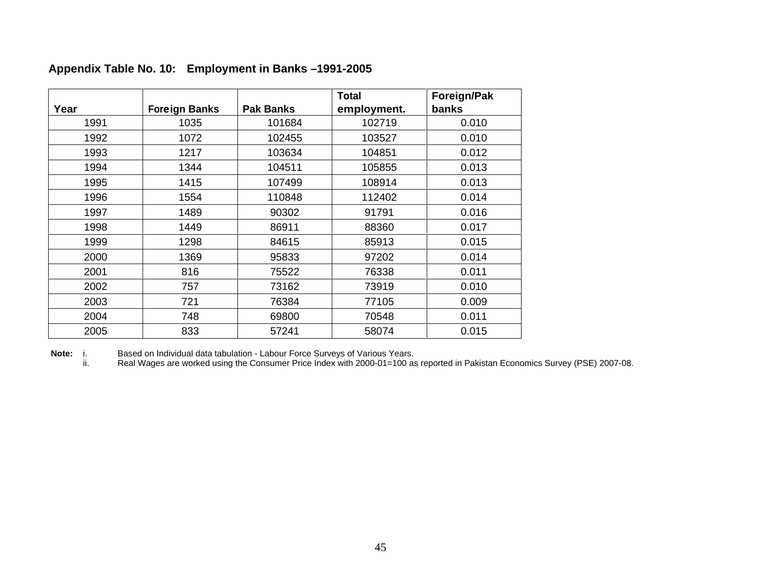**Appendix Table No. 10: Employment in Banks –1991-2005**

| Year | Foreign Banks | Pak Banks | Total employment. | Foreign/Pak banks |
|---|---|---|---|---|
| 1991 | 1035 | 101684 | 102719 | 0.010 |
| 1992 | 1072 | 102455 | 103527 | 0.010 |
| 1993 | 1217 | 103634 | 104851 | 0.012 |
| 1994 | 1344 | 104511 | 105855 | 0.013 |
| 1995 | 1415 | 107499 | 108914 | 0.013 |
| 1996 | 1554 | 110848 | 112402 | 0.014 |
| 1997 | 1489 | 90302 | 91791 | 0.016 |
| 1998 | 1449 | 86911 | 88360 | 0.017 |
| 1999 | 1298 | 84615 | 85913 | 0.015 |
| 2000 | 1369 | 95833 | 97202 | 0.014 |
| 2001 | 816 | 75522 | 76338 | 0.011 |
| 2002 | 757 | 73162 | 73919 | 0.010 |
| 2003 | 721 | 76384 | 77105 | 0.009 |
| 2004 | 748 | 69800 | 70548 | 0.011 |
| 2005 | 833 | 57241 | 58074 | 0.015 |

**Note:** i. Based on Individual data tabulation - Labour Force Surveys of Various Years.
ii. Real Wages are worked using the Consumer Price Index with 2000-01=100 as reported in Pakistan Economics Survey (PSE) 2007-08.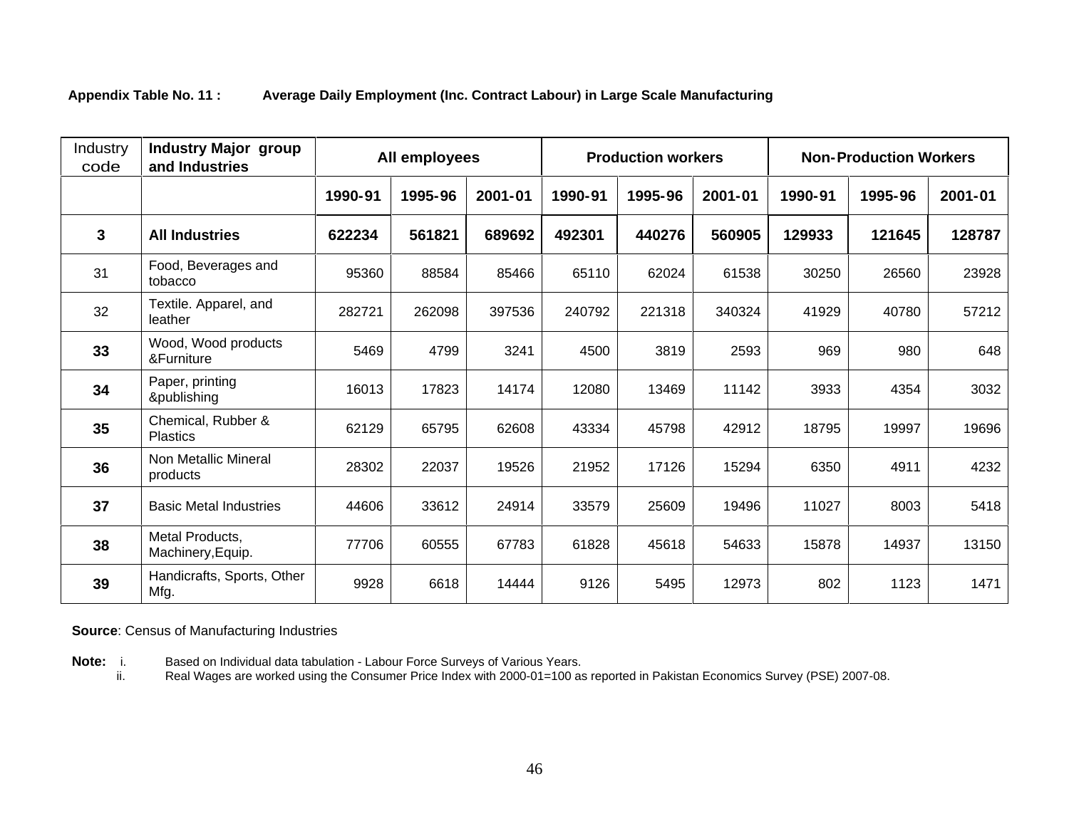**Appendix Table No. 11 : Average Daily Employment (Inc. Contract Labour) in Large Scale Manufacturing**

| Industry code | Industry Major group and Industries | All employees | | | Production workers | | | Non-Production Workers | | |
|---|---|---|---|---|---|---|---|---|---|---|
| | | 1990-91 | 1995-96 | 2001-01 | 1990-91 | 1995-96 | 2001-01 | 1990-91 | 1995-96 | 2001-01 |
| **3** | **All Industries** | **622234** | **561821** | **689692** | **492301** | **440276** | **560905** | **129933** | **121645** | **128787** |
| 31 | Food, Beverages and tobacco | 95360 | 88584 | 85466 | 65110 | 62024 | 61538 | 30250 | 26560 | 23928 |
| 32 | Textile. Apparel, and leather | 282721 | 262098 | 397536 | 240792 | 221318 | 340324 | 41929 | 40780 | 57212 |
| **33** | Wood, Wood products &Furniture | 5469 | 4799 | 3241 | 4500 | 3819 | 2593 | 969 | 980 | 648 |
| **34** | Paper, printing &publishing | 16013 | 17823 | 14174 | 12080 | 13469 | 11142 | 3933 | 4354 | 3032 |
| **35** | Chemical, Rubber & Plastics | 62129 | 65795 | 62608 | 43334 | 45798 | 42912 | 18795 | 19997 | 19696 |
| **36** | Non Metallic Mineral products | 28302 | 22037 | 19526 | 21952 | 17126 | 15294 | 6350 | 4911 | 4232 |
| **37** | Basic Metal Industries | 44606 | 33612 | 24914 | 33579 | 25609 | 19496 | 11027 | 8003 | 5418 |
| **38** | Metal Products, Machinery,Equip. | 77706 | 60555 | 67783 | 61828 | 45618 | 54633 | 15878 | 14937 | 13150 |
| **39** | Handicrafts, Sports, Other Mfg. | 9928 | 6618 | 14444 | 9126 | 5495 | 12973 | 802 | 1123 | 1471 |

**Source**: Census of Manufacturing Industries

**Note:** i. Based on Individual data tabulation - Labour Force Surveys of Various Years.
ii. Real Wages are worked using the Consumer Price Index with 2000-01=100 as reported in Pakistan Economics Survey (PSE) 2007-08.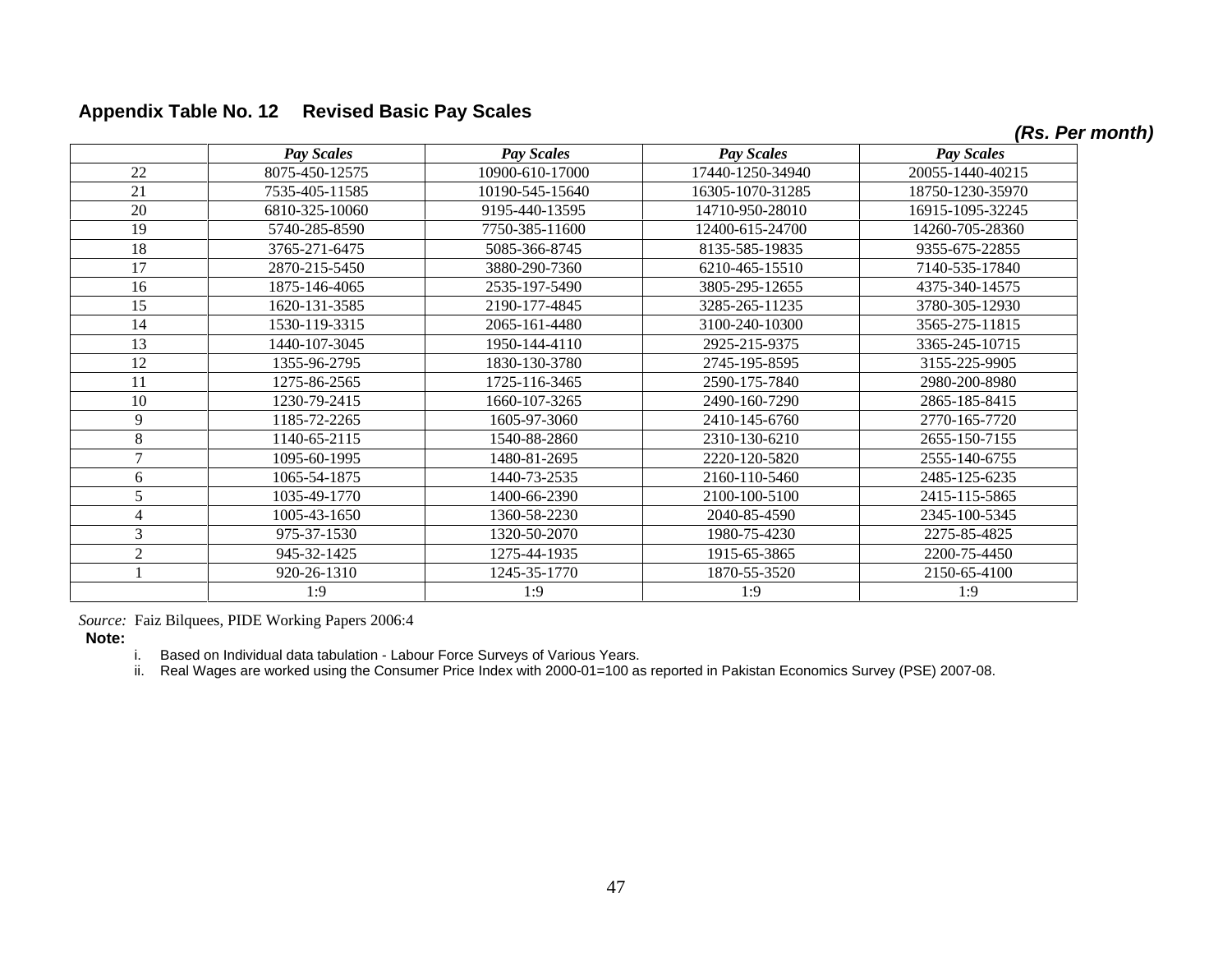## Appendix Table No. 12 Revised Basic Pay Scales

***(Rs. Per month)***

| | *Pay Scales* | *Pay Scales* | *Pay Scales* | *Pay Scales* |
|---|---|---|---|---|
| 22 | 8075-450-12575 | 10900-610-17000 | 17440-1250-34940 | 20055-1440-40215 |
| 21 | 7535-405-11585 | 10190-545-15640 | 16305-1070-31285 | 18750-1230-35970 |
| 20 | 6810-325-10060 | 9195-440-13595 | 14710-950-28010 | 16915-1095-32245 |
| 19 | 5740-285-8590 | 7750-385-11600 | 12400-615-24700 | 14260-705-28360 |
| 18 | 3765-271-6475 | 5085-366-8745 | 8135-585-19835 | 9355-675-22855 |
| 17 | 2870-215-5450 | 3880-290-7360 | 6210-465-15510 | 7140-535-17840 |
| 16 | 1875-146-4065 | 2535-197-5490 | 3805-295-12655 | 4375-340-14575 |
| 15 | 1620-131-3585 | 2190-177-4845 | 3285-265-11235 | 3780-305-12930 |
| 14 | 1530-119-3315 | 2065-161-4480 | 3100-240-10300 | 3565-275-11815 |
| 13 | 1440-107-3045 | 1950-144-4110 | 2925-215-9375 | 3365-245-10715 |
| 12 | 1355-96-2795 | 1830-130-3780 | 2745-195-8595 | 3155-225-9905 |
| 11 | 1275-86-2565 | 1725-116-3465 | 2590-175-7840 | 2980-200-8980 |
| 10 | 1230-79-2415 | 1660-107-3265 | 2490-160-7290 | 2865-185-8415 |
| 9 | 1185-72-2265 | 1605-97-3060 | 2410-145-6760 | 2770-165-7720 |
| 8 | 1140-65-2115 | 1540-88-2860 | 2310-130-6210 | 2655-150-7155 |
| 7 | 1095-60-1995 | 1480-81-2695 | 2220-120-5820 | 2555-140-6755 |
| 6 | 1065-54-1875 | 1440-73-2535 | 2160-110-5460 | 2485-125-6235 |
| 5 | 1035-49-1770 | 1400-66-2390 | 2100-100-5100 | 2415-115-5865 |
| 4 | 1005-43-1650 | 1360-58-2230 | 2040-85-4590 | 2345-100-5345 |
| 3 | 975-37-1530 | 1320-50-2070 | 1980-75-4230 | 2275-85-4825 |
| 2 | 945-32-1425 | 1275-44-1935 | 1915-65-3865 | 2200-75-4450 |
| 1 | 920-26-1310 | 1245-35-1770 | 1870-55-3520 | 2150-65-4100 |
| | 1:9 | 1:9 | 1:9 | 1:9 |

*Source:* Faiz Bilquees, PIDE Working Papers 2006:4

**Note:**

i. Based on Individual data tabulation - Labour Force Surveys of Various Years.

ii. Real Wages are worked using the Consumer Price Index with 2000-01=100 as reported in Pakistan Economics Survey (PSE) 2007-08.